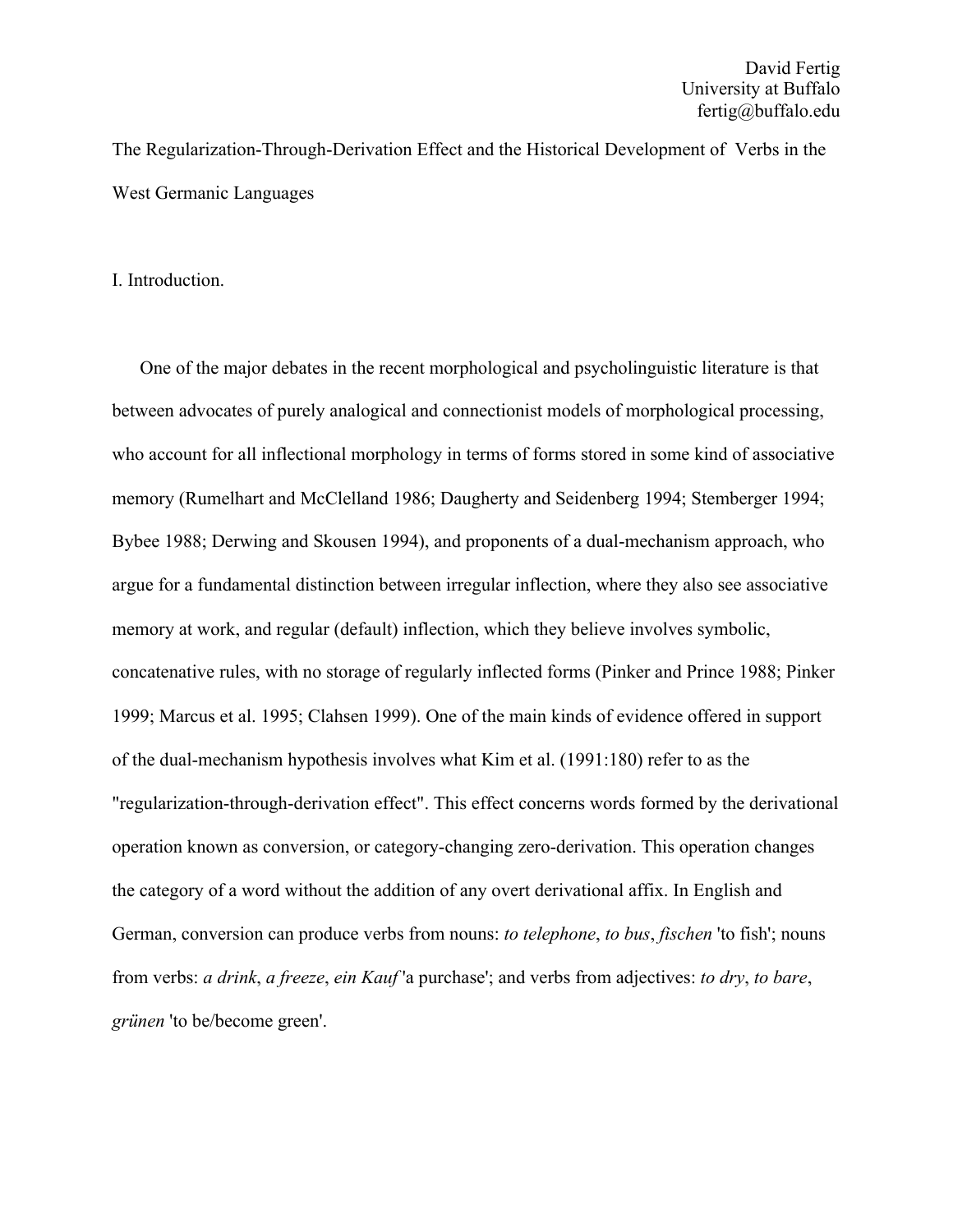David Fertig
University at Buffalo
fertig@buffalo.edu

# The Regularization-Through-Derivation Effect and the Historical Development of Verbs in the West Germanic Languages

## I. Introduction.

One of the major debates in the recent morphological and psycholinguistic literature is that between advocates of purely analogical and connectionist models of morphological processing, who account for all inflectional morphology in terms of forms stored in some kind of associative memory (Rumelhart and McClelland 1986; Daugherty and Seidenberg 1994; Stemberger 1994; Bybee 1988; Derwing and Skousen 1994), and proponents of a dual-mechanism approach, who argue for a fundamental distinction between irregular inflection, where they also see associative memory at work, and regular (default) inflection, which they believe involves symbolic, concatenative rules, with no storage of regularly inflected forms (Pinker and Prince 1988; Pinker 1999; Marcus et al. 1995; Clahsen 1999). One of the main kinds of evidence offered in support of the dual-mechanism hypothesis involves what Kim et al. (1991:180) refer to as the "regularization-through-derivation effect". This effect concerns words formed by the derivational operation known as conversion, or category-changing zero-derivation. This operation changes the category of a word without the addition of any overt derivational affix. In English and German, conversion can produce verbs from nouns: *to telephone*, *to bus*, *fischen* 'to fish'; nouns from verbs: *a drink*, *a freeze*, *ein Kauf* 'a purchase'; and verbs from adjectives: *to dry*, *to bare*, *grünen* 'to be/become green'.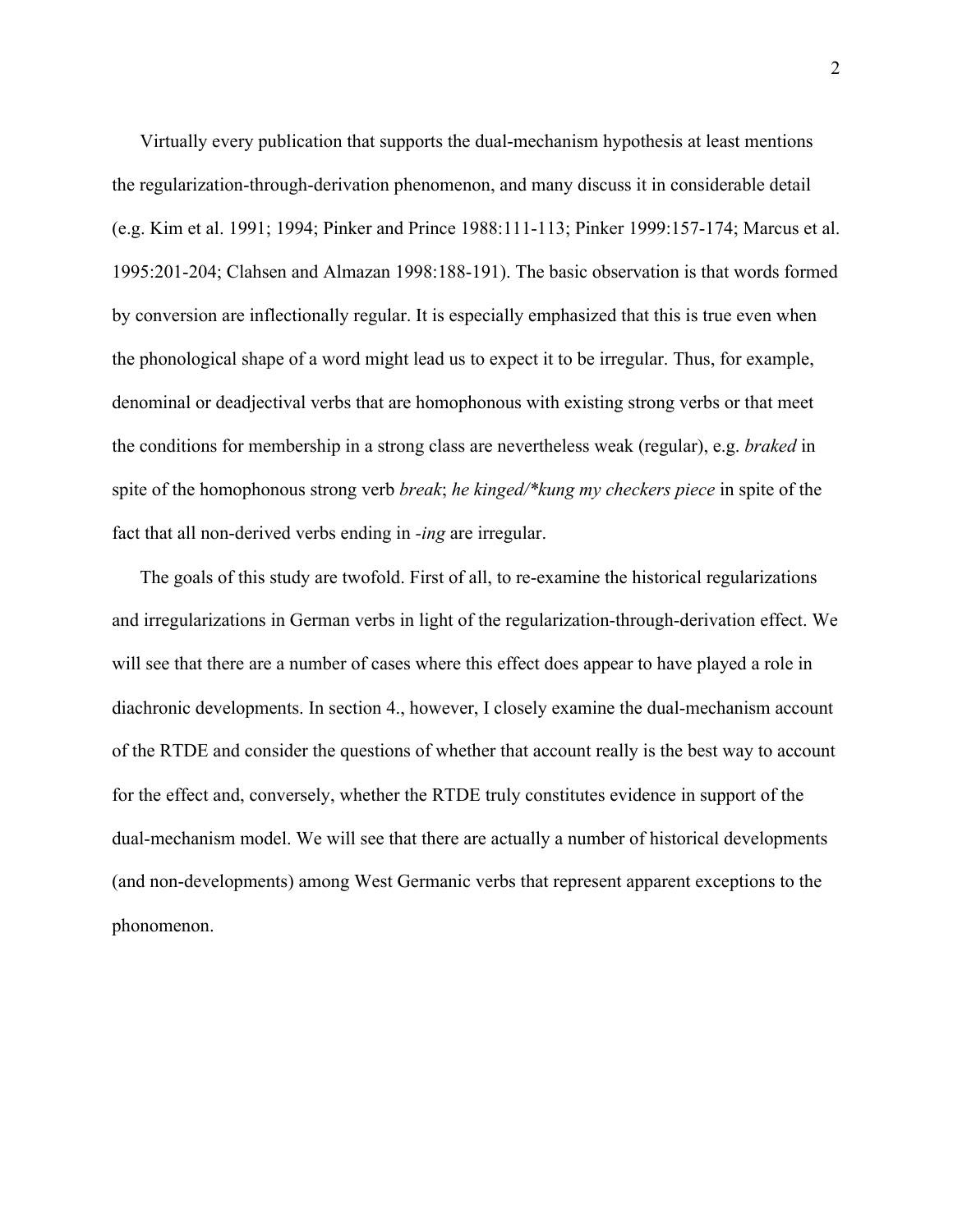Virtually every publication that supports the dual-mechanism hypothesis at least mentions the regularization-through-derivation phenomenon, and many discuss it in considerable detail (e.g. Kim et al. 1991; 1994; Pinker and Prince 1988:111-113; Pinker 1999:157-174; Marcus et al. 1995:201-204; Clahsen and Almazan 1998:188-191). The basic observation is that words formed by conversion are inflectionally regular. It is especially emphasized that this is true even when the phonological shape of a word might lead us to expect it to be irregular. Thus, for example, denominal or deadjectival verbs that are homophonous with existing strong verbs or that meet the conditions for membership in a strong class are nevertheless weak (regular), e.g. *braked* in spite of the homophonous strong verb *break*; *he kinged/*kung my checkers piece* in spite of the fact that all non-derived verbs ending in *-ing* are irregular.

The goals of this study are twofold. First of all, to re-examine the historical regularizations and irregularizations in German verbs in light of the regularization-through-derivation effect. We will see that there are a number of cases where this effect does appear to have played a role in diachronic developments. In section 4., however, I closely examine the dual-mechanism account of the RTDE and consider the questions of whether that account really is the best way to account for the effect and, conversely, whether the RTDE truly constitutes evidence in support of the dual-mechanism model. We will see that there are actually a number of historical developments (and non-developments) among West Germanic verbs that represent apparent exceptions to the phonomenon.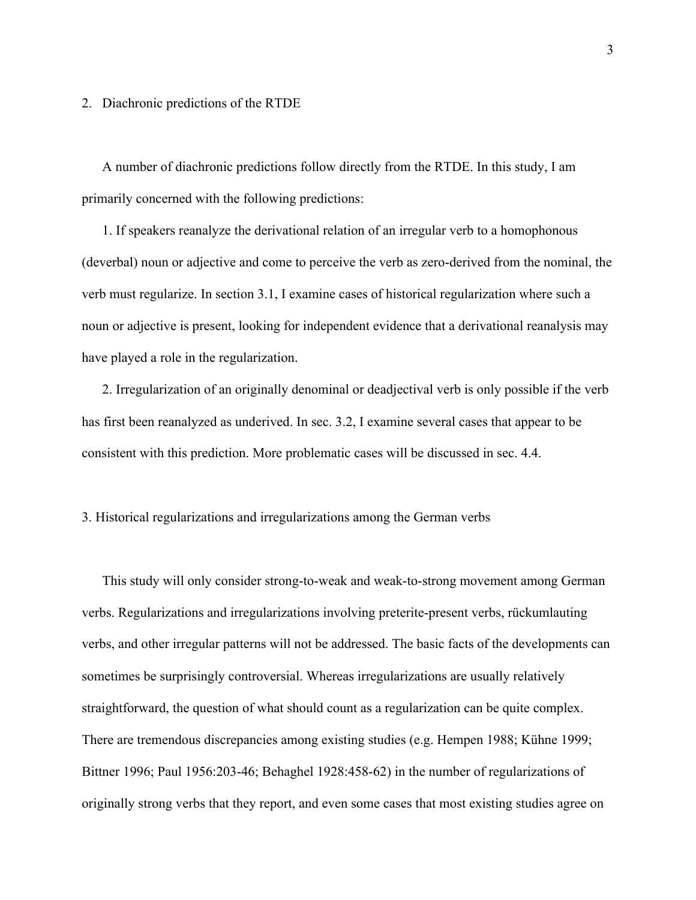## 2. Diachronic predictions of the RTDE

A number of diachronic predictions follow directly from the RTDE. In this study, I am primarily concerned with the following predictions:

1. If speakers reanalyze the derivational relation of an irregular verb to a homophonous (deverbal) noun or adjective and come to perceive the verb as zero-derived from the nominal, the verb must regularize. In section 3.1, I examine cases of historical regularization where such a noun or adjective is present, looking for independent evidence that a derivational reanalysis may have played a role in the regularization.

2. Irregularization of an originally denominal or deadjectival verb is only possible if the verb has first been reanalyzed as underived. In sec. 3.2, I examine several cases that appear to be consistent with this prediction. More problematic cases will be discussed in sec. 4.4.

## 3. Historical regularizations and irregularizations among the German verbs

This study will only consider strong-to-weak and weak-to-strong movement among German verbs. Regularizations and irregularizations involving preterite-present verbs, rückumlauting verbs, and other irregular patterns will not be addressed. The basic facts of the developments can sometimes be surprisingly controversial. Whereas irregularizations are usually relatively straightforward, the question of what should count as a regularization can be quite complex. There are tremendous discrepancies among existing studies (e.g. Hempen 1988; Kühne 1999; Bittner 1996; Paul 1956:203-46; Behaghel 1928:458-62) in the number of regularizations of originally strong verbs that they report, and even some cases that most existing studies agree on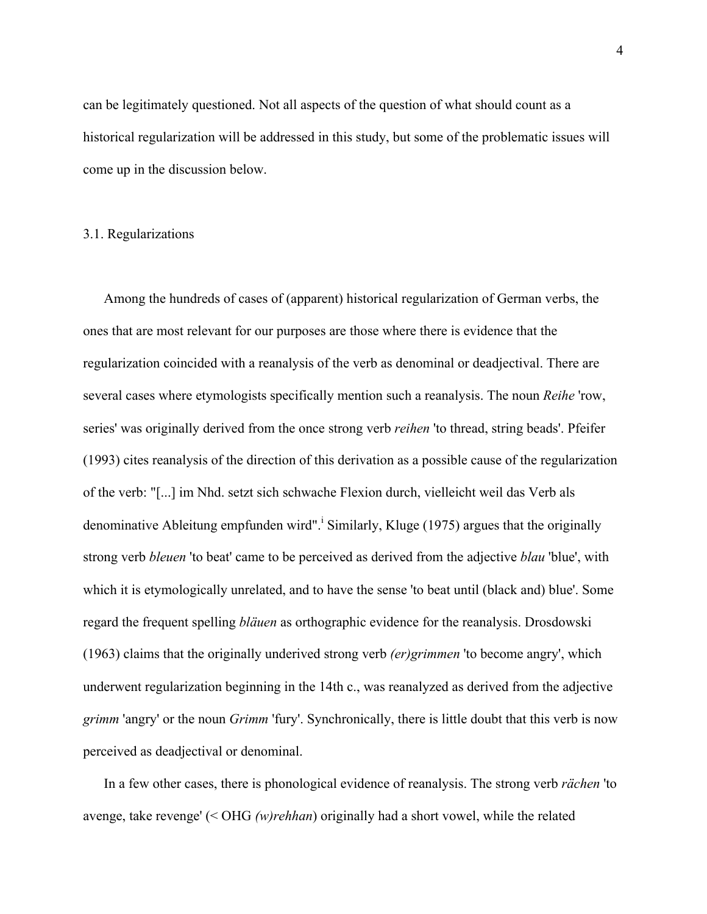can be legitimately questioned. Not all aspects of the question of what should count as a historical regularization will be addressed in this study, but some of the problematic issues will come up in the discussion below.

### 3.1. Regularizations

Among the hundreds of cases of (apparent) historical regularization of German verbs, the ones that are most relevant for our purposes are those where there is evidence that the regularization coincided with a reanalysis of the verb as denominal or deadjectival. There are several cases where etymologists specifically mention such a reanalysis. The noun *Reihe* 'row, series' was originally derived from the once strong verb *reihen* 'to thread, string beads'. Pfeifer (1993) cites reanalysis of the direction of this derivation as a possible cause of the regularization of the verb: "[...] im Nhd. setzt sich schwache Flexion durch, vielleicht weil das Verb als denominative Ableitung empfunden wird".[i] Similarly, Kluge (1975) argues that the originally strong verb *bleuen* 'to beat' came to be perceived as derived from the adjective *blau* 'blue', with which it is etymologically unrelated, and to have the sense 'to beat until (black and) blue'. Some regard the frequent spelling *bläuen* as orthographic evidence for the reanalysis. Drosdowski (1963) claims that the originally underived strong verb *(er)grimmen* 'to become angry', which underwent regularization beginning in the 14th c., was reanalyzed as derived from the adjective *grimm* 'angry' or the noun *Grimm* 'fury'. Synchronically, there is little doubt that this verb is now perceived as deadjectival or denominal.

In a few other cases, there is phonological evidence of reanalysis. The strong verb *rächen* 'to avenge, take revenge' (< OHG *(w)rehhan*) originally had a short vowel, while the related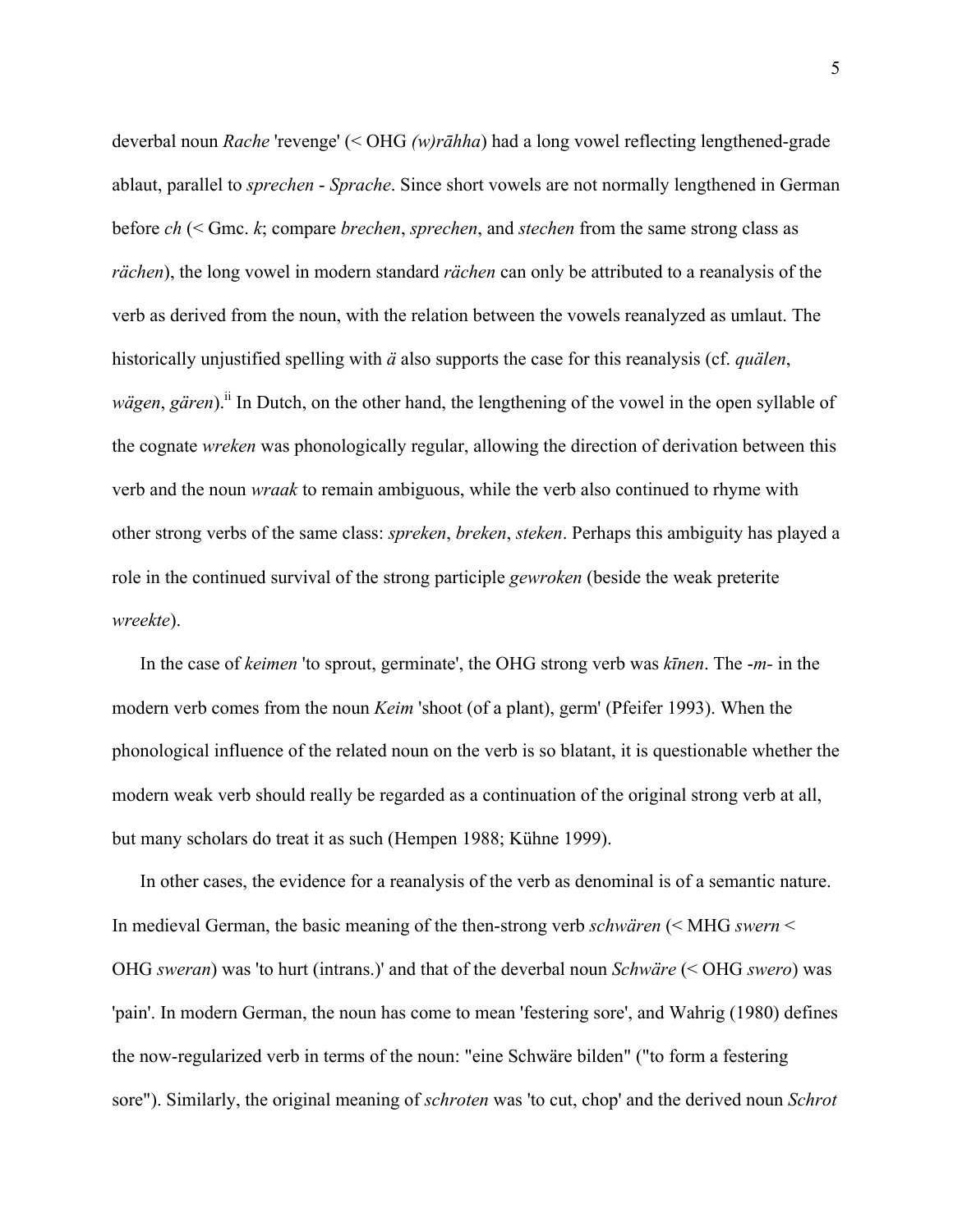deverbal noun *Rache* 'revenge' (< OHG *(w)rāhha*) had a long vowel reflecting lengthened-grade ablaut, parallel to *sprechen* - *Sprache*. Since short vowels are not normally lengthened in German before *ch* (< Gmc. *k*; compare *brechen*, *sprechen*, and *stechen* from the same strong class as *rächen*), the long vowel in modern standard *rächen* can only be attributed to a reanalysis of the verb as derived from the noun, with the relation between the vowels reanalyzed as umlaut. The historically unjustified spelling with *ä* also supports the case for this reanalysis (cf. *quälen*, *wägen*, *gären*).[ii] In Dutch, on the other hand, the lengthening of the vowel in the open syllable of the cognate *wreken* was phonologically regular, allowing the direction of derivation between this verb and the noun *wraak* to remain ambiguous, while the verb also continued to rhyme with other strong verbs of the same class: *spreken*, *breken*, *steken*. Perhaps this ambiguity has played a role in the continued survival of the strong participle *gewroken* (beside the weak preterite *wreekte*).

In the case of *keimen* 'to sprout, germinate', the OHG strong verb was *kīnen*. The *-m-* in the modern verb comes from the noun *Keim* 'shoot (of a plant), germ' (Pfeifer 1993). When the phonological influence of the related noun on the verb is so blatant, it is questionable whether the modern weak verb should really be regarded as a continuation of the original strong verb at all, but many scholars do treat it as such (Hempen 1988; Kühne 1999).

In other cases, the evidence for a reanalysis of the verb as denominal is of a semantic nature. In medieval German, the basic meaning of the then-strong verb *schwären* (< MHG *swern* < OHG *sweran*) was 'to hurt (intrans.)' and that of the deverbal noun *Schwäre* (< OHG *swero*) was 'pain'. In modern German, the noun has come to mean 'festering sore', and Wahrig (1980) defines the now-regularized verb in terms of the noun: "eine Schwäre bilden" ("to form a festering sore"). Similarly, the original meaning of *schroten* was 'to cut, chop' and the derived noun *Schrot*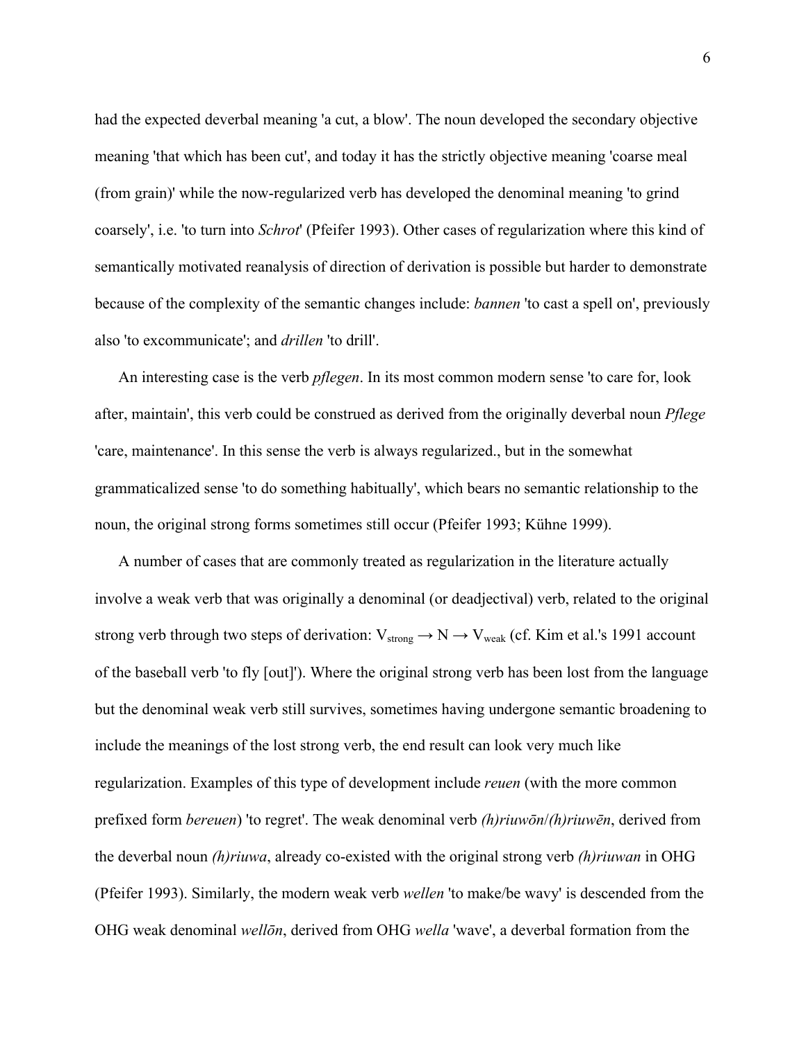had the expected deverbal meaning 'a cut, a blow'. The noun developed the secondary objective meaning 'that which has been cut', and today it has the strictly objective meaning 'coarse meal (from grain)' while the now-regularized verb has developed the denominal meaning 'to grind coarsely', i.e. 'to turn into *Schrot*' (Pfeifer 1993). Other cases of regularization where this kind of semantically motivated reanalysis of direction of derivation is possible but harder to demonstrate because of the complexity of the semantic changes include: *bannen* 'to cast a spell on', previously also 'to excommunicate'; and *drillen* 'to drill'.

An interesting case is the verb *pflegen*. In its most common modern sense 'to care for, look after, maintain', this verb could be construed as derived from the originally deverbal noun *Pflege* 'care, maintenance'. In this sense the verb is always regularized., but in the somewhat grammaticalized sense 'to do something habitually', which bears no semantic relationship to the noun, the original strong forms sometimes still occur (Pfeifer 1993; Kühne 1999).

A number of cases that are commonly treated as regularization in the literature actually involve a weak verb that was originally a denominal (or deadjectival) verb, related to the original strong verb through two steps of derivation: $V_{strong} \rightarrow N \rightarrow V_{weak}$ (cf. Kim et al.'s 1991 account of the baseball verb 'to fly [out]'). Where the original strong verb has been lost from the language but the denominal weak verb still survives, sometimes having undergone semantic broadening to include the meanings of the lost strong verb, the end result can look very much like regularization. Examples of this type of development include *reuen* (with the more common prefixed form *bereuen*) 'to regret'. The weak denominal verb *(h)riuwōn*/*(h)riuwēn*, derived from the deverbal noun *(h)riuwa*, already co-existed with the original strong verb *(h)riuwan* in OHG (Pfeifer 1993). Similarly, the modern weak verb *wellen* 'to make/be wavy' is descended from the OHG weak denominal *wellōn*, derived from OHG *wella* 'wave', a deverbal formation from the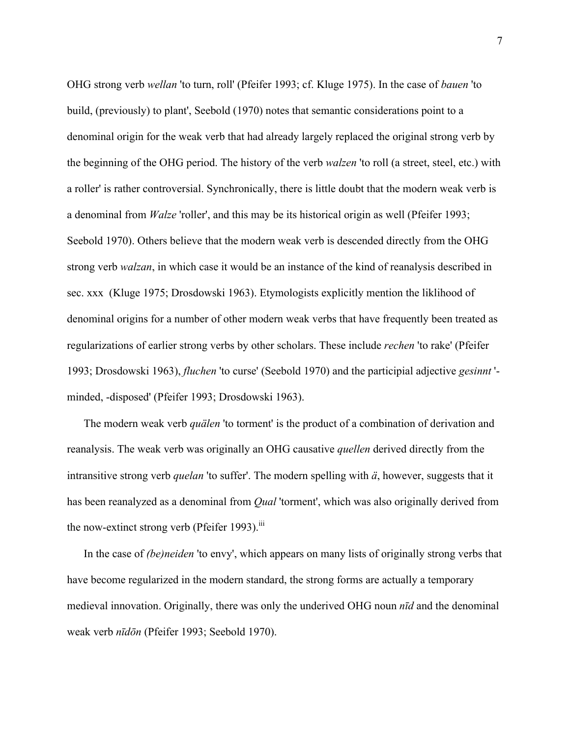OHG strong verb *wellan* 'to turn, roll' (Pfeifer 1993; cf. Kluge 1975). In the case of *bauen* 'to build, (previously) to plant', Seebold (1970) notes that semantic considerations point to a denominal origin for the weak verb that had already largely replaced the original strong verb by the beginning of the OHG period. The history of the verb *walzen* 'to roll (a street, steel, etc.) with a roller' is rather controversial. Synchronically, there is little doubt that the modern weak verb is a denominal from *Walze* 'roller', and this may be its historical origin as well (Pfeifer 1993; Seebold 1970). Others believe that the modern weak verb is descended directly from the OHG strong verb *walzan*, in which case it would be an instance of the kind of reanalysis described in sec. xxx (Kluge 1975; Drosdowski 1963). Etymologists explicitly mention the liklihood of denominal origins for a number of other modern weak verbs that have frequently been treated as regularizations of earlier strong verbs by other scholars. These include *rechen* 'to rake' (Pfeifer 1993; Drosdowski 1963), *fluchen* 'to curse' (Seebold 1970) and the participial adjective *gesinnt* '-minded, -disposed' (Pfeifer 1993; Drosdowski 1963).

The modern weak verb *quälen* 'to torment' is the product of a combination of derivation and reanalysis. The weak verb was originally an OHG causative *quellen* derived directly from the intransitive strong verb *quelan* 'to suffer'. The modern spelling with *ä*, however, suggests that it has been reanalyzed as a denominal from *Qual* 'torment', which was also originally derived from the now-extinct strong verb (Pfeifer 1993).[iii]

In the case of *(be)neiden* 'to envy', which appears on many lists of originally strong verbs that have become regularized in the modern standard, the strong forms are actually a temporary medieval innovation. Originally, there was only the underived OHG noun *nīd* and the denominal weak verb *nīdōn* (Pfeifer 1993; Seebold 1970).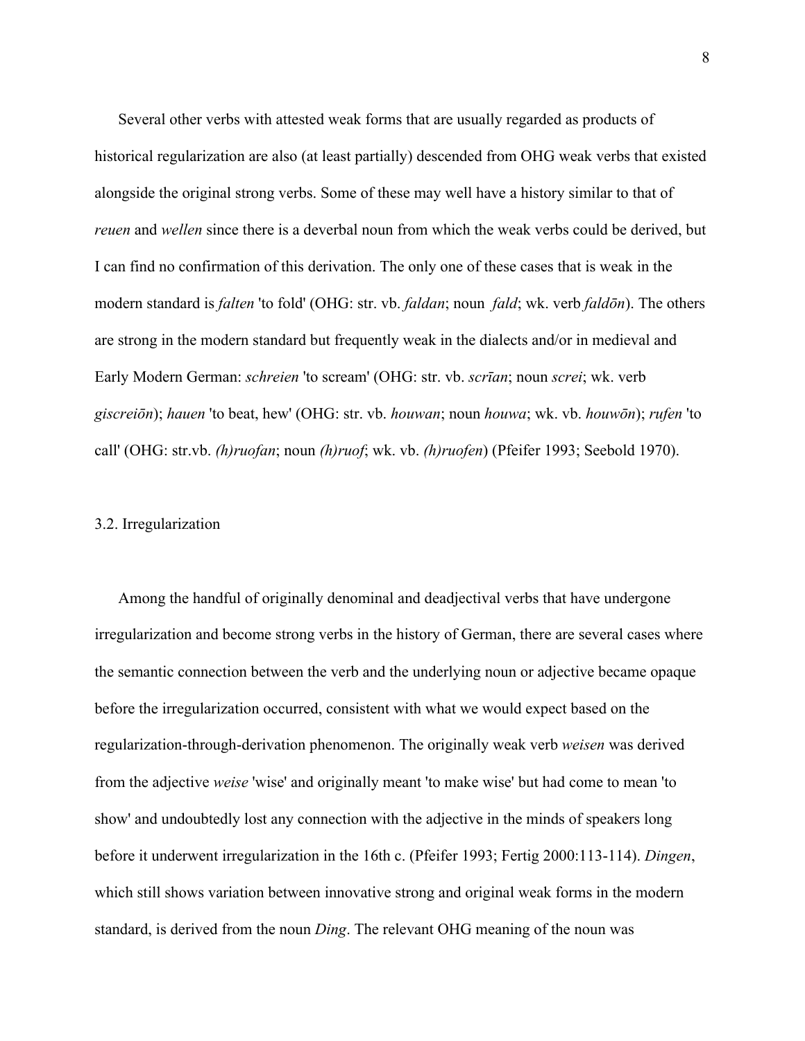Several other verbs with attested weak forms that are usually regarded as products of historical regularization are also (at least partially) descended from OHG weak verbs that existed alongside the original strong verbs. Some of these may well have a history similar to that of *reuen* and *wellen* since there is a deverbal noun from which the weak verbs could be derived, but I can find no confirmation of this derivation. The only one of these cases that is weak in the modern standard is *falten* 'to fold' (OHG: str. vb. *faldan*; noun *fald*; wk. verb *faldōn*). The others are strong in the modern standard but frequently weak in the dialects and/or in medieval and Early Modern German: *schreien* 'to scream' (OHG: str. vb. *scrīan*; noun *screi*; wk. verb *giscreiōn*); *hauen* 'to beat, hew' (OHG: str. vb. *houwan*; noun *houwa*; wk. vb. *houwōn*); *rufen* 'to call' (OHG: str.vb. *(h)ruofan*; noun *(h)ruof*; wk. vb. *(h)ruofen*) (Pfeifer 1993; Seebold 1970).

### 3.2. Irregularization

Among the handful of originally denominal and deadjectival verbs that have undergone irregularization and become strong verbs in the history of German, there are several cases where the semantic connection between the verb and the underlying noun or adjective became opaque before the irregularization occurred, consistent with what we would expect based on the regularization-through-derivation phenomenon. The originally weak verb *weisen* was derived from the adjective *weise* 'wise' and originally meant 'to make wise' but had come to mean 'to show' and undoubtedly lost any connection with the adjective in the minds of speakers long before it underwent irregularization in the 16th c. (Pfeifer 1993; Fertig 2000:113-114). *Dingen*, which still shows variation between innovative strong and original weak forms in the modern standard, is derived from the noun *Ding*. The relevant OHG meaning of the noun was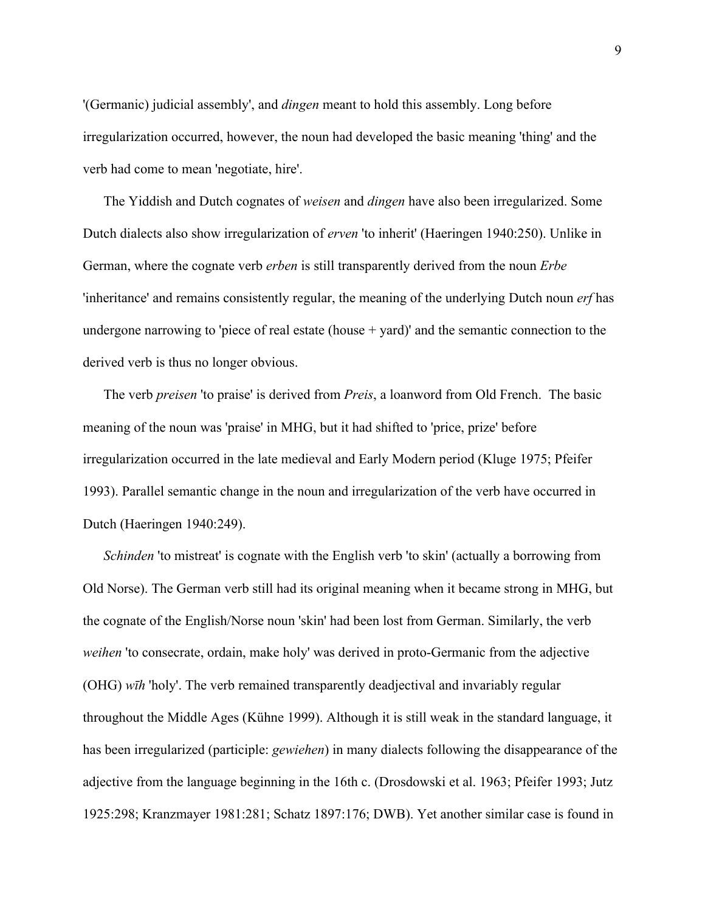'(Germanic) judicial assembly', and *dingen* meant to hold this assembly. Long before irregularization occurred, however, the noun had developed the basic meaning 'thing' and the verb had come to mean 'negotiate, hire'.

The Yiddish and Dutch cognates of *weisen* and *dingen* have also been irregularized. Some Dutch dialects also show irregularization of *erven* 'to inherit' (Haeringen 1940:250). Unlike in German, where the cognate verb *erben* is still transparently derived from the noun *Erbe* 'inheritance' and remains consistently regular, the meaning of the underlying Dutch noun *erf* has undergone narrowing to 'piece of real estate (house + yard)' and the semantic connection to the derived verb is thus no longer obvious.

The verb *preisen* 'to praise' is derived from *Preis*, a loanword from Old French. The basic meaning of the noun was 'praise' in MHG, but it had shifted to 'price, prize' before irregularization occurred in the late medieval and Early Modern period (Kluge 1975; Pfeifer 1993). Parallel semantic change in the noun and irregularization of the verb have occurred in Dutch (Haeringen 1940:249).

*Schinden* 'to mistreat' is cognate with the English verb 'to skin' (actually a borrowing from Old Norse). The German verb still had its original meaning when it became strong in MHG, but the cognate of the English/Norse noun 'skin' had been lost from German. Similarly, the verb *weihen* 'to consecrate, ordain, make holy' was derived in proto-Germanic from the adjective (OHG) *wīh* 'holy'. The verb remained transparently deadjectival and invariably regular throughout the Middle Ages (Kühne 1999). Although it is still weak in the standard language, it has been irregularized (participle: *gewiehen*) in many dialects following the disappearance of the adjective from the language beginning in the 16th c. (Drosdowski et al. 1963; Pfeifer 1993; Jutz 1925:298; Kranzmayer 1981:281; Schatz 1897:176; DWB). Yet another similar case is found in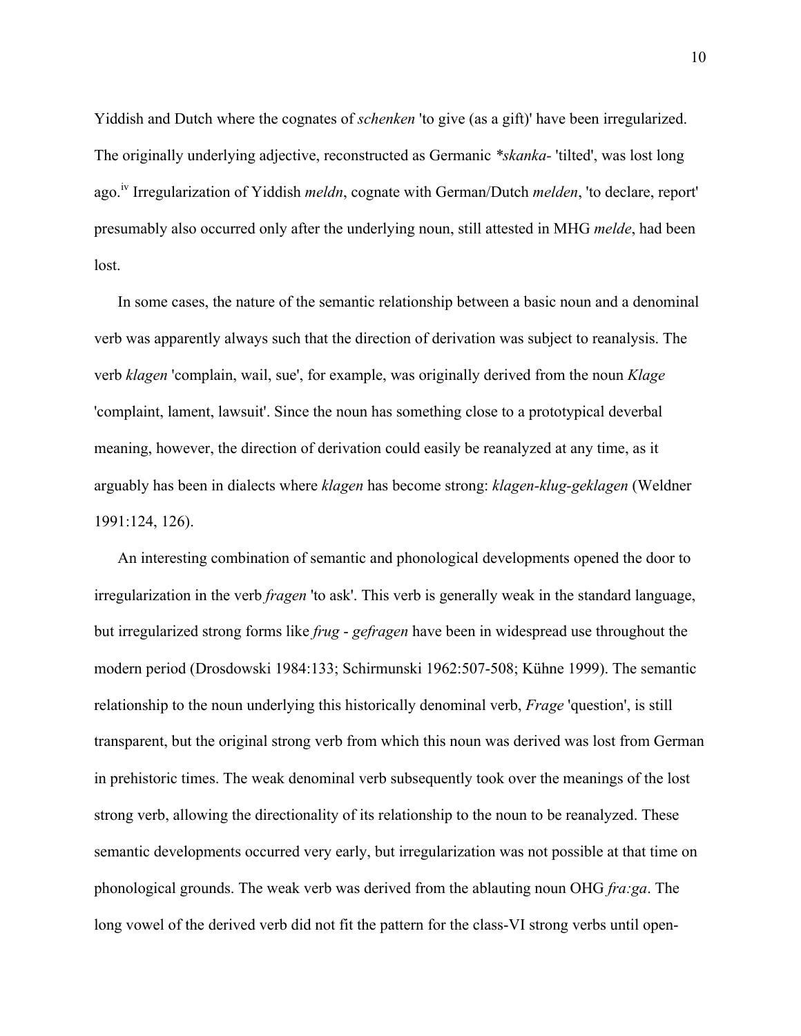Yiddish and Dutch where the cognates of *schenken* 'to give (as a gift)' have been irregularized. The originally underlying adjective, reconstructed as Germanic **skanka*- 'tilted', was lost long ago.[iv] Irregularization of Yiddish *meldn*, cognate with German/Dutch *melden*, 'to declare, report' presumably also occurred only after the underlying noun, still attested in MHG *melde*, had been lost.

In some cases, the nature of the semantic relationship between a basic noun and a denominal verb was apparently always such that the direction of derivation was subject to reanalysis. The verb *klagen* 'complain, wail, sue', for example, was originally derived from the noun *Klage* 'complaint, lament, lawsuit'. Since the noun has something close to a prototypical deverbal meaning, however, the direction of derivation could easily be reanalyzed at any time, as it arguably has been in dialects where *klagen* has become strong: *klagen-klug-geklagen* (Weldner 1991:124, 126).

An interesting combination of semantic and phonological developments opened the door to irregularization in the verb *fragen* 'to ask'. This verb is generally weak in the standard language, but irregularized strong forms like *frug* - *gefragen* have been in widespread use throughout the modern period (Drosdowski 1984:133; Schirmunski 1962:507-508; Kühne 1999). The semantic relationship to the noun underlying this historically denominal verb, *Frage* 'question', is still transparent, but the original strong verb from which this noun was derived was lost from German in prehistoric times. The weak denominal verb subsequently took over the meanings of the lost strong verb, allowing the directionality of its relationship to the noun to be reanalyzed. These semantic developments occurred very early, but irregularization was not possible at that time on phonological grounds. The weak verb was derived from the ablauting noun OHG *fra:ga*. The long vowel of the derived verb did not fit the pattern for the class-VI strong verbs until open-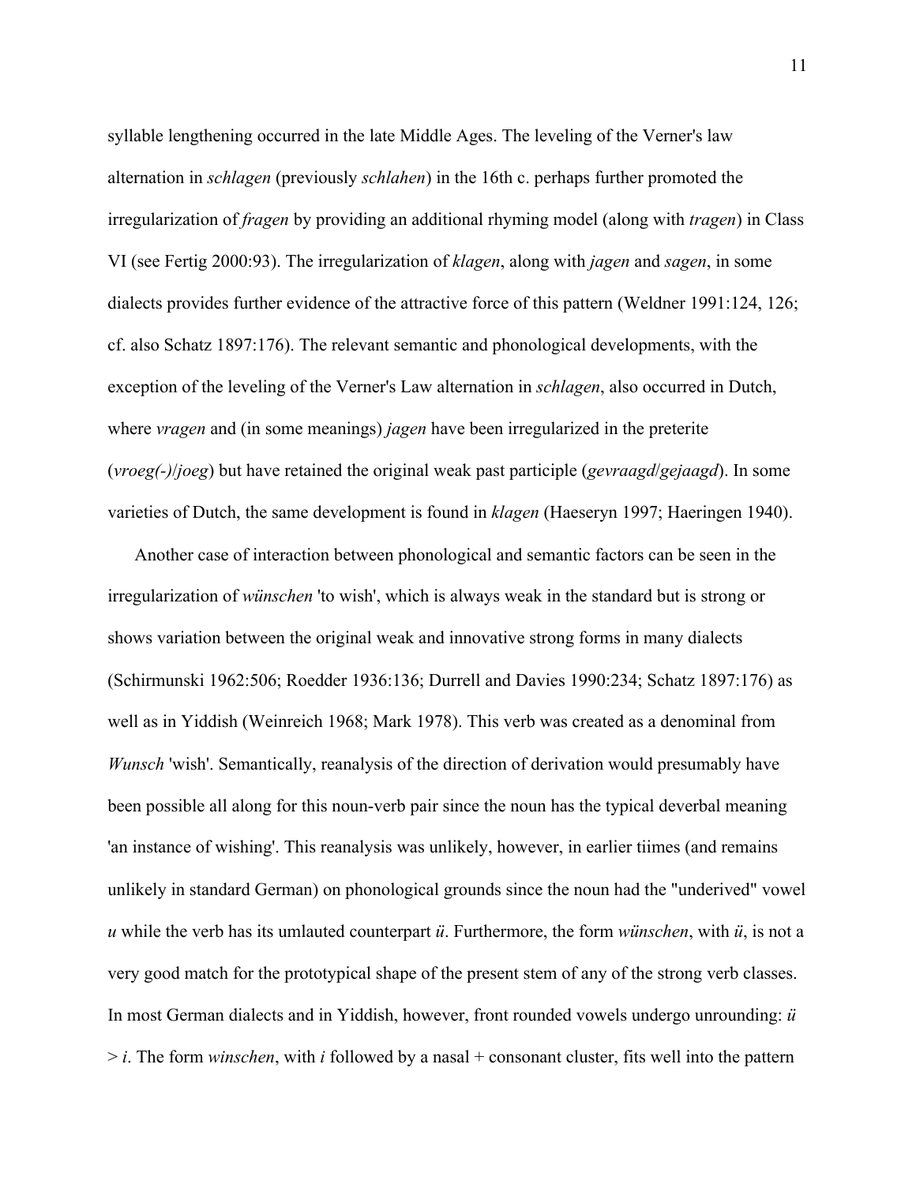syllable lengthening occurred in the late Middle Ages. The leveling of the Verner's law alternation in *schlagen* (previously *schlahen*) in the 16th c. perhaps further promoted the irregularization of *fragen* by providing an additional rhyming model (along with *tragen*) in Class VI (see Fertig 2000:93). The irregularization of *klagen*, along with *jagen* and *sagen*, in some dialects provides further evidence of the attractive force of this pattern (Weldner 1991:124, 126; cf. also Schatz 1897:176). The relevant semantic and phonological developments, with the exception of the leveling of the Verner's Law alternation in *schlagen*, also occurred in Dutch, where *vragen* and (in some meanings) *jagen* have been irregularized in the preterite (*vroeg(-)*/*joeg*) but have retained the original weak past participle (*gevraagd*/*gejaagd*). In some varieties of Dutch, the same development is found in *klagen* (Haeseryn 1997; Haeringen 1940).

Another case of interaction between phonological and semantic factors can be seen in the irregularization of *wünschen* 'to wish', which is always weak in the standard but is strong or shows variation between the original weak and innovative strong forms in many dialects (Schirmunski 1962:506; Roedder 1936:136; Durrell and Davies 1990:234; Schatz 1897:176) as well as in Yiddish (Weinreich 1968; Mark 1978). This verb was created as a denominal from *Wunsch* 'wish'. Semantically, reanalysis of the direction of derivation would presumably have been possible all along for this noun-verb pair since the noun has the typical deverbal meaning 'an instance of wishing'. This reanalysis was unlikely, however, in earlier tiimes (and remains unlikely in standard German) on phonological grounds since the noun had the "underived" vowel *u* while the verb has its umlauted counterpart *ü*. Furthermore, the form *wünschen*, with *ü*, is not a very good match for the prototypical shape of the present stem of any of the strong verb classes. In most German dialects and in Yiddish, however, front rounded vowels undergo unrounding: *ü* > *i*. The form *winschen*, with *i* followed by a nasal + consonant cluster, fits well into the pattern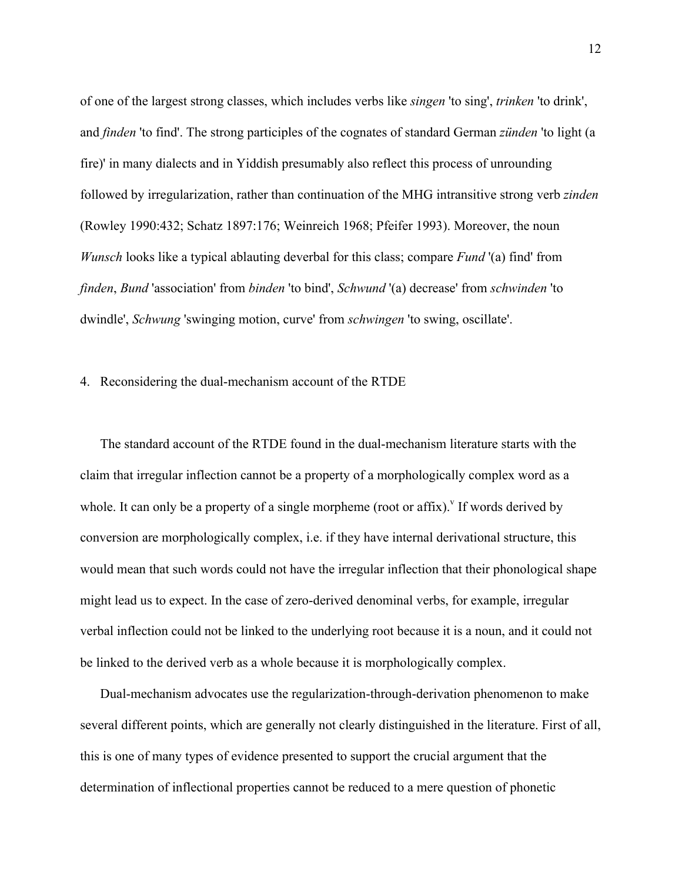of one of the largest strong classes, which includes verbs like *singen* 'to sing', *trinken* 'to drink', and *finden* 'to find'. The strong participles of the cognates of standard German *zünden* 'to light (a fire)' in many dialects and in Yiddish presumably also reflect this process of unrounding followed by irregularization, rather than continuation of the MHG intransitive strong verb *zinden* (Rowley 1990:432; Schatz 1897:176; Weinreich 1968; Pfeifer 1993). Moreover, the noun *Wunsch* looks like a typical ablauting deverbal for this class; compare *Fund* '(a) find' from *finden*, *Bund* 'association' from *binden* 'to bind', *Schwund* '(a) decrease' from *schwinden* 'to dwindle', *Schwung* 'swinging motion, curve' from *schwingen* 'to swing, oscillate'.

## 4. Reconsidering the dual-mechanism account of the RTDE

The standard account of the RTDE found in the dual-mechanism literature starts with the claim that irregular inflection cannot be a property of a morphologically complex word as a whole. It can only be a property of a single morpheme (root or affix).[v] If words derived by conversion are morphologically complex, i.e. if they have internal derivational structure, this would mean that such words could not have the irregular inflection that their phonological shape might lead us to expect. In the case of zero-derived denominal verbs, for example, irregular verbal inflection could not be linked to the underlying root because it is a noun, and it could not be linked to the derived verb as a whole because it is morphologically complex.

Dual-mechanism advocates use the regularization-through-derivation phenomenon to make several different points, which are generally not clearly distinguished in the literature. First of all, this is one of many types of evidence presented to support the crucial argument that the determination of inflectional properties cannot be reduced to a mere question of phonetic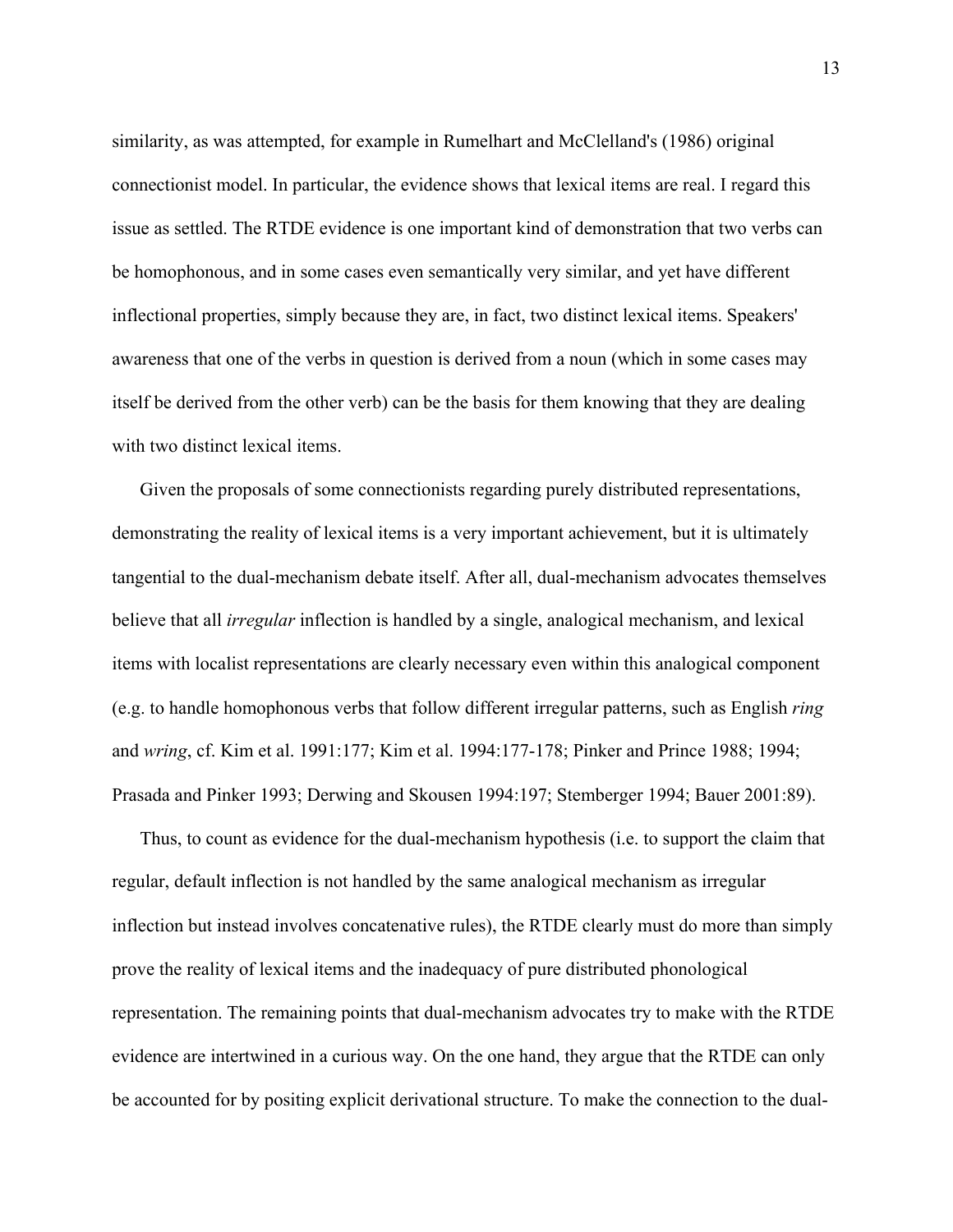similarity, as was attempted, for example in Rumelhart and McClelland's (1986) original connectionist model. In particular, the evidence shows that lexical items are real. I regard this issue as settled. The RTDE evidence is one important kind of demonstration that two verbs can be homophonous, and in some cases even semantically very similar, and yet have different inflectional properties, simply because they are, in fact, two distinct lexical items. Speakers' awareness that one of the verbs in question is derived from a noun (which in some cases may itself be derived from the other verb) can be the basis for them knowing that they are dealing with two distinct lexical items.

Given the proposals of some connectionists regarding purely distributed representations, demonstrating the reality of lexical items is a very important achievement, but it is ultimately tangential to the dual-mechanism debate itself. After all, dual-mechanism advocates themselves believe that all *irregular* inflection is handled by a single, analogical mechanism, and lexical items with localist representations are clearly necessary even within this analogical component (e.g. to handle homophonous verbs that follow different irregular patterns, such as English *ring* and *wring*, cf. Kim et al. 1991:177; Kim et al. 1994:177-178; Pinker and Prince 1988; 1994; Prasada and Pinker 1993; Derwing and Skousen 1994:197; Stemberger 1994; Bauer 2001:89).

Thus, to count as evidence for the dual-mechanism hypothesis (i.e. to support the claim that regular, default inflection is not handled by the same analogical mechanism as irregular inflection but instead involves concatenative rules), the RTDE clearly must do more than simply prove the reality of lexical items and the inadequacy of pure distributed phonological representation. The remaining points that dual-mechanism advocates try to make with the RTDE evidence are intertwined in a curious way. On the one hand, they argue that the RTDE can only be accounted for by positing explicit derivational structure. To make the connection to the dual-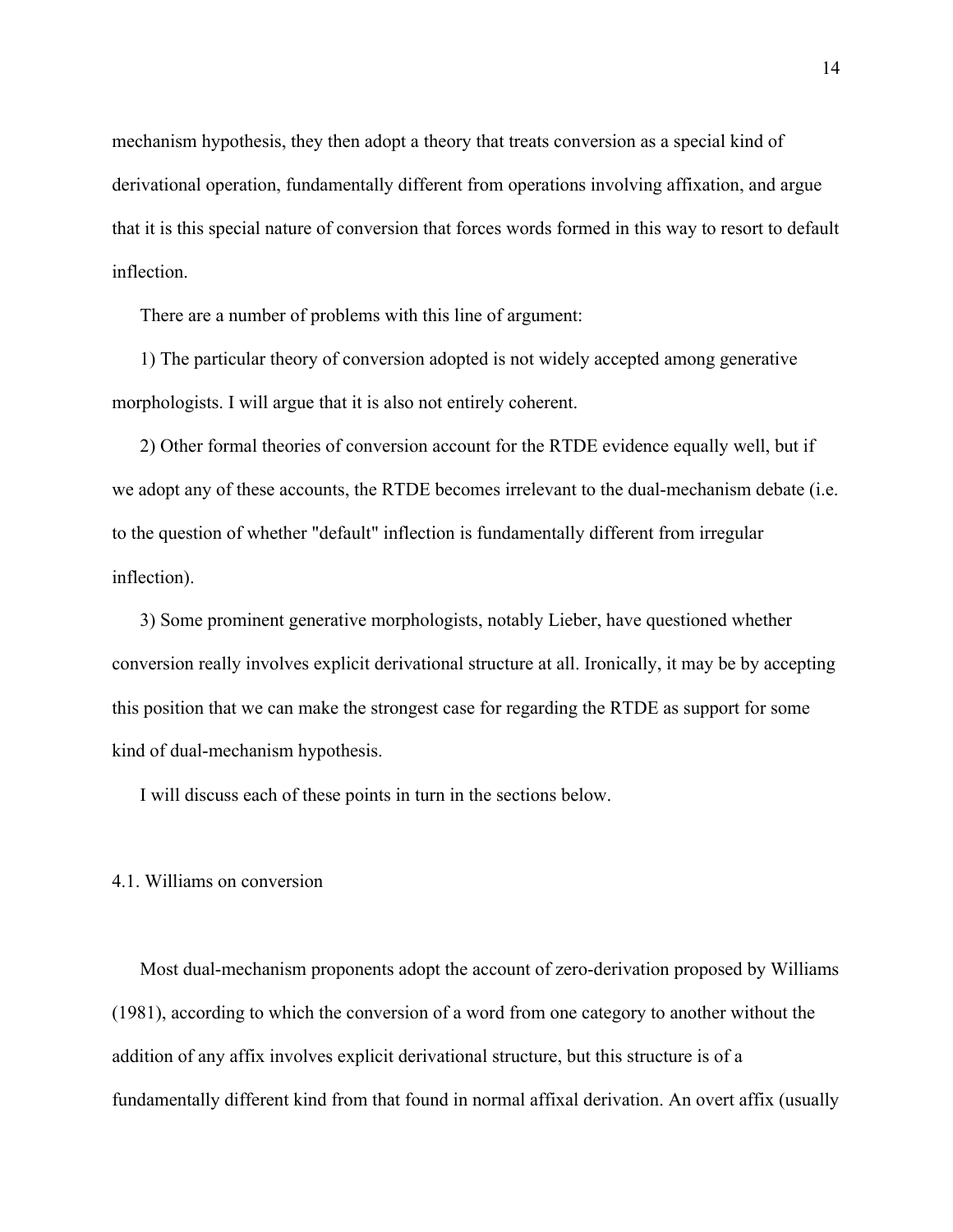mechanism hypothesis, they then adopt a theory that treats conversion as a special kind of derivational operation, fundamentally different from operations involving affixation, and argue that it is this special nature of conversion that forces words formed in this way to resort to default inflection.

There are a number of problems with this line of argument:

1) The particular theory of conversion adopted is not widely accepted among generative morphologists. I will argue that it is also not entirely coherent.

2) Other formal theories of conversion account for the RTDE evidence equally well, but if we adopt any of these accounts, the RTDE becomes irrelevant to the dual-mechanism debate (i.e. to the question of whether "default" inflection is fundamentally different from irregular inflection).

3) Some prominent generative morphologists, notably Lieber, have questioned whether conversion really involves explicit derivational structure at all. Ironically, it may be by accepting this position that we can make the strongest case for regarding the RTDE as support for some kind of dual-mechanism hypothesis.

I will discuss each of these points in turn in the sections below.

### 4.1. Williams on conversion

Most dual-mechanism proponents adopt the account of zero-derivation proposed by Williams (1981), according to which the conversion of a word from one category to another without the addition of any affix involves explicit derivational structure, but this structure is of a fundamentally different kind from that found in normal affixal derivation. An overt affix (usually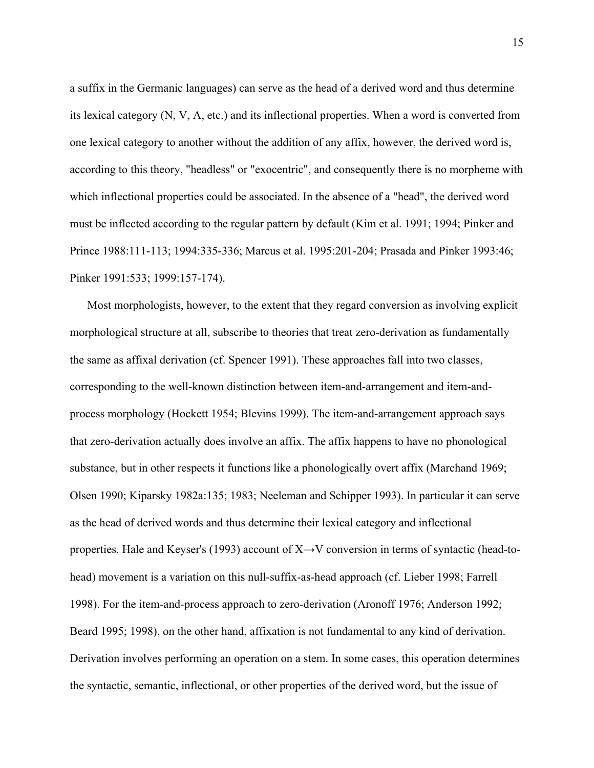a suffix in the Germanic languages) can serve as the head of a derived word and thus determine its lexical category (N, V, A, etc.) and its inflectional properties. When a word is converted from one lexical category to another without the addition of any affix, however, the derived word is, according to this theory, "headless" or "exocentric", and consequently there is no morpheme with which inflectional properties could be associated. In the absence of a "head", the derived word must be inflected according to the regular pattern by default (Kim et al. 1991; 1994; Pinker and Prince 1988:111-113; 1994:335-336; Marcus et al. 1995:201-204; Prasada and Pinker 1993:46; Pinker 1991:533; 1999:157-174).

Most morphologists, however, to the extent that they regard conversion as involving explicit morphological structure at all, subscribe to theories that treat zero-derivation as fundamentally the same as affixal derivation (cf. Spencer 1991). These approaches fall into two classes, corresponding to the well-known distinction between item-and-arrangement and item-and-process morphology (Hockett 1954; Blevins 1999). The item-and-arrangement approach says that zero-derivation actually does involve an affix. The affix happens to have no phonological substance, but in other respects it functions like a phonologically overt affix (Marchand 1969; Olsen 1990; Kiparsky 1982a:135; 1983; Neeleman and Schipper 1993). In particular it can serve as the head of derived words and thus determine their lexical category and inflectional properties. Hale and Keyser's (1993) account of X→V conversion in terms of syntactic (head-to-head) movement is a variation on this null-suffix-as-head approach (cf. Lieber 1998; Farrell 1998). For the item-and-process approach to zero-derivation (Aronoff 1976; Anderson 1992; Beard 1995; 1998), on the other hand, affixation is not fundamental to any kind of derivation. Derivation involves performing an operation on a stem. In some cases, this operation determines the syntactic, semantic, inflectional, or other properties of the derived word, but the issue of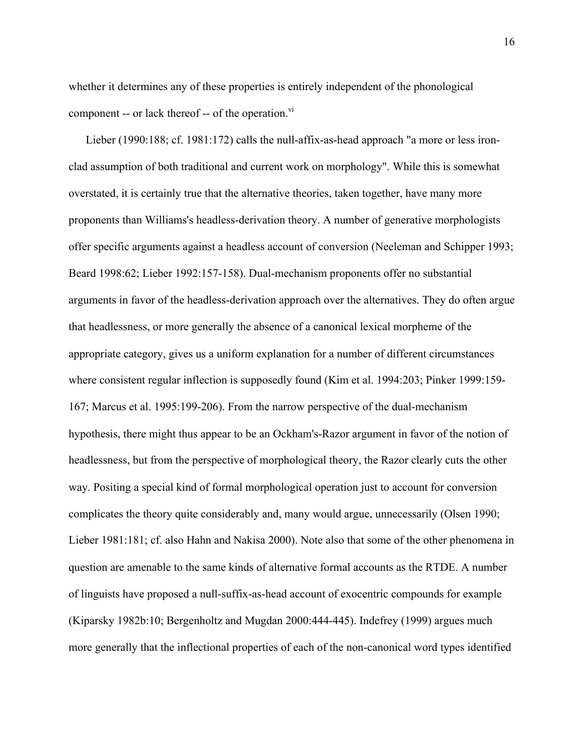whether it determines any of these properties is entirely independent of the phonological component -- or lack thereof -- of the operation.[vi]

Lieber (1990:188; cf. 1981:172) calls the null-affix-as-head approach "a more or less iron-clad assumption of both traditional and current work on morphology". While this is somewhat overstated, it is certainly true that the alternative theories, taken together, have many more proponents than Williams's headless-derivation theory. A number of generative morphologists offer specific arguments against a headless account of conversion (Neeleman and Schipper 1993; Beard 1998:62; Lieber 1992:157-158). Dual-mechanism proponents offer no substantial arguments in favor of the headless-derivation approach over the alternatives. They do often argue that headlessness, or more generally the absence of a canonical lexical morpheme of the appropriate category, gives us a uniform explanation for a number of different circumstances where consistent regular inflection is supposedly found (Kim et al. 1994:203; Pinker 1999:159-167; Marcus et al. 1995:199-206). From the narrow perspective of the dual-mechanism hypothesis, there might thus appear to be an Ockham's-Razor argument in favor of the notion of headlessness, but from the perspective of morphological theory, the Razor clearly cuts the other way. Positing a special kind of formal morphological operation just to account for conversion complicates the theory quite considerably and, many would argue, unnecessarily (Olsen 1990; Lieber 1981:181; cf. also Hahn and Nakisa 2000). Note also that some of the other phenomena in question are amenable to the same kinds of alternative formal accounts as the RTDE. A number of linguists have proposed a null-suffix-as-head account of exocentric compounds for example (Kiparsky 1982b:10; Bergenholtz and Mugdan 2000:444-445). Indefrey (1999) argues much more generally that the inflectional properties of each of the non-canonical word types identified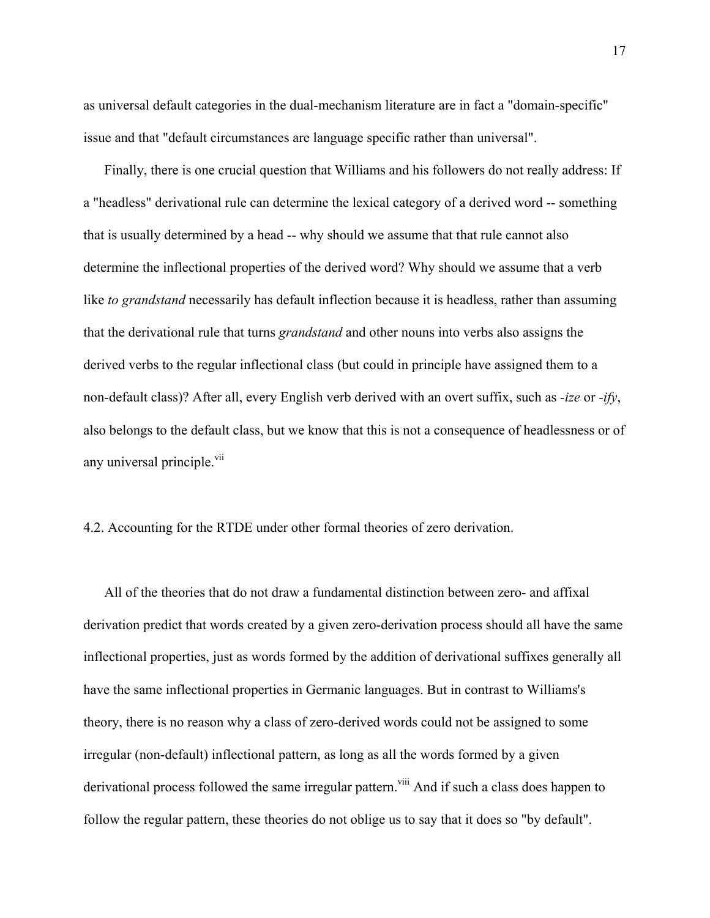as universal default categories in the dual-mechanism literature are in fact a "domain-specific" issue and that "default circumstances are language specific rather than universal".

Finally, there is one crucial question that Williams and his followers do not really address: If a "headless" derivational rule can determine the lexical category of a derived word -- something that is usually determined by a head -- why should we assume that that rule cannot also determine the inflectional properties of the derived word? Why should we assume that a verb like *to grandstand* necessarily has default inflection because it is headless, rather than assuming that the derivational rule that turns *grandstand* and other nouns into verbs also assigns the derived verbs to the regular inflectional class (but could in principle have assigned them to a non-default class)? After all, every English verb derived with an overt suffix, such as *-ize* or *-ify*, also belongs to the default class, but we know that this is not a consequence of headlessness or of any universal principle.[vii]

4.2. Accounting for the RTDE under other formal theories of zero derivation.

All of the theories that do not draw a fundamental distinction between zero- and affixal derivation predict that words created by a given zero-derivation process should all have the same inflectional properties, just as words formed by the addition of derivational suffixes generally all have the same inflectional properties in Germanic languages. But in contrast to Williams's theory, there is no reason why a class of zero-derived words could not be assigned to some irregular (non-default) inflectional pattern, as long as all the words formed by a given derivational process followed the same irregular pattern.[viii] And if such a class does happen to follow the regular pattern, these theories do not oblige us to say that it does so "by default".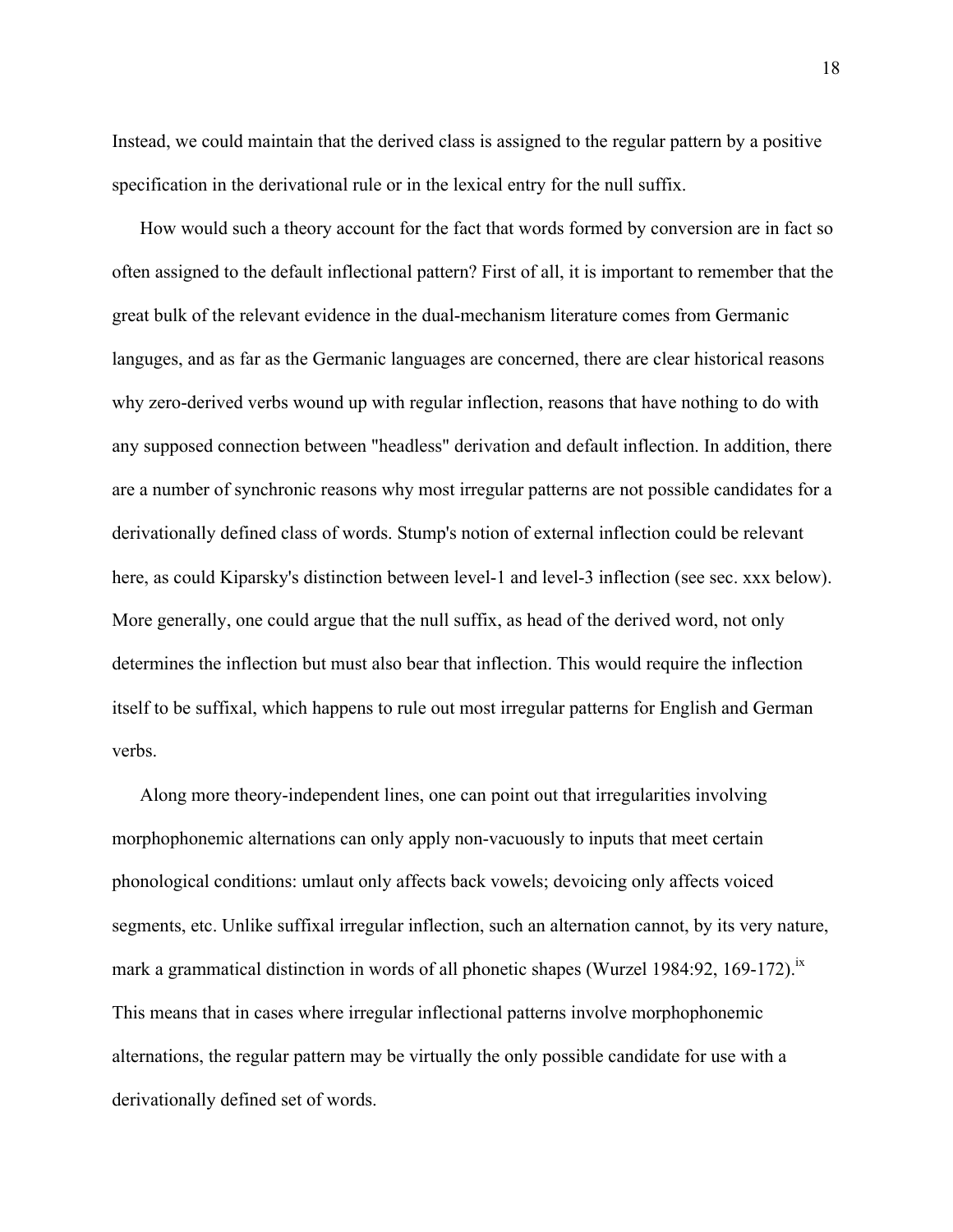Instead, we could maintain that the derived class is assigned to the regular pattern by a positive specification in the derivational rule or in the lexical entry for the null suffix.

How would such a theory account for the fact that words formed by conversion are in fact so often assigned to the default inflectional pattern? First of all, it is important to remember that the great bulk of the relevant evidence in the dual-mechanism literature comes from Germanic languges, and as far as the Germanic languages are concerned, there are clear historical reasons why zero-derived verbs wound up with regular inflection, reasons that have nothing to do with any supposed connection between "headless" derivation and default inflection. In addition, there are a number of synchronic reasons why most irregular patterns are not possible candidates for a derivationally defined class of words. Stump's notion of external inflection could be relevant here, as could Kiparsky's distinction between level-1 and level-3 inflection (see sec. xxx below). More generally, one could argue that the null suffix, as head of the derived word, not only determines the inflection but must also bear that inflection. This would require the inflection itself to be suffixal, which happens to rule out most irregular patterns for English and German verbs.

Along more theory-independent lines, one can point out that irregularities involving morphophonemic alternations can only apply non-vacuously to inputs that meet certain phonological conditions: umlaut only affects back vowels; devoicing only affects voiced segments, etc. Unlike suffixal irregular inflection, such an alternation cannot, by its very nature, mark a grammatical distinction in words of all phonetic shapes (Wurzel 1984:92, 169-172).[ix] This means that in cases where irregular inflectional patterns involve morphophonemic alternations, the regular pattern may be virtually the only possible candidate for use with a derivationally defined set of words.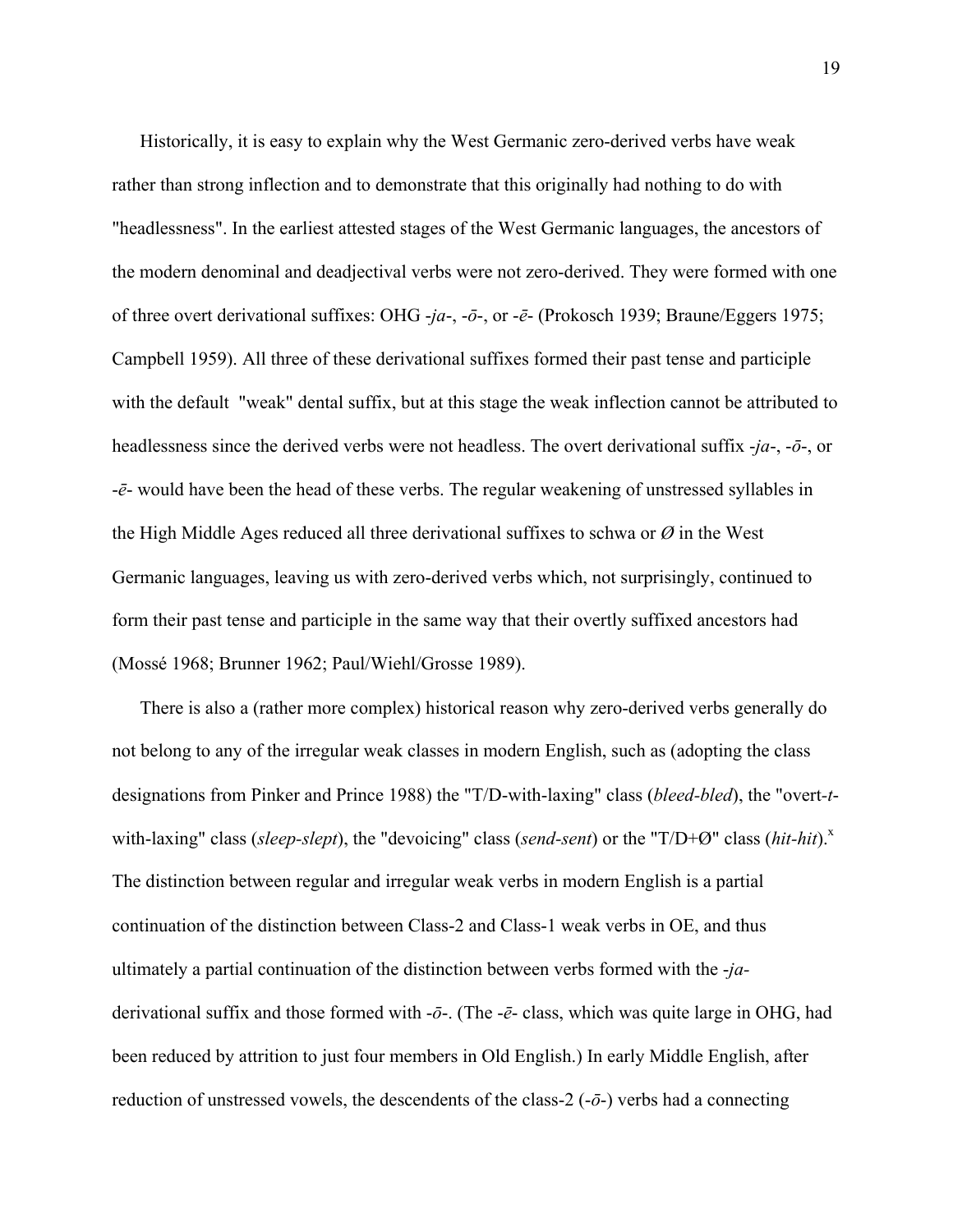Historically, it is easy to explain why the West Germanic zero-derived verbs have weak rather than strong inflection and to demonstrate that this originally had nothing to do with "headlessness". In the earliest attested stages of the West Germanic languages, the ancestors of the modern denominal and deadjectival verbs were not zero-derived. They were formed with one of three overt derivational suffixes: OHG -*ja*-, -*ō*-, or -*ē*- (Prokosch 1939; Braune/Eggers 1975; Campbell 1959). All three of these derivational suffixes formed their past tense and participle with the default "weak" dental suffix, but at this stage the weak inflection cannot be attributed to headlessness since the derived verbs were not headless. The overt derivational suffix -*ja*-, -*ō*-, or -*ē*- would have been the head of these verbs. The regular weakening of unstressed syllables in the High Middle Ages reduced all three derivational suffixes to schwa or *Ø* in the West Germanic languages, leaving us with zero-derived verbs which, not surprisingly, continued to form their past tense and participle in the same way that their overtly suffixed ancestors had (Mossé 1968; Brunner 1962; Paul/Wiehl/Grosse 1989).

There is also a (rather more complex) historical reason why zero-derived verbs generally do not belong to any of the irregular weak classes in modern English, such as (adopting the class designations from Pinker and Prince 1988) the "T/D-with-laxing" class (*bleed-bled*), the "overt-*t*-with-laxing" class (*sleep-slept*), the "devoicing" class (*send-sent*) or the "T/D+Ø" class (*hit-hit*).[x] The distinction between regular and irregular weak verbs in modern English is a partial continuation of the distinction between Class-2 and Class-1 weak verbs in OE, and thus ultimately a partial continuation of the distinction between verbs formed with the -*ja*- derivational suffix and those formed with -*ō*-. (The -*ē*- class, which was quite large in OHG, had been reduced by attrition to just four members in Old English.) In early Middle English, after reduction of unstressed vowels, the descendents of the class-2 (-*ō*-) verbs had a connecting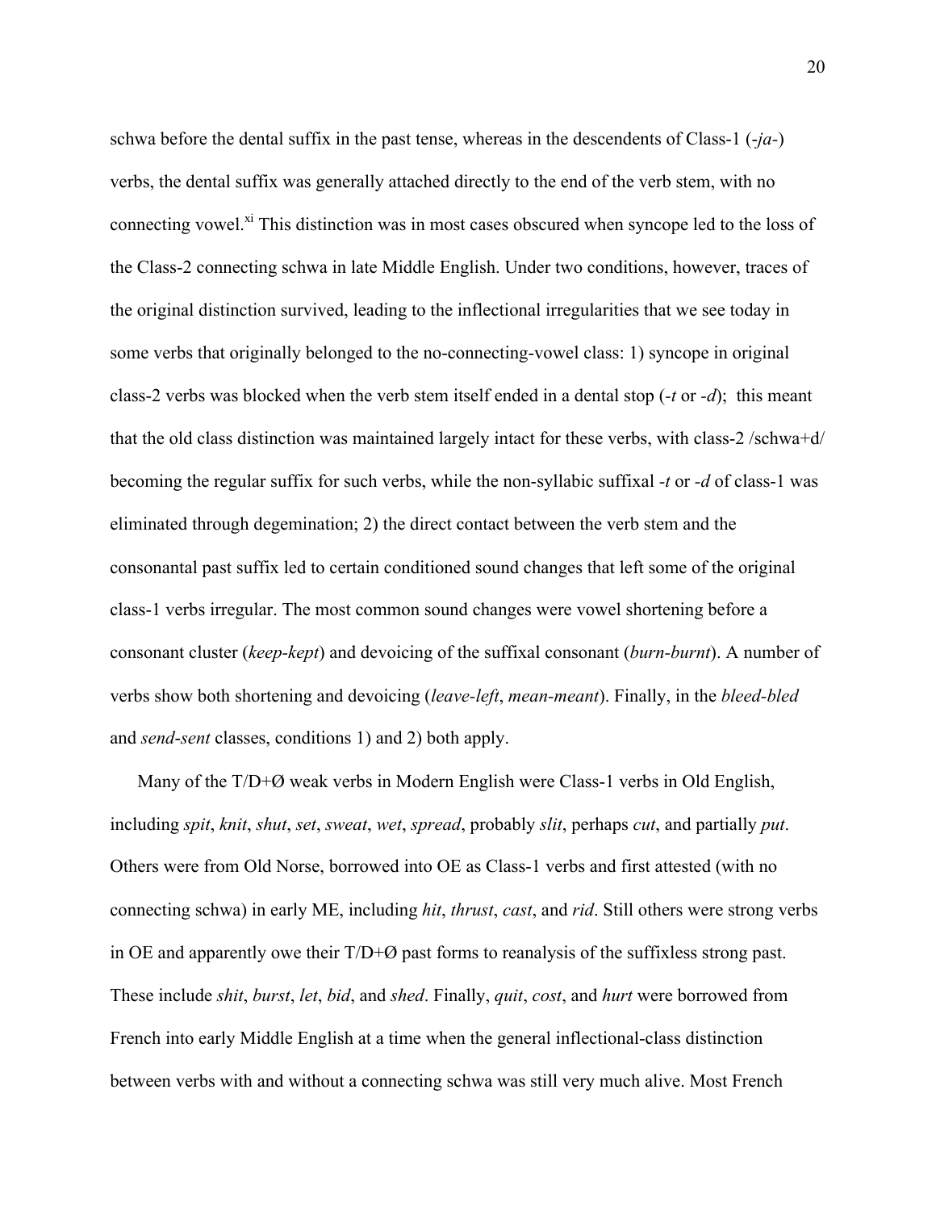schwa before the dental suffix in the past tense, whereas in the descendents of Class-1 (-*ja*-) verbs, the dental suffix was generally attached directly to the end of the verb stem, with no connecting vowel.[xi] This distinction was in most cases obscured when syncope led to the loss of the Class-2 connecting schwa in late Middle English. Under two conditions, however, traces of the original distinction survived, leading to the inflectional irregularities that we see today in some verbs that originally belonged to the no-connecting-vowel class: 1) syncope in original class-2 verbs was blocked when the verb stem itself ended in a dental stop (-*t* or -*d*); this meant that the old class distinction was maintained largely intact for these verbs, with class-2 /schwa+d/ becoming the regular suffix for such verbs, while the non-syllabic suffixal -*t* or -*d* of class-1 was eliminated through degemination; 2) the direct contact between the verb stem and the consonantal past suffix led to certain conditioned sound changes that left some of the original class-1 verbs irregular. The most common sound changes were vowel shortening before a consonant cluster (*keep-kept*) and devoicing of the suffixal consonant (*burn-burnt*). A number of verbs show both shortening and devoicing (*leave-left*, *mean-meant*). Finally, in the *bleed-bled* and *send-sent* classes, conditions 1) and 2) both apply.

Many of the T/D+Ø weak verbs in Modern English were Class-1 verbs in Old English, including *spit*, *knit*, *shut*, *set*, *sweat*, *wet*, *spread*, probably *slit*, perhaps *cut*, and partially *put*. Others were from Old Norse, borrowed into OE as Class-1 verbs and first attested (with no connecting schwa) in early ME, including *hit*, *thrust*, *cast*, and *rid*. Still others were strong verbs in OE and apparently owe their T/D+Ø past forms to reanalysis of the suffixless strong past. These include *shit*, *burst*, *let*, *bid*, and *shed*. Finally, *quit*, *cost*, and *hurt* were borrowed from French into early Middle English at a time when the general inflectional-class distinction between verbs with and without a connecting schwa was still very much alive. Most French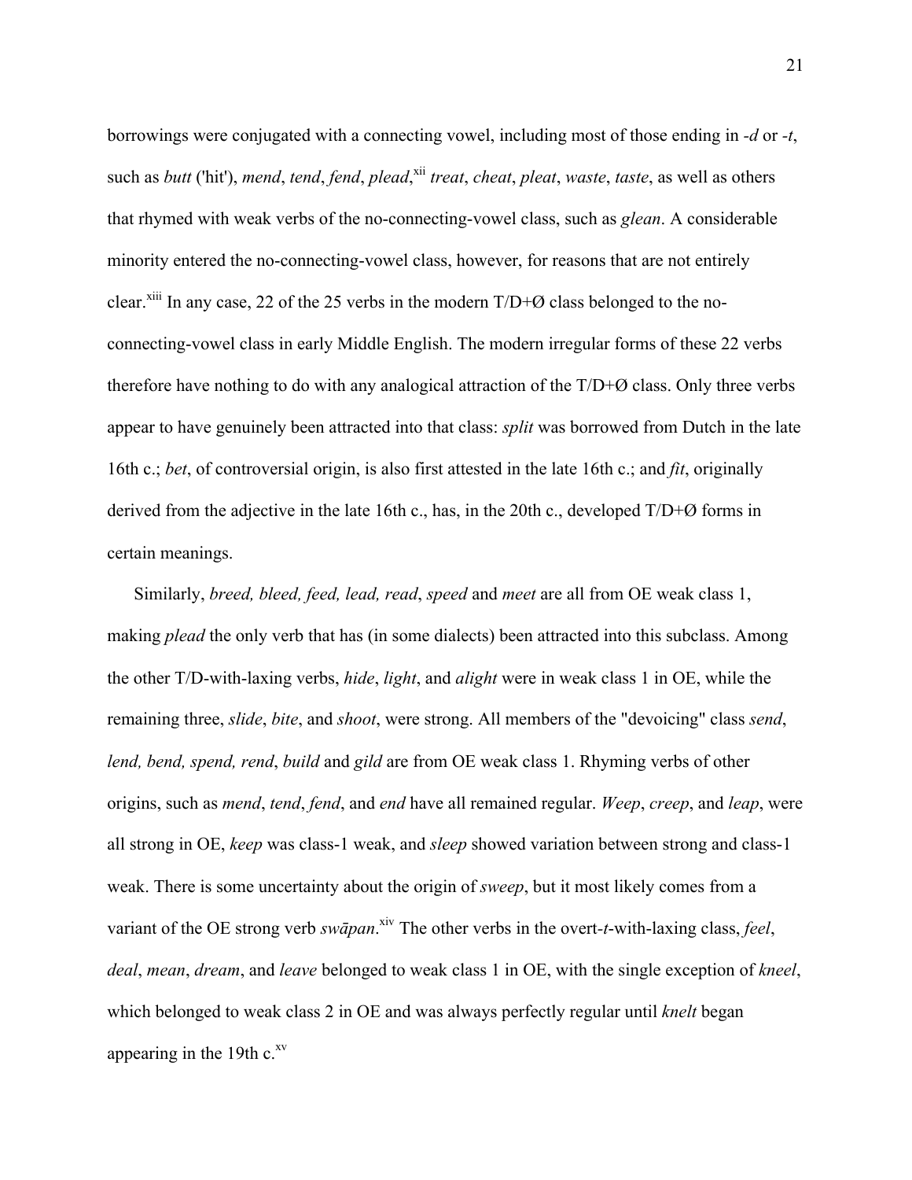borrowings were conjugated with a connecting vowel, including most of those ending in *-d* or *-t*, such as *butt* ('hit'), *mend*, *tend*, *fend*, *plead*,[xii] *treat*, *cheat*, *pleat*, *waste*, *taste*, as well as others that rhymed with weak verbs of the no-connecting-vowel class, such as *glean*. A considerable minority entered the no-connecting-vowel class, however, for reasons that are not entirely clear.[xiii] In any case, 22 of the 25 verbs in the modern T/D+Ø class belonged to the no-connecting-vowel class in early Middle English. The modern irregular forms of these 22 verbs therefore have nothing to do with any analogical attraction of the T/D+Ø class. Only three verbs appear to have genuinely been attracted into that class: *split* was borrowed from Dutch in the late 16th c.; *bet*, of controversial origin, is also first attested in the late 16th c.; and *fit*, originally derived from the adjective in the late 16th c., has, in the 20th c., developed T/D+Ø forms in certain meanings.

Similarly, *breed, bleed, feed, lead, read*, *speed* and *meet* are all from OE weak class 1, making *plead* the only verb that has (in some dialects) been attracted into this subclass. Among the other T/D-with-laxing verbs, *hide*, *light*, and *alight* were in weak class 1 in OE, while the remaining three, *slide*, *bite*, and *shoot*, were strong. All members of the "devoicing" class *send*, *lend, bend, spend, rend*, *build* and *gild* are from OE weak class 1. Rhyming verbs of other origins, such as *mend*, *tend*, *fend*, and *end* have all remained regular. *Weep*, *creep*, and *leap*, were all strong in OE, *keep* was class-1 weak, and *sleep* showed variation between strong and class-1 weak. There is some uncertainty about the origin of *sweep*, but it most likely comes from a variant of the OE strong verb *swāpan*.[xiv] The other verbs in the overt-*t*-with-laxing class, *feel*, *deal*, *mean*, *dream*, and *leave* belonged to weak class 1 in OE, with the single exception of *kneel*, which belonged to weak class 2 in OE and was always perfectly regular until *knelt* began appearing in the 19th c.[xv]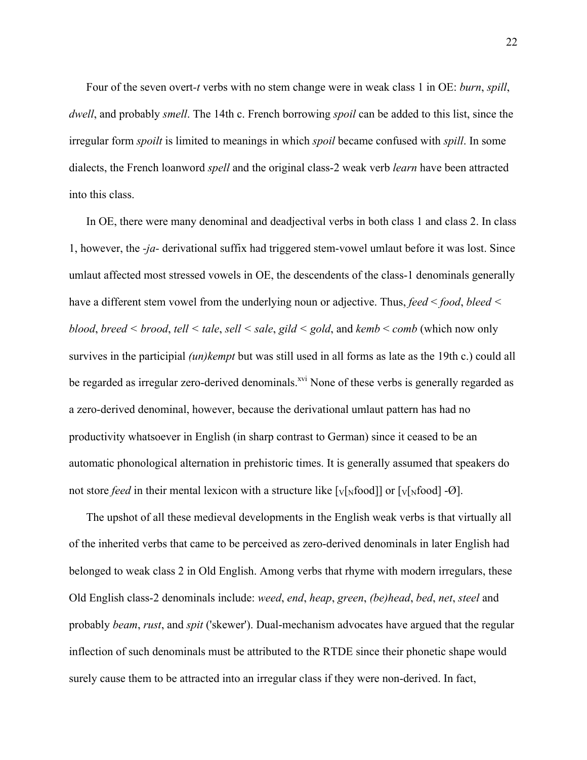Four of the seven overt-*t* verbs with no stem change were in weak class 1 in OE: *burn*, *spill*, *dwell*, and probably *smell*. The 14th c. French borrowing *spoil* can be added to this list, since the irregular form *spoilt* is limited to meanings in which *spoil* became confused with *spill*. In some dialects, the French loanword *spell* and the original class-2 weak verb *learn* have been attracted into this class.

In OE, there were many denominal and deadjectival verbs in both class 1 and class 2. In class 1, however, the *-ja-* derivational suffix had triggered stem-vowel umlaut before it was lost. Since umlaut affected most stressed vowels in OE, the descendents of the class-1 denominals generally have a different stem vowel from the underlying noun or adjective. Thus, *feed* < *food*, *bleed* < *blood*, *breed* < *brood*, *tell* < *tale*, *sell* < *sale*, *gild* < *gold*, and *kemb* < *comb* (which now only survives in the participial *(un)kempt* but was still used in all forms as late as the 19th c.) could all be regarded as irregular zero-derived denominals.[xvi] None of these verbs is generally regarded as a zero-derived denominal, however, because the derivational umlaut pattern has had no productivity whatsoever in English (in sharp contrast to German) since it ceased to be an automatic phonological alternation in prehistoric times. It is generally assumed that speakers do not store *feed* in their mental lexicon with a structure like [$_V$[$_N$food]] or [$_V$[$_N$food] -Ø].

The upshot of all these medieval developments in the English weak verbs is that virtually all of the inherited verbs that came to be perceived as zero-derived denominals in later English had belonged to weak class 2 in Old English. Among verbs that rhyme with modern irregulars, these Old English class-2 denominals include: *weed*, *end*, *heap*, *green*, *(be)head*, *bed*, *net*, *steel* and probably *beam*, *rust*, and *spit* ('skewer'). Dual-mechanism advocates have argued that the regular inflection of such denominals must be attributed to the RTDE since their phonetic shape would surely cause them to be attracted into an irregular class if they were non-derived. In fact,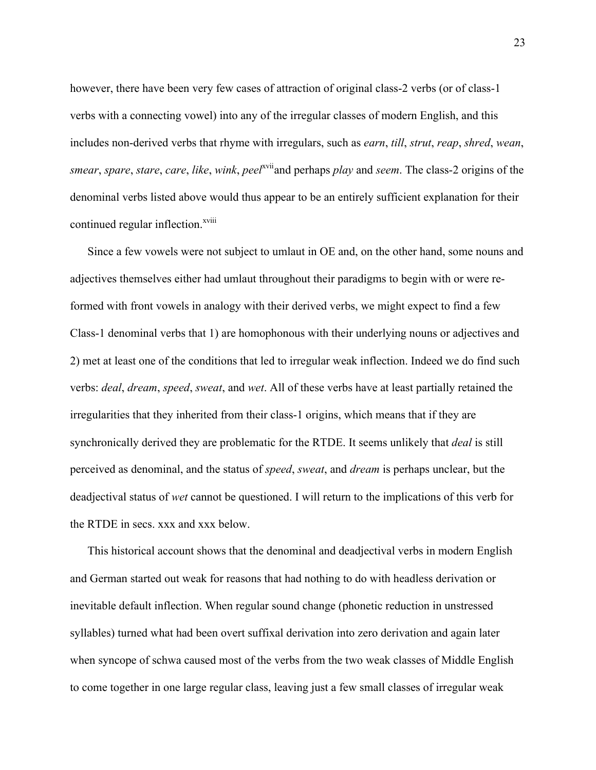however, there have been very few cases of attraction of original class-2 verbs (or of class-1 verbs with a connecting vowel) into any of the irregular classes of modern English, and this includes non-derived verbs that rhyme with irregulars, such as *earn*, *till*, *strut*, *reap*, *shred*, *wean*, *smear*, *spare*, *stare*, *care*, *like*, *wink*, *peel*[xvii] and perhaps *play* and *seem*. The class-2 origins of the denominal verbs listed above would thus appear to be an entirely sufficient explanation for their continued regular inflection.[xviii]

Since a few vowels were not subject to umlaut in OE and, on the other hand, some nouns and adjectives themselves either had umlaut throughout their paradigms to begin with or were re-formed with front vowels in analogy with their derived verbs, we might expect to find a few Class-1 denominal verbs that 1) are homophonous with their underlying nouns or adjectives and 2) met at least one of the conditions that led to irregular weak inflection. Indeed we do find such verbs: *deal*, *dream*, *speed*, *sweat*, and *wet*. All of these verbs have at least partially retained the irregularities that they inherited from their class-1 origins, which means that if they are synchronically derived they are problematic for the RTDE. It seems unlikely that *deal* is still perceived as denominal, and the status of *speed*, *sweat*, and *dream* is perhaps unclear, but the deadjectival status of *wet* cannot be questioned. I will return to the implications of this verb for the RTDE in secs. xxx and xxx below.

This historical account shows that the denominal and deadjectival verbs in modern English and German started out weak for reasons that had nothing to do with headless derivation or inevitable default inflection. When regular sound change (phonetic reduction in unstressed syllables) turned what had been overt suffixal derivation into zero derivation and again later when syncope of schwa caused most of the verbs from the two weak classes of Middle English to come together in one large regular class, leaving just a few small classes of irregular weak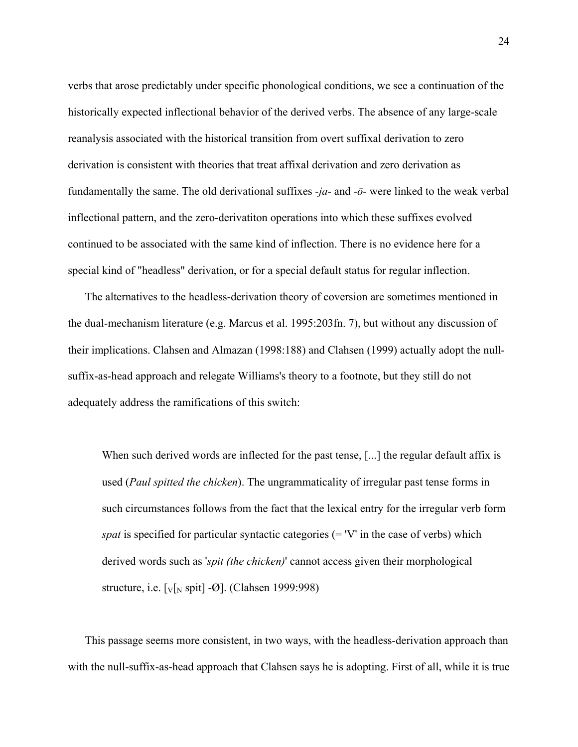verbs that arose predictably under specific phonological conditions, we see a continuation of the historically expected inflectional behavior of the derived verbs. The absence of any large-scale reanalysis associated with the historical transition from overt suffixal derivation to zero derivation is consistent with theories that treat affixal derivation and zero derivation as fundamentally the same. The old derivational suffixes -*ja*- and -*ō*- were linked to the weak verbal inflectional pattern, and the zero-derivatiton operations into which these suffixes evolved continued to be associated with the same kind of inflection. There is no evidence here for a special kind of "headless" derivation, or for a special default status for regular inflection.

The alternatives to the headless-derivation theory of coversion are sometimes mentioned in the dual-mechanism literature (e.g. Marcus et al. 1995:203fn. 7), but without any discussion of their implications. Clahsen and Almazan (1998:188) and Clahsen (1999) actually adopt the null-suffix-as-head approach and relegate Williams's theory to a footnote, but they still do not adequately address the ramifications of this switch:

> When such derived words are inflected for the past tense, [...] the regular default affix is used (*Paul spitted the chicken*). The ungrammaticality of irregular past tense forms in such circumstances follows from the fact that the lexical entry for the irregular verb form *spat* is specified for particular syntactic categories (= 'V' in the case of verbs) which derived words such as '*spit (the chicken)*' cannot access given their morphological structure, i.e. $[_V[_N$ spit] -Ø]. (Clahsen 1999:998)

This passage seems more consistent, in two ways, with the headless-derivation approach than with the null-suffix-as-head approach that Clahsen says he is adopting. First of all, while it is true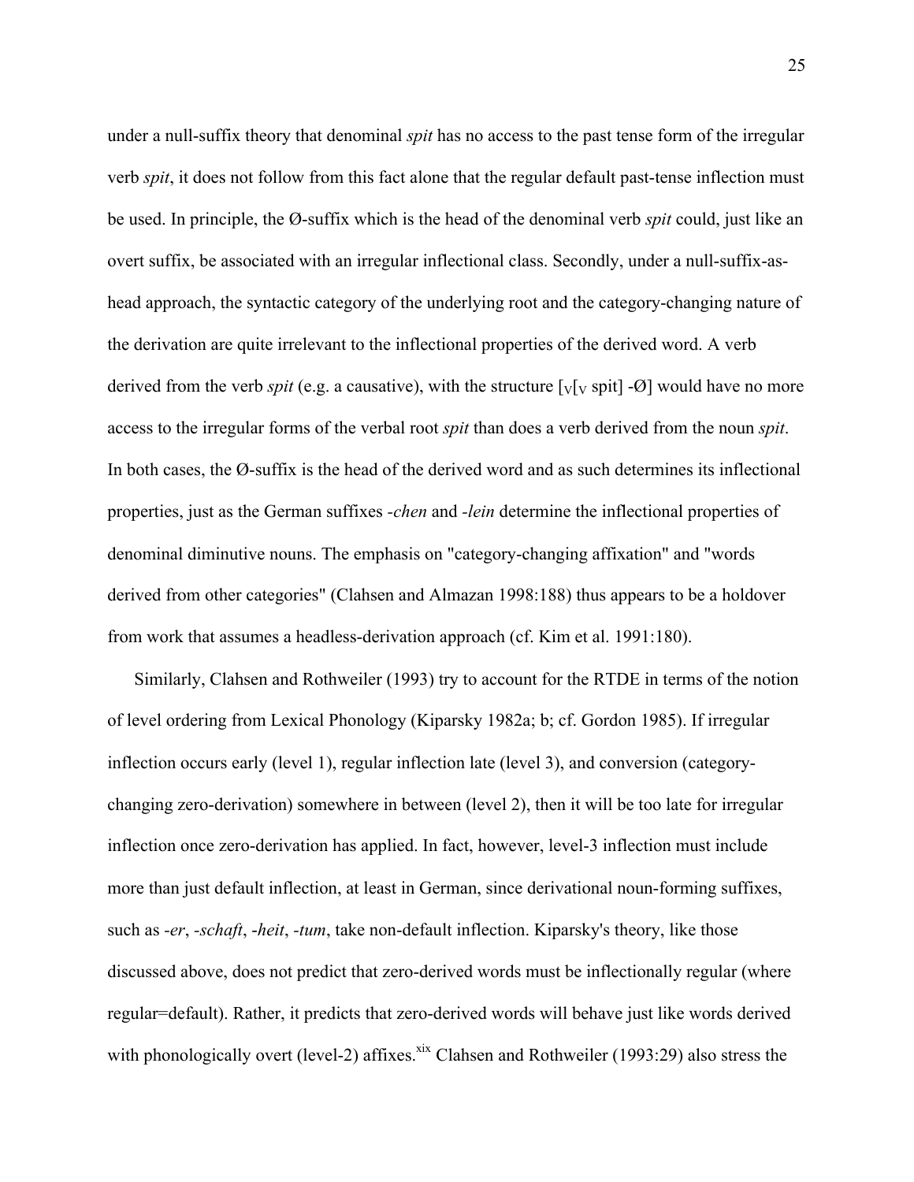under a null-suffix theory that denominal *spit* has no access to the past tense form of the irregular verb *spit*, it does not follow from this fact alone that the regular default past-tense inflection must be used. In principle, the Ø-suffix which is the head of the denominal verb *spit* could, just like an overt suffix, be associated with an irregular inflectional class. Secondly, under a null-suffix-as-head approach, the syntactic category of the underlying root and the category-changing nature of the derivation are quite irrelevant to the inflectional properties of the derived word. A verb derived from the verb *spit* (e.g. a causative), with the structure $[_V[_V$ spit] -Ø] would have no more access to the irregular forms of the verbal root *spit* than does a verb derived from the noun *spit*. In both cases, the Ø-suffix is the head of the derived word and as such determines its inflectional properties, just as the German suffixes *-chen* and *-lein* determine the inflectional properties of denominal diminutive nouns. The emphasis on "category-changing affixation" and "words derived from other categories" (Clahsen and Almazan 1998:188) thus appears to be a holdover from work that assumes a headless-derivation approach (cf. Kim et al. 1991:180).

Similarly, Clahsen and Rothweiler (1993) try to account for the RTDE in terms of the notion of level ordering from Lexical Phonology (Kiparsky 1982a; b; cf. Gordon 1985). If irregular inflection occurs early (level 1), regular inflection late (level 3), and conversion (category-changing zero-derivation) somewhere in between (level 2), then it will be too late for irregular inflection once zero-derivation has applied. In fact, however, level-3 inflection must include more than just default inflection, at least in German, since derivational noun-forming suffixes, such as *-er*, *-schaft*, *-heit*, *-tum*, take non-default inflection. Kiparsky's theory, like those discussed above, does not predict that zero-derived words must be inflectionally regular (where regular=default). Rather, it predicts that zero-derived words will behave just like words derived with phonologically overt (level-2) affixes.[xix] Clahsen and Rothweiler (1993:29) also stress the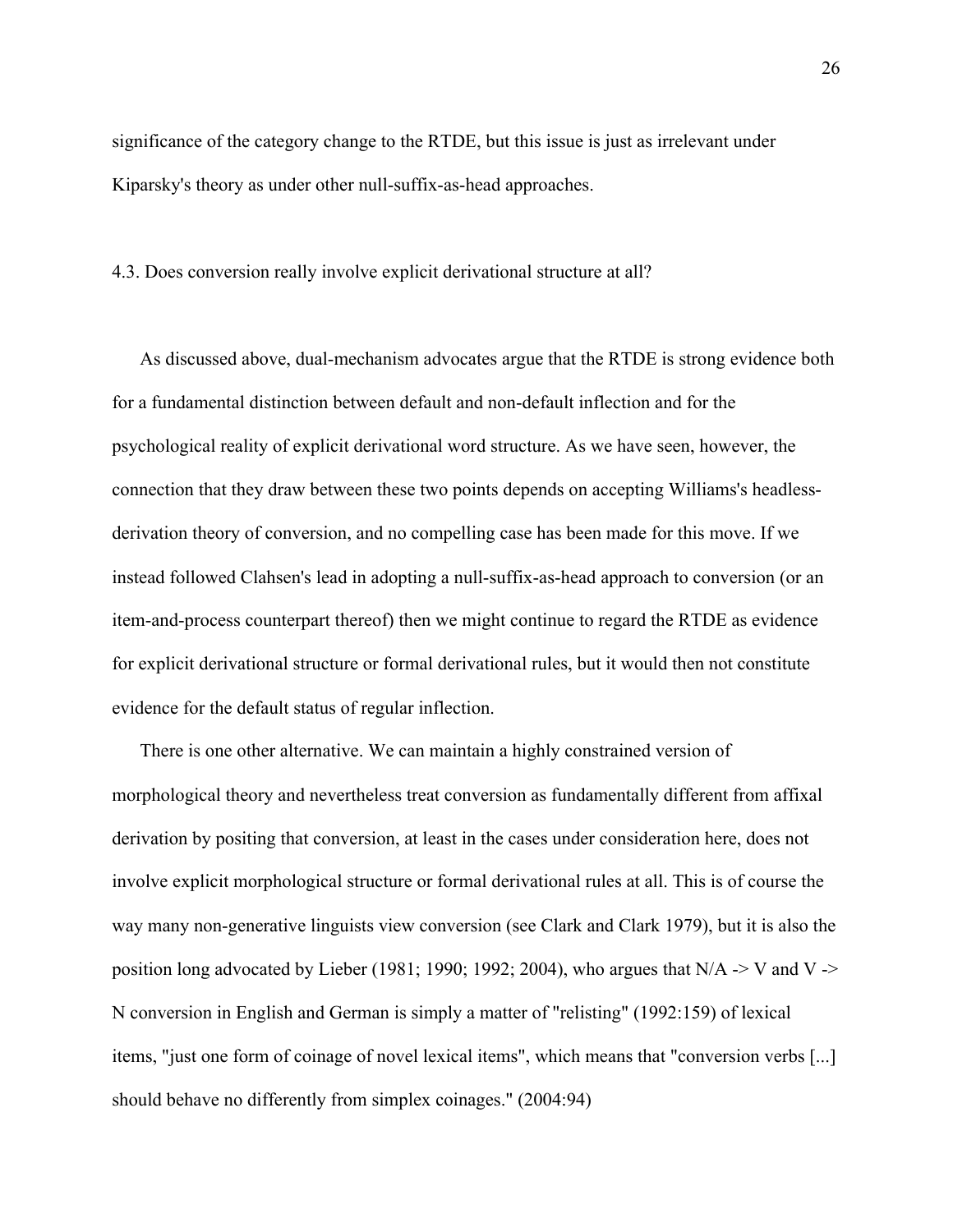significance of the category change to the RTDE, but this issue is just as irrelevant under Kiparsky's theory as under other null-suffix-as-head approaches.

### 4.3. Does conversion really involve explicit derivational structure at all?

As discussed above, dual-mechanism advocates argue that the RTDE is strong evidence both for a fundamental distinction between default and non-default inflection and for the psychological reality of explicit derivational word structure. As we have seen, however, the connection that they draw between these two points depends on accepting Williams's headless-derivation theory of conversion, and no compelling case has been made for this move. If we instead followed Clahsen's lead in adopting a null-suffix-as-head approach to conversion (or an item-and-process counterpart thereof) then we might continue to regard the RTDE as evidence for explicit derivational structure or formal derivational rules, but it would then not constitute evidence for the default status of regular inflection.

There is one other alternative. We can maintain a highly constrained version of morphological theory and nevertheless treat conversion as fundamentally different from affixal derivation by positing that conversion, at least in the cases under consideration here, does not involve explicit morphological structure or formal derivational rules at all. This is of course the way many non-generative linguists view conversion (see Clark and Clark 1979), but it is also the position long advocated by Lieber (1981; 1990; 1992; 2004), who argues that N/A -> V and V -> N conversion in English and German is simply a matter of "relisting" (1992:159) of lexical items, "just one form of coinage of novel lexical items", which means that "conversion verbs [...] should behave no differently from simplex coinages." (2004:94)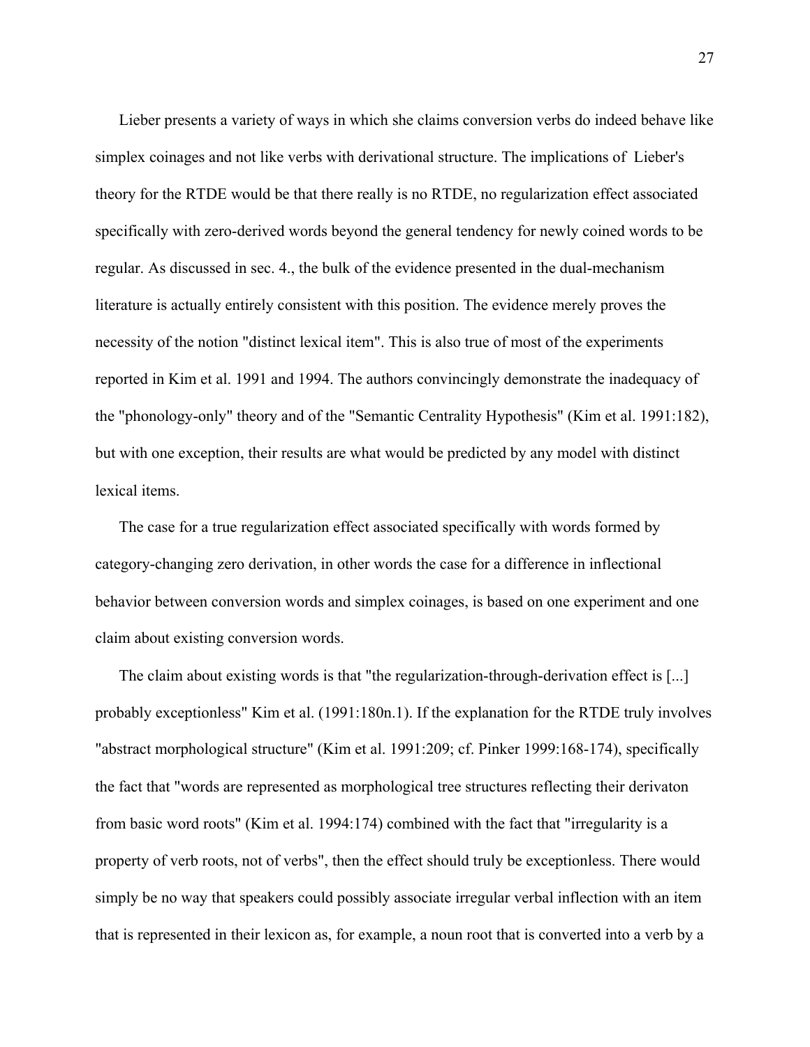Lieber presents a variety of ways in which she claims conversion verbs do indeed behave like simplex coinages and not like verbs with derivational structure. The implications of Lieber's theory for the RTDE would be that there really is no RTDE, no regularization effect associated specifically with zero-derived words beyond the general tendency for newly coined words to be regular. As discussed in sec. 4., the bulk of the evidence presented in the dual-mechanism literature is actually entirely consistent with this position. The evidence merely proves the necessity of the notion "distinct lexical item". This is also true of most of the experiments reported in Kim et al. 1991 and 1994. The authors convincingly demonstrate the inadequacy of the "phonology-only" theory and of the "Semantic Centrality Hypothesis" (Kim et al. 1991:182), but with one exception, their results are what would be predicted by any model with distinct lexical items.

The case for a true regularization effect associated specifically with words formed by category-changing zero derivation, in other words the case for a difference in inflectional behavior between conversion words and simplex coinages, is based on one experiment and one claim about existing conversion words.

The claim about existing words is that "the regularization-through-derivation effect is [...] probably exceptionless" Kim et al. (1991:180n.1). If the explanation for the RTDE truly involves "abstract morphological structure" (Kim et al. 1991:209; cf. Pinker 1999:168-174), specifically the fact that "words are represented as morphological tree structures reflecting their derivaton from basic word roots" (Kim et al. 1994:174) combined with the fact that "irregularity is a property of verb roots, not of verbs", then the effect should truly be exceptionless. There would simply be no way that speakers could possibly associate irregular verbal inflection with an item that is represented in their lexicon as, for example, a noun root that is converted into a verb by a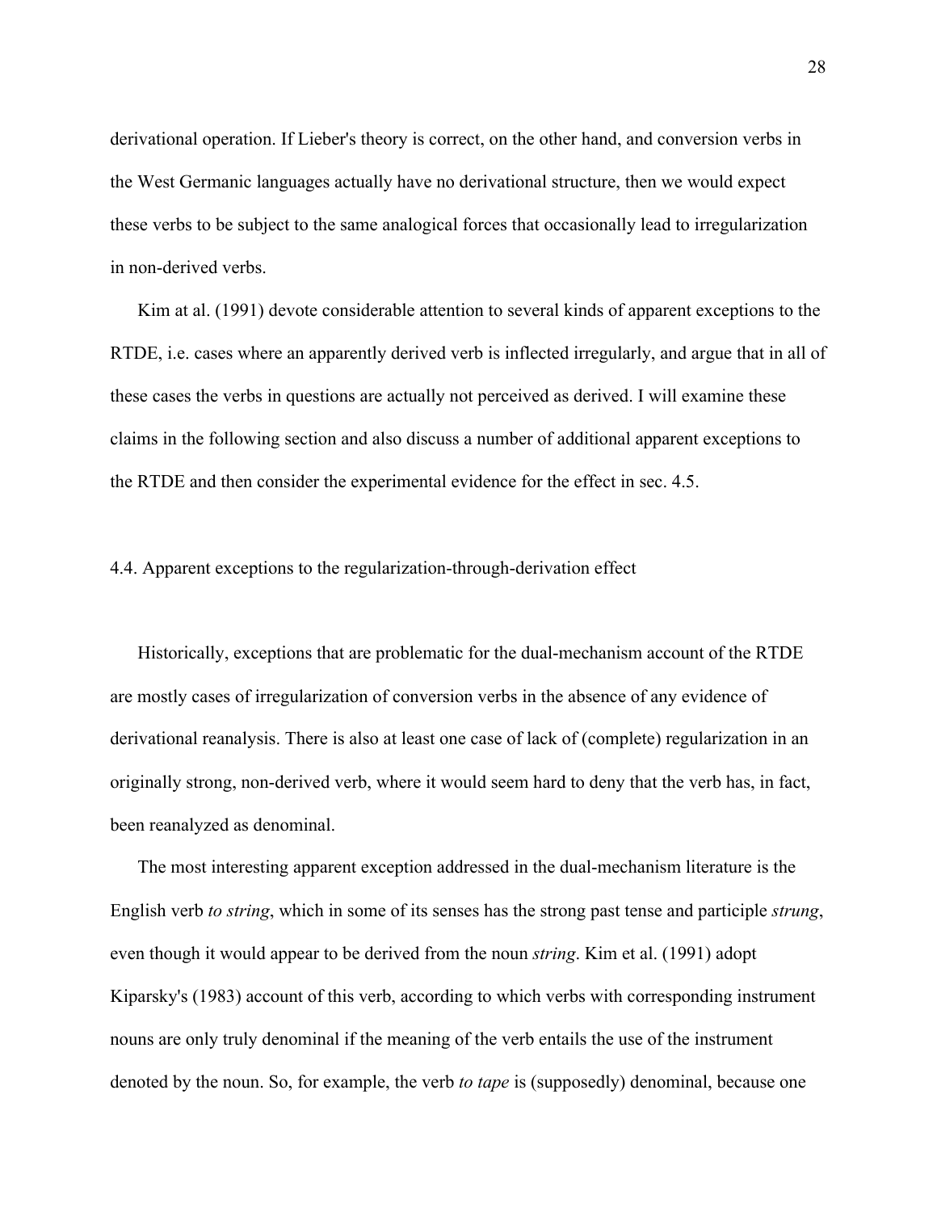derivational operation. If Lieber's theory is correct, on the other hand, and conversion verbs in the West Germanic languages actually have no derivational structure, then we would expect these verbs to be subject to the same analogical forces that occasionally lead to irregularization in non-derived verbs.

Kim at al. (1991) devote considerable attention to several kinds of apparent exceptions to the RTDE, i.e. cases where an apparently derived verb is inflected irregularly, and argue that in all of these cases the verbs in questions are actually not perceived as derived. I will examine these claims in the following section and also discuss a number of additional apparent exceptions to the RTDE and then consider the experimental evidence for the effect in sec. 4.5.

## 4.4. Apparent exceptions to the regularization-through-derivation effect

Historically, exceptions that are problematic for the dual-mechanism account of the RTDE are mostly cases of irregularization of conversion verbs in the absence of any evidence of derivational reanalysis. There is also at least one case of lack of (complete) regularization in an originally strong, non-derived verb, where it would seem hard to deny that the verb has, in fact, been reanalyzed as denominal.

The most interesting apparent exception addressed in the dual-mechanism literature is the English verb *to string*, which in some of its senses has the strong past tense and participle *strung*, even though it would appear to be derived from the noun *string*. Kim et al. (1991) adopt Kiparsky's (1983) account of this verb, according to which verbs with corresponding instrument nouns are only truly denominal if the meaning of the verb entails the use of the instrument denoted by the noun. So, for example, the verb *to tape* is (supposedly) denominal, because one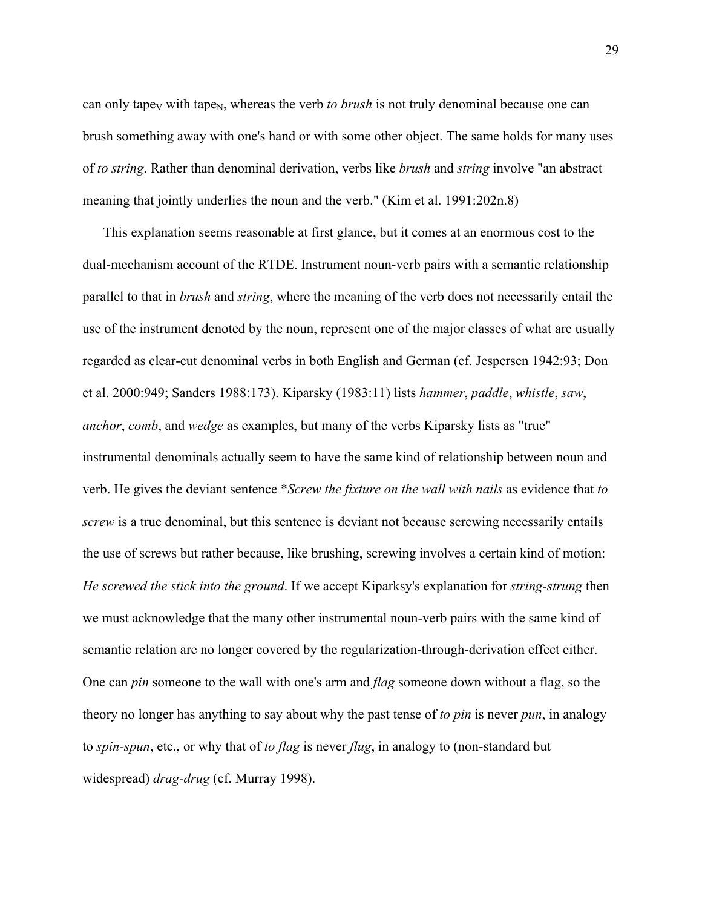can only tape$_V$ with tape$_N$, whereas the verb *to brush* is not truly denominal because one can brush something away with one's hand or with some other object. The same holds for many uses of *to string*. Rather than denominal derivation, verbs like *brush* and *string* involve "an abstract meaning that jointly underlies the noun and the verb." (Kim et al. 1991:202n.8)

This explanation seems reasonable at first glance, but it comes at an enormous cost to the dual-mechanism account of the RTDE. Instrument noun-verb pairs with a semantic relationship parallel to that in *brush* and *string*, where the meaning of the verb does not necessarily entail the use of the instrument denoted by the noun, represent one of the major classes of what are usually regarded as clear-cut denominal verbs in both English and German (cf. Jespersen 1942:93; Don et al. 2000:949; Sanders 1988:173). Kiparsky (1983:11) lists *hammer*, *paddle*, *whistle*, *saw*, *anchor*, *comb*, and *wedge* as examples, but many of the verbs Kiparsky lists as "true" instrumental denominals actually seem to have the same kind of relationship between noun and verb. He gives the deviant sentence **Screw the fixture on the wall with nails* as evidence that *to screw* is a true denominal, but this sentence is deviant not because screwing necessarily entails the use of screws but rather because, like brushing, screwing involves a certain kind of motion: *He screwed the stick into the ground*. If we accept Kiparksy's explanation for *string-strung* then we must acknowledge that the many other instrumental noun-verb pairs with the same kind of semantic relation are no longer covered by the regularization-through-derivation effect either. One can *pin* someone to the wall with one's arm and *flag* someone down without a flag, so the theory no longer has anything to say about why the past tense of *to pin* is never *pun*, in analogy to *spin-spun*, etc., or why that of *to flag* is never *flug*, in analogy to (non-standard but widespread) *drag-drug* (cf. Murray 1998).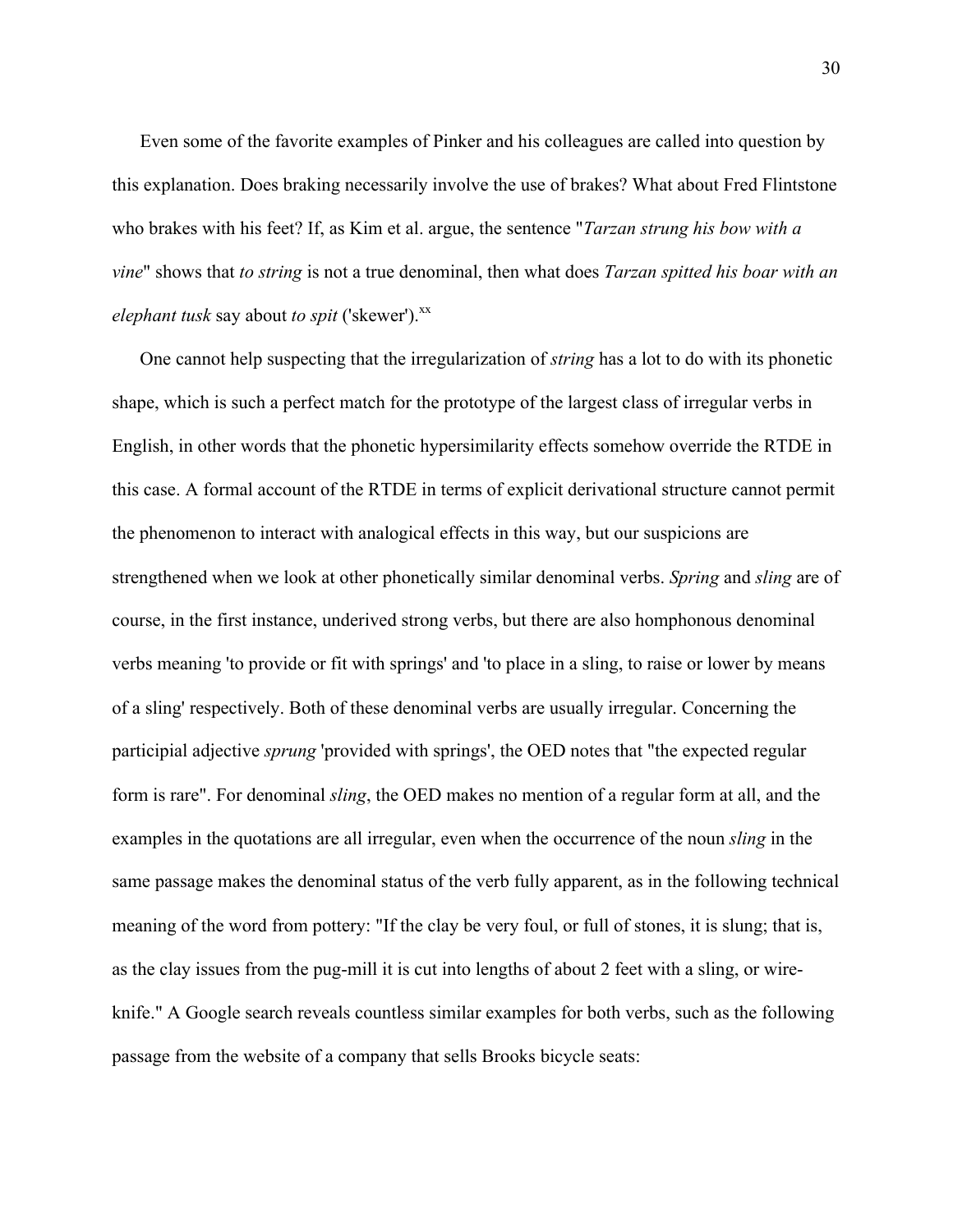Even some of the favorite examples of Pinker and his colleagues are called into question by this explanation. Does braking necessarily involve the use of brakes? What about Fred Flintstone who brakes with his feet? If, as Kim et al. argue, the sentence "*Tarzan strung his bow with a vine*" shows that *to string* is not a true denominal, then what does *Tarzan spitted his boar with an elephant tusk* say about *to spit* ('skewer').[xx]

One cannot help suspecting that the irregularization of *string* has a lot to do with its phonetic shape, which is such a perfect match for the prototype of the largest class of irregular verbs in English, in other words that the phonetic hypersimilarity effects somehow override the RTDE in this case. A formal account of the RTDE in terms of explicit derivational structure cannot permit the phenomenon to interact with analogical effects in this way, but our suspicions are strengthened when we look at other phonetically similar denominal verbs. *Spring* and *sling* are of course, in the first instance, underived strong verbs, but there are also homphonous denominal verbs meaning 'to provide or fit with springs' and 'to place in a sling, to raise or lower by means of a sling' respectively. Both of these denominal verbs are usually irregular. Concerning the participial adjective *sprung* 'provided with springs', the OED notes that "the expected regular form is rare". For denominal *sling*, the OED makes no mention of a regular form at all, and the examples in the quotations are all irregular, even when the occurrence of the noun *sling* in the same passage makes the denominal status of the verb fully apparent, as in the following technical meaning of the word from pottery: "If the clay be very foul, or full of stones, it is slung; that is, as the clay issues from the pug-mill it is cut into lengths of about 2 feet with a sling, or wire-knife." A Google search reveals countless similar examples for both verbs, such as the following passage from the website of a company that sells Brooks bicycle seats: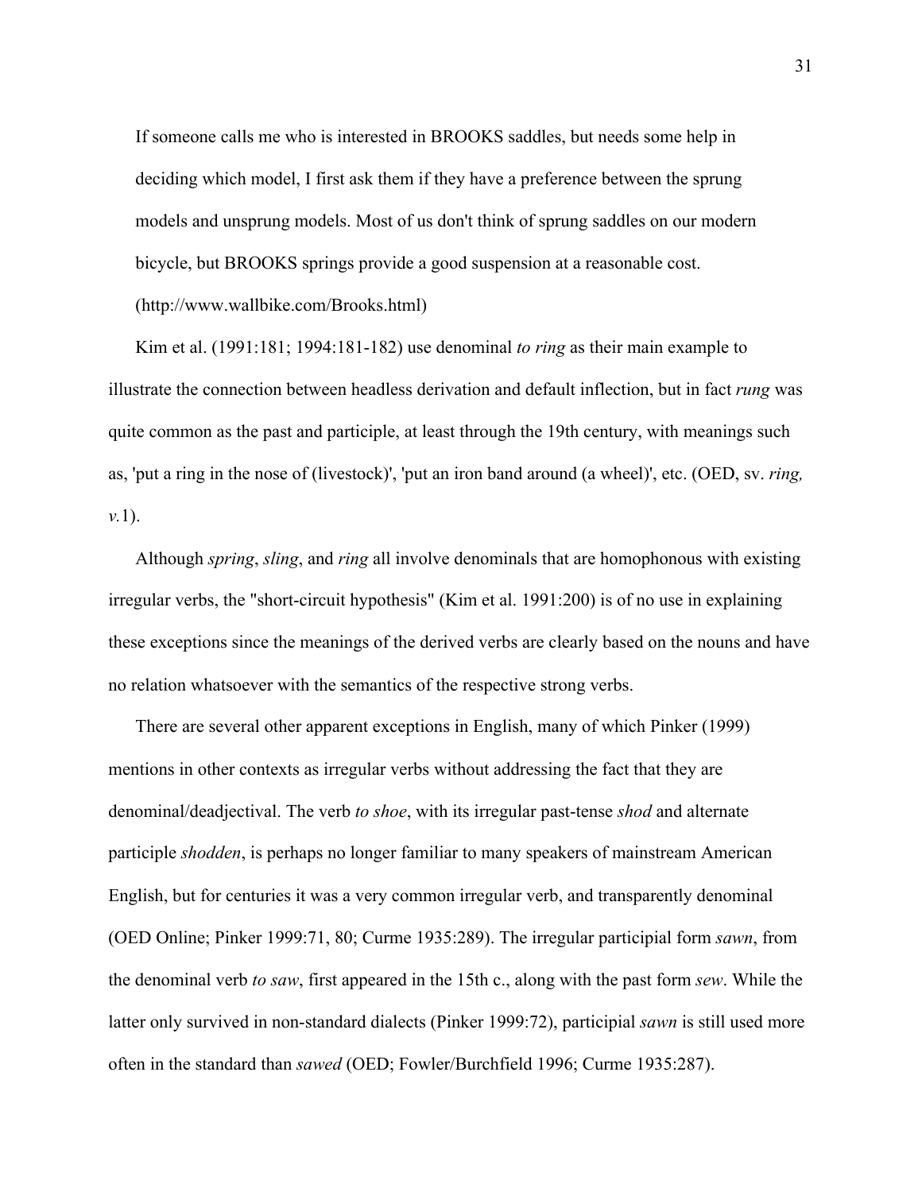> If someone calls me who is interested in BROOKS saddles, but needs some help in deciding which model, I first ask them if they have a preference between the sprung models and unsprung models. Most of us don't think of sprung saddles on our modern bicycle, but BROOKS springs provide a good suspension at a reasonable cost. (http://www.wallbike.com/Brooks.html)

Kim et al. (1991:181; 1994:181-182) use denominal *to ring* as their main example to illustrate the connection between headless derivation and default inflection, but in fact *rung* was quite common as the past and participle, at least through the 19th century, with meanings such as, 'put a ring in the nose of (livestock)', 'put an iron band around (a wheel)', etc. (OED, sv. *ring, v.*1).

Although *spring*, *sling*, and *ring* all involve denominals that are homophonous with existing irregular verbs, the "short-circuit hypothesis" (Kim et al. 1991:200) is of no use in explaining these exceptions since the meanings of the derived verbs are clearly based on the nouns and have no relation whatsoever with the semantics of the respective strong verbs.

There are several other apparent exceptions in English, many of which Pinker (1999) mentions in other contexts as irregular verbs without addressing the fact that they are denominal/deadjectival. The verb *to shoe*, with its irregular past-tense *shod* and alternate participle *shodden*, is perhaps no longer familiar to many speakers of mainstream American English, but for centuries it was a very common irregular verb, and transparently denominal (OED Online; Pinker 1999:71, 80; Curme 1935:289). The irregular participial form *sawn*, from the denominal verb *to saw*, first appeared in the 15th c., along with the past form *sew*. While the latter only survived in non-standard dialects (Pinker 1999:72), participial *sawn* is still used more often in the standard than *sawed* (OED; Fowler/Burchfield 1996; Curme 1935:287).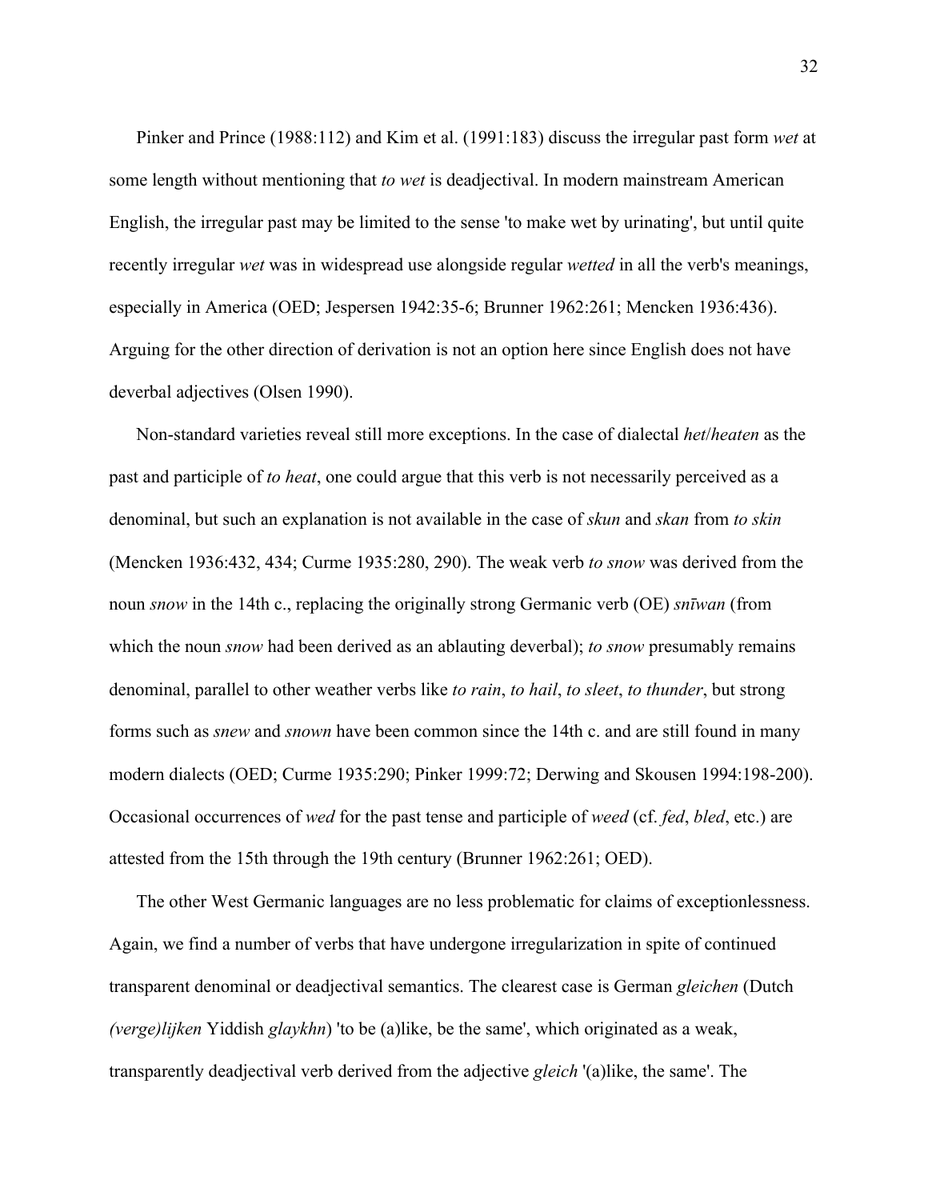Pinker and Prince (1988:112) and Kim et al. (1991:183) discuss the irregular past form *wet* at some length without mentioning that *to wet* is deadjectival. In modern mainstream American English, the irregular past may be limited to the sense 'to make wet by urinating', but until quite recently irregular *wet* was in widespread use alongside regular *wetted* in all the verb's meanings, especially in America (OED; Jespersen 1942:35-6; Brunner 1962:261; Mencken 1936:436). Arguing for the other direction of derivation is not an option here since English does not have deverbal adjectives (Olsen 1990).

Non-standard varieties reveal still more exceptions. In the case of dialectal *het*/*heaten* as the past and participle of *to heat*, one could argue that this verb is not necessarily perceived as a denominal, but such an explanation is not available in the case of *skun* and *skan* from *to skin* (Mencken 1936:432, 434; Curme 1935:280, 290). The weak verb *to snow* was derived from the noun *snow* in the 14th c., replacing the originally strong Germanic verb (OE) *snīwan* (from which the noun *snow* had been derived as an ablauting deverbal); *to snow* presumably remains denominal, parallel to other weather verbs like *to rain*, *to hail*, *to sleet*, *to thunder*, but strong forms such as *snew* and *snown* have been common since the 14th c. and are still found in many modern dialects (OED; Curme 1935:290; Pinker 1999:72; Derwing and Skousen 1994:198-200). Occasional occurrences of *wed* for the past tense and participle of *weed* (cf. *fed*, *bled*, etc.) are attested from the 15th through the 19th century (Brunner 1962:261; OED).

The other West Germanic languages are no less problematic for claims of exceptionlessness. Again, we find a number of verbs that have undergone irregularization in spite of continued transparent denominal or deadjectival semantics. The clearest case is German *gleichen* (Dutch *(verge)lijken* Yiddish *glaykhn*) 'to be (a)like, be the same', which originated as a weak, transparently deadjectival verb derived from the adjective *gleich* '(a)like, the same'. The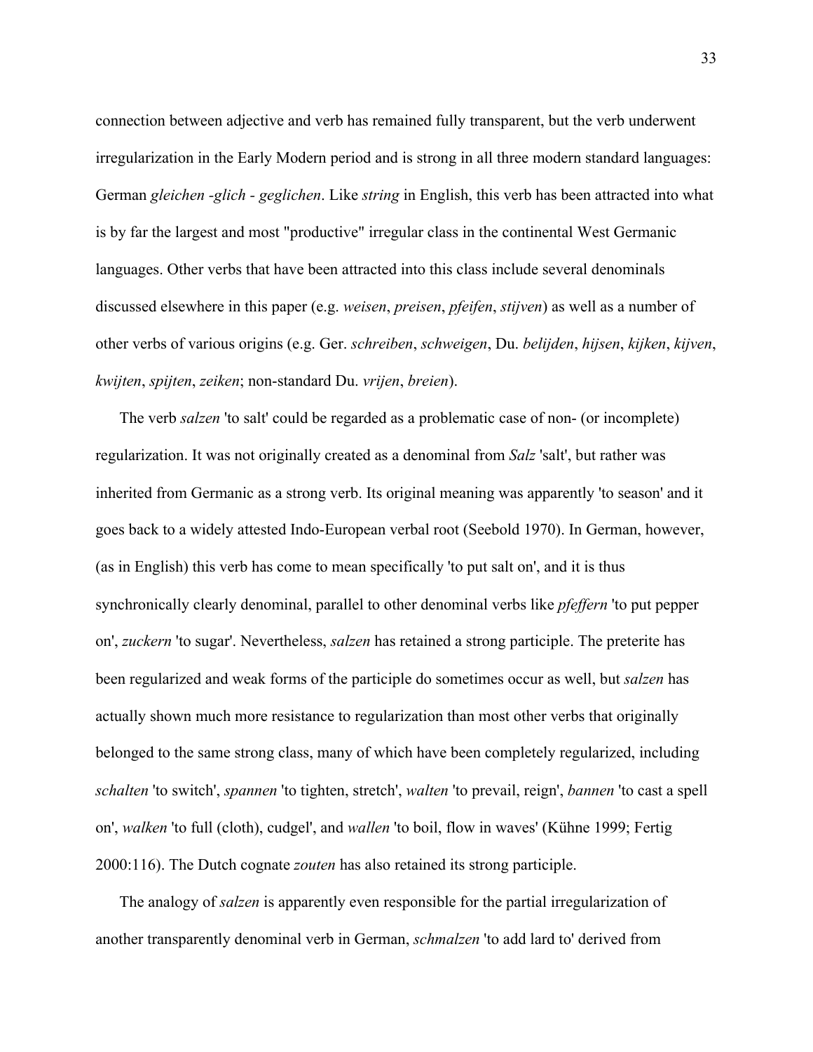connection between adjective and verb has remained fully transparent, but the verb underwent irregularization in the Early Modern period and is strong in all three modern standard languages: German *gleichen -glich - geglichen*. Like *string* in English, this verb has been attracted into what is by far the largest and most "productive" irregular class in the continental West Germanic languages. Other verbs that have been attracted into this class include several denominals discussed elsewhere in this paper (e.g. *weisen*, *preisen*, *pfeifen*, *stijven*) as well as a number of other verbs of various origins (e.g. Ger. *schreiben*, *schweigen*, Du. *belijden*, *hijsen*, *kijken*, *kijven*, *kwijten*, *spijten*, *zeiken*; non-standard Du. *vrijen*, *breien*).

The verb *salzen* 'to salt' could be regarded as a problematic case of non- (or incomplete) regularization. It was not originally created as a denominal from *Salz* 'salt', but rather was inherited from Germanic as a strong verb. Its original meaning was apparently 'to season' and it goes back to a widely attested Indo-European verbal root (Seebold 1970). In German, however, (as in English) this verb has come to mean specifically 'to put salt on', and it is thus synchronically clearly denominal, parallel to other denominal verbs like *pfeffern* 'to put pepper on', *zuckern* 'to sugar'. Nevertheless, *salzen* has retained a strong participle. The preterite has been regularized and weak forms of the participle do sometimes occur as well, but *salzen* has actually shown much more resistance to regularization than most other verbs that originally belonged to the same strong class, many of which have been completely regularized, including *schalten* 'to switch', *spannen* 'to tighten, stretch', *walten* 'to prevail, reign', *bannen* 'to cast a spell on', *walken* 'to full (cloth), cudgel', and *wallen* 'to boil, flow in waves' (Kühne 1999; Fertig 2000:116). The Dutch cognate *zouten* has also retained its strong participle.

The analogy of *salzen* is apparently even responsible for the partial irregularization of another transparently denominal verb in German, *schmalzen* 'to add lard to' derived from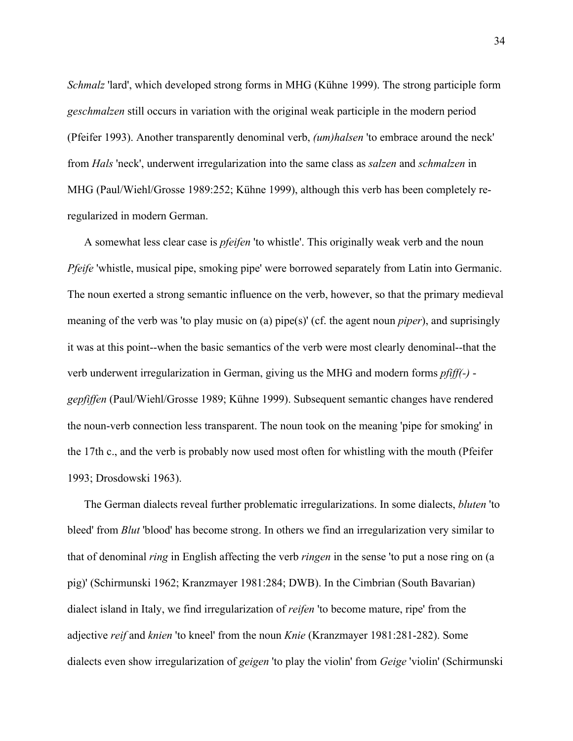*Schmalz* 'lard', which developed strong forms in MHG (Kühne 1999). The strong participle form *geschmalzen* still occurs in variation with the original weak participle in the modern period (Pfeifer 1993). Another transparently denominal verb, *(um)halsen* 'to embrace around the neck' from *Hals* 'neck', underwent irregularization into the same class as *salzen* and *schmalzen* in MHG (Paul/Wiehl/Grosse 1989:252; Kühne 1999), although this verb has been completely re-regularized in modern German.

A somewhat less clear case is *pfeifen* 'to whistle'. This originally weak verb and the noun *Pfeife* 'whistle, musical pipe, smoking pipe' were borrowed separately from Latin into Germanic. The noun exerted a strong semantic influence on the verb, however, so that the primary medieval meaning of the verb was 'to play music on (a) pipe(s)' (cf. the agent noun *piper*), and suprisingly it was at this point--when the basic semantics of the verb were most clearly denominal--that the verb underwent irregularization in German, giving us the MHG and modern forms *pfiff(-)* - *gepfiffen* (Paul/Wiehl/Grosse 1989; Kühne 1999). Subsequent semantic changes have rendered the noun-verb connection less transparent. The noun took on the meaning 'pipe for smoking' in the 17th c., and the verb is probably now used most often for whistling with the mouth (Pfeifer 1993; Drosdowski 1963).

The German dialects reveal further problematic irregularizations. In some dialects, *bluten* 'to bleed' from *Blut* 'blood' has become strong. In others we find an irregularization very similar to that of denominal *ring* in English affecting the verb *ringen* in the sense 'to put a nose ring on (a pig)' (Schirmunski 1962; Kranzmayer 1981:284; DWB). In the Cimbrian (South Bavarian) dialect island in Italy, we find irregularization of *reifen* 'to become mature, ripe' from the adjective *reif* and *knien* 'to kneel' from the noun *Knie* (Kranzmayer 1981:281-282). Some dialects even show irregularization of *geigen* 'to play the violin' from *Geige* 'violin' (Schirmunski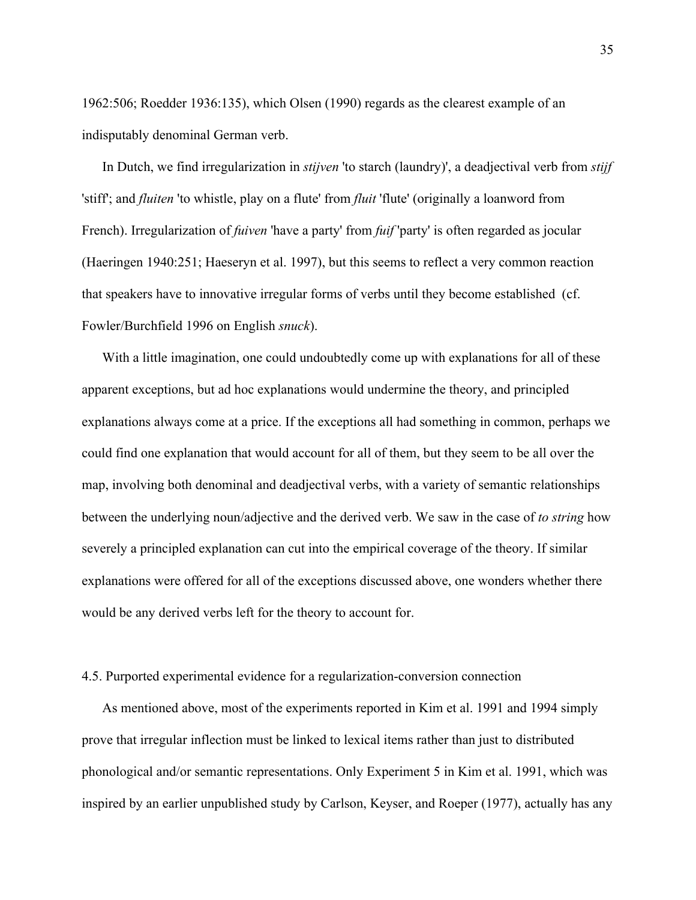1962:506; Roedder 1936:135), which Olsen (1990) regards as the clearest example of an indisputably denominal German verb.

In Dutch, we find irregularization in *stijven* 'to starch (laundry)', a deadjectival verb from *stijf* 'stiff'; and *fluiten* 'to whistle, play on a flute' from *fluit* 'flute' (originally a loanword from French). Irregularization of *fuiven* 'have a party' from *fuif* 'party' is often regarded as jocular (Haeringen 1940:251; Haeseryn et al. 1997), but this seems to reflect a very common reaction that speakers have to innovative irregular forms of verbs until they become established (cf. Fowler/Burchfield 1996 on English *snuck*).

With a little imagination, one could undoubtedly come up with explanations for all of these apparent exceptions, but ad hoc explanations would undermine the theory, and principled explanations always come at a price. If the exceptions all had something in common, perhaps we could find one explanation that would account for all of them, but they seem to be all over the map, involving both denominal and deadjectival verbs, with a variety of semantic relationships between the underlying noun/adjective and the derived verb. We saw in the case of *to string* how severely a principled explanation can cut into the empirical coverage of the theory. If similar explanations were offered for all of the exceptions discussed above, one wonders whether there would be any derived verbs left for the theory to account for.

## 4.5. Purported experimental evidence for a regularization-conversion connection

As mentioned above, most of the experiments reported in Kim et al. 1991 and 1994 simply prove that irregular inflection must be linked to lexical items rather than just to distributed phonological and/or semantic representations. Only Experiment 5 in Kim et al. 1991, which was inspired by an earlier unpublished study by Carlson, Keyser, and Roeper (1977), actually has any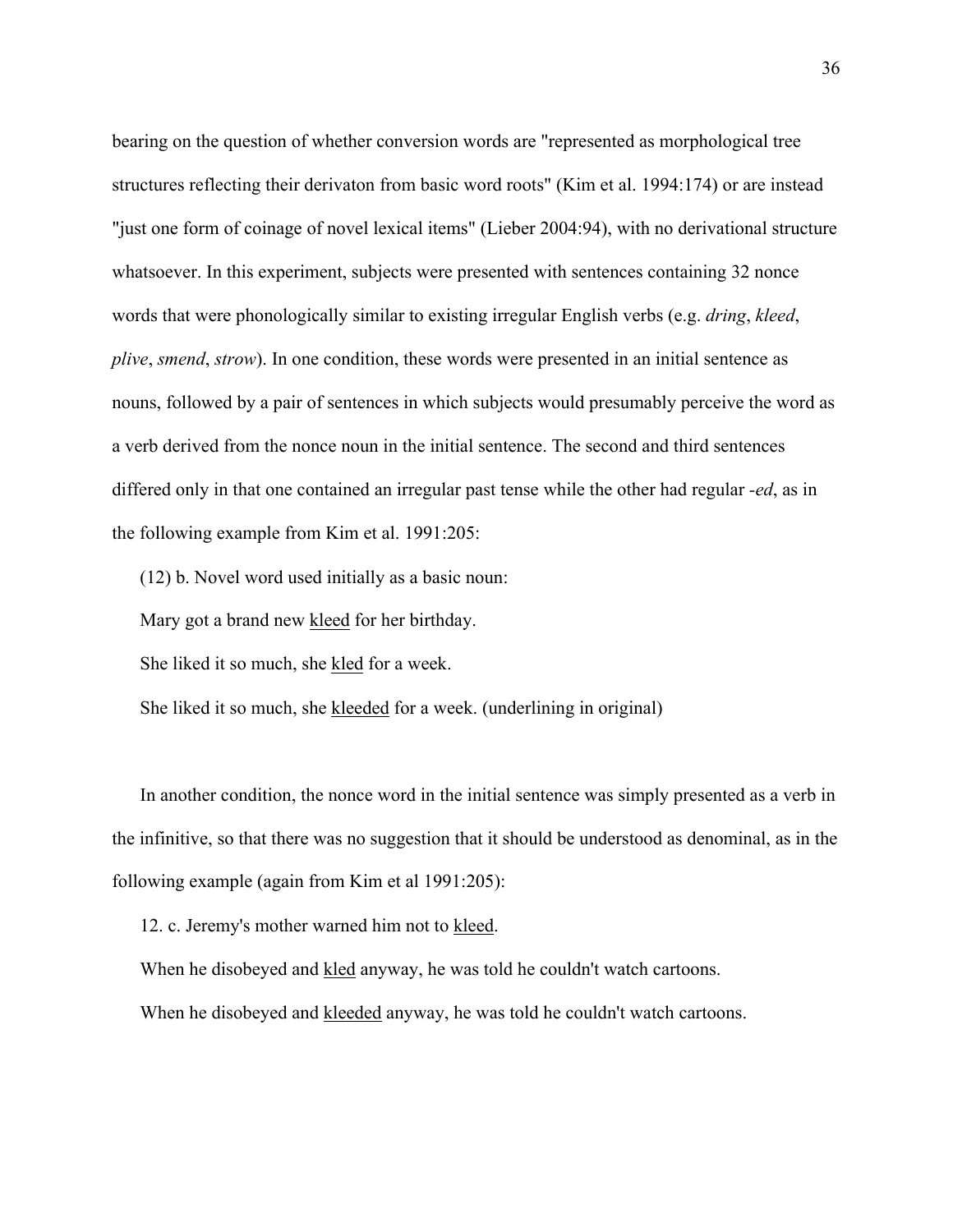bearing on the question of whether conversion words are "represented as morphological tree structures reflecting their derivaton from basic word roots" (Kim et al. 1994:174) or are instead "just one form of coinage of novel lexical items" (Lieber 2004:94), with no derivational structure whatsoever. In this experiment, subjects were presented with sentences containing 32 nonce words that were phonologically similar to existing irregular English verbs (e.g. *dring*, *kleed*, *plive*, *smend*, *strow*). In one condition, these words were presented in an initial sentence as nouns, followed by a pair of sentences in which subjects would presumably perceive the word as a verb derived from the nonce noun in the initial sentence. The second and third sentences differed only in that one contained an irregular past tense while the other had regular *-ed*, as in the following example from Kim et al. 1991:205:

(12) b. Novel word used initially as a basic noun:

Mary got a brand new <u>kleed</u> for her birthday.

She liked it so much, she <u>kled</u> for a week.

She liked it so much, she <u>kleeded</u> for a week. (underlining in original)

In another condition, the nonce word in the initial sentence was simply presented as a verb in the infinitive, so that there was no suggestion that it should be understood as denominal, as in the following example (again from Kim et al 1991:205):

12. c. Jeremy's mother warned him not to <u>kleed</u>.

When he disobeyed and <u>kled</u> anyway, he was told he couldn't watch cartoons.

When he disobeyed and <u>kleeded</u> anyway, he was told he couldn't watch cartoons.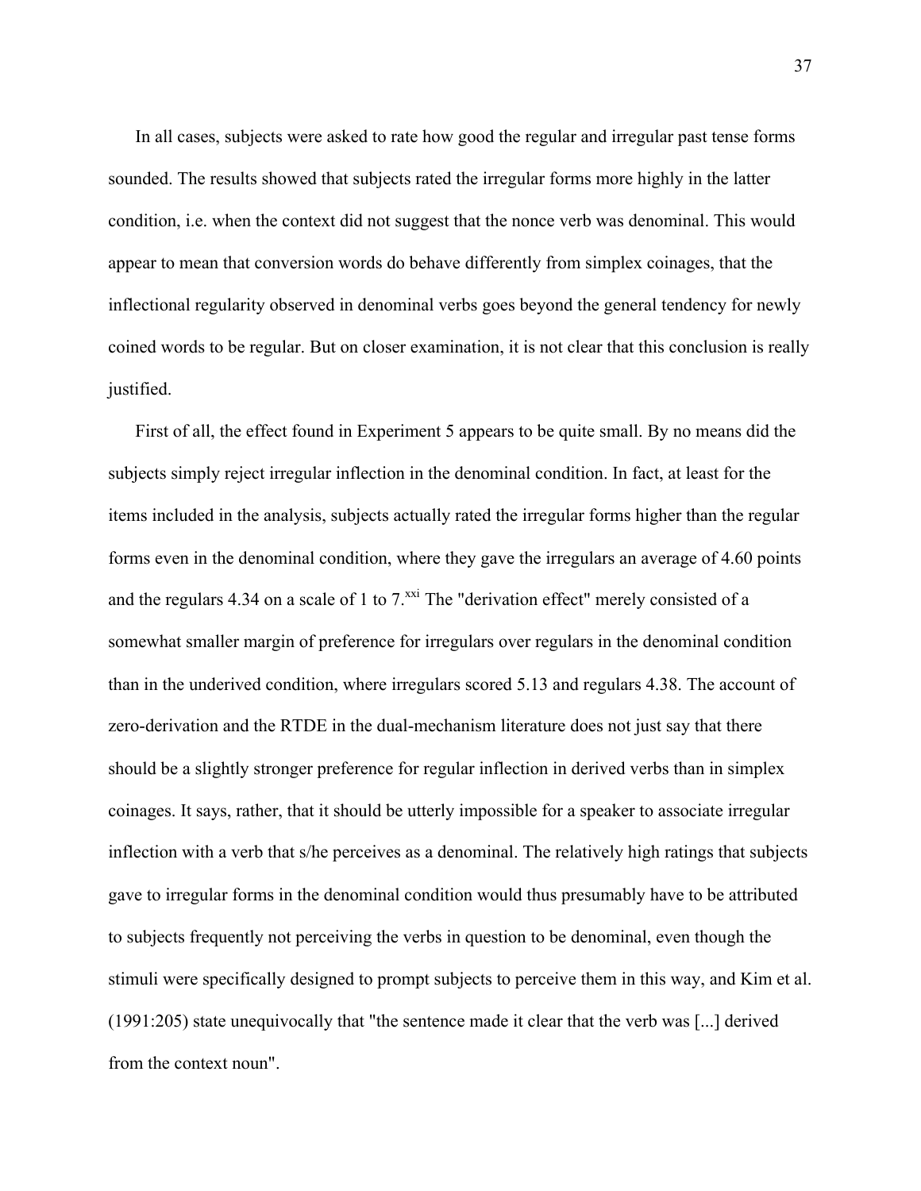In all cases, subjects were asked to rate how good the regular and irregular past tense forms sounded. The results showed that subjects rated the irregular forms more highly in the latter condition, i.e. when the context did not suggest that the nonce verb was denominal. This would appear to mean that conversion words do behave differently from simplex coinages, that the inflectional regularity observed in denominal verbs goes beyond the general tendency for newly coined words to be regular. But on closer examination, it is not clear that this conclusion is really justified.

First of all, the effect found in Experiment 5 appears to be quite small. By no means did the subjects simply reject irregular inflection in the denominal condition. In fact, at least for the items included in the analysis, subjects actually rated the irregular forms higher than the regular forms even in the denominal condition, where they gave the irregulars an average of 4.60 points and the regulars 4.34 on a scale of 1 to 7.[xxi] The "derivation effect" merely consisted of a somewhat smaller margin of preference for irregulars over regulars in the denominal condition than in the underived condition, where irregulars scored 5.13 and regulars 4.38. The account of zero-derivation and the RTDE in the dual-mechanism literature does not just say that there should be a slightly stronger preference for regular inflection in derived verbs than in simplex coinages. It says, rather, that it should be utterly impossible for a speaker to associate irregular inflection with a verb that s/he perceives as a denominal. The relatively high ratings that subjects gave to irregular forms in the denominal condition would thus presumably have to be attributed to subjects frequently not perceiving the verbs in question to be denominal, even though the stimuli were specifically designed to prompt subjects to perceive them in this way, and Kim et al. (1991:205) state unequivocally that "the sentence made it clear that the verb was [...] derived from the context noun".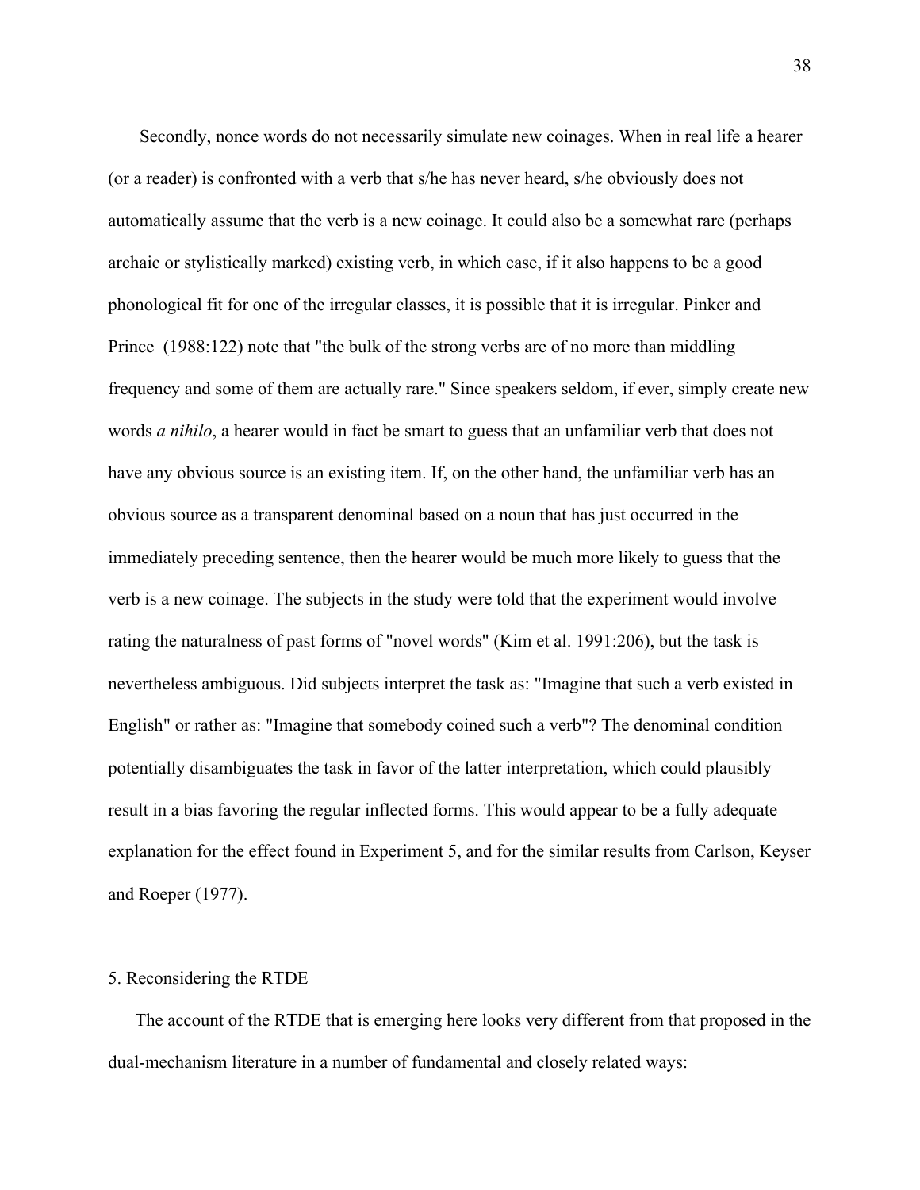Secondly, nonce words do not necessarily simulate new coinages. When in real life a hearer (or a reader) is confronted with a verb that s/he has never heard, s/he obviously does not automatically assume that the verb is a new coinage. It could also be a somewhat rare (perhaps archaic or stylistically marked) existing verb, in which case, if it also happens to be a good phonological fit for one of the irregular classes, it is possible that it is irregular. Pinker and Prince (1988:122) note that "the bulk of the strong verbs are of no more than middling frequency and some of them are actually rare." Since speakers seldom, if ever, simply create new words *a nihilo*, a hearer would in fact be smart to guess that an unfamiliar verb that does not have any obvious source is an existing item. If, on the other hand, the unfamiliar verb has an obvious source as a transparent denominal based on a noun that has just occurred in the immediately preceding sentence, then the hearer would be much more likely to guess that the verb is a new coinage. The subjects in the study were told that the experiment would involve rating the naturalness of past forms of "novel words" (Kim et al. 1991:206), but the task is nevertheless ambiguous. Did subjects interpret the task as: "Imagine that such a verb existed in English" or rather as: "Imagine that somebody coined such a verb"? The denominal condition potentially disambiguates the task in favor of the latter interpretation, which could plausibly result in a bias favoring the regular inflected forms. This would appear to be a fully adequate explanation for the effect found in Experiment 5, and for the similar results from Carlson, Keyser and Roeper (1977).

## 5. Reconsidering the RTDE

The account of the RTDE that is emerging here looks very different from that proposed in the dual-mechanism literature in a number of fundamental and closely related ways: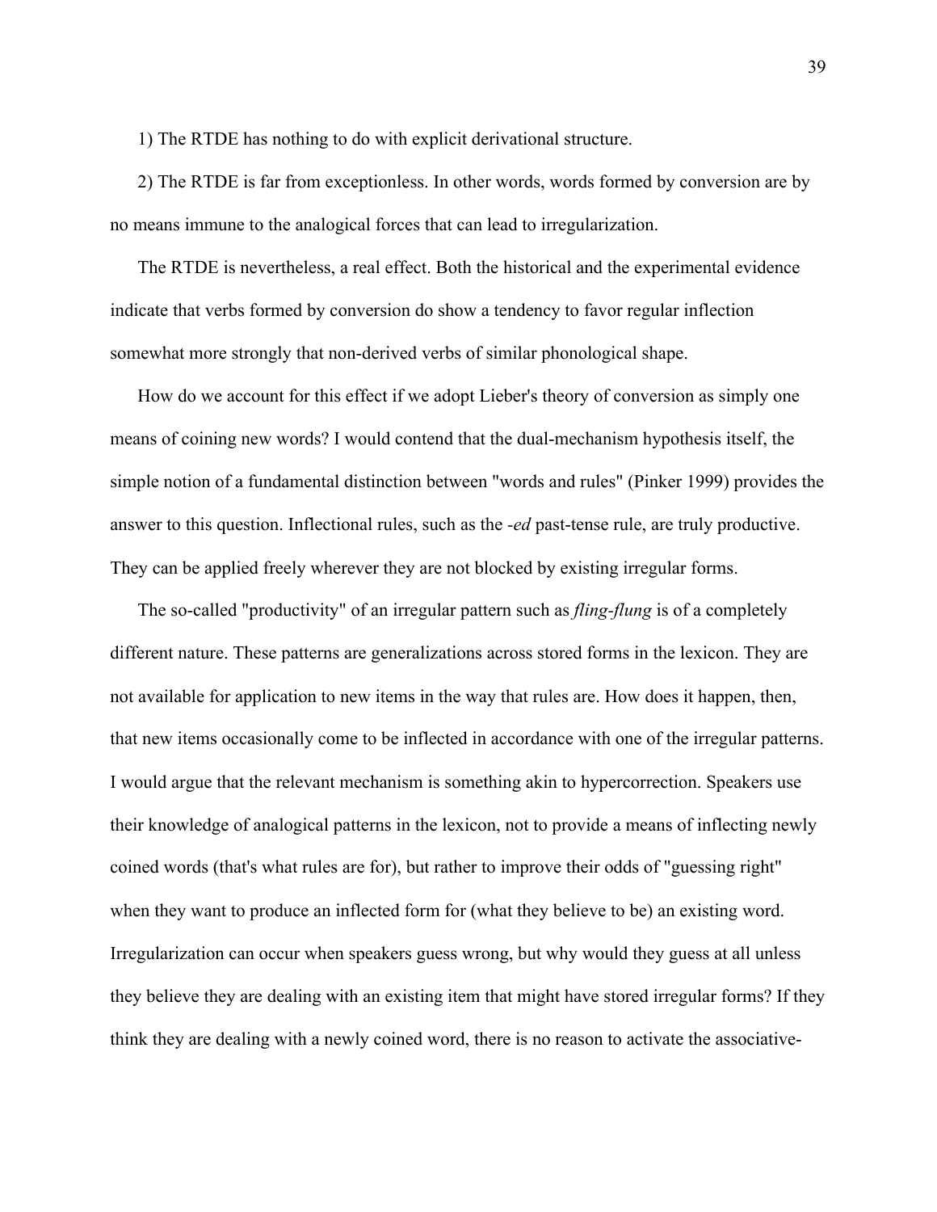1) The RTDE has nothing to do with explicit derivational structure.

2) The RTDE is far from exceptionless. In other words, words formed by conversion are by no means immune to the analogical forces that can lead to irregularization.

The RTDE is nevertheless, a real effect. Both the historical and the experimental evidence indicate that verbs formed by conversion do show a tendency to favor regular inflection somewhat more strongly that non-derived verbs of similar phonological shape.

How do we account for this effect if we adopt Lieber's theory of conversion as simply one means of coining new words? I would contend that the dual-mechanism hypothesis itself, the simple notion of a fundamental distinction between "words and rules" (Pinker 1999) provides the answer to this question. Inflectional rules, such as the *-ed* past-tense rule, are truly productive. They can be applied freely wherever they are not blocked by existing irregular forms.

The so-called "productivity" of an irregular pattern such as *fling-flung* is of a completely different nature. These patterns are generalizations across stored forms in the lexicon. They are not available for application to new items in the way that rules are. How does it happen, then, that new items occasionally come to be inflected in accordance with one of the irregular patterns. I would argue that the relevant mechanism is something akin to hypercorrection. Speakers use their knowledge of analogical patterns in the lexicon, not to provide a means of inflecting newly coined words (that's what rules are for), but rather to improve their odds of "guessing right" when they want to produce an inflected form for (what they believe to be) an existing word. Irregularization can occur when speakers guess wrong, but why would they guess at all unless they believe they are dealing with an existing item that might have stored irregular forms? If they think they are dealing with a newly coined word, there is no reason to activate the associative-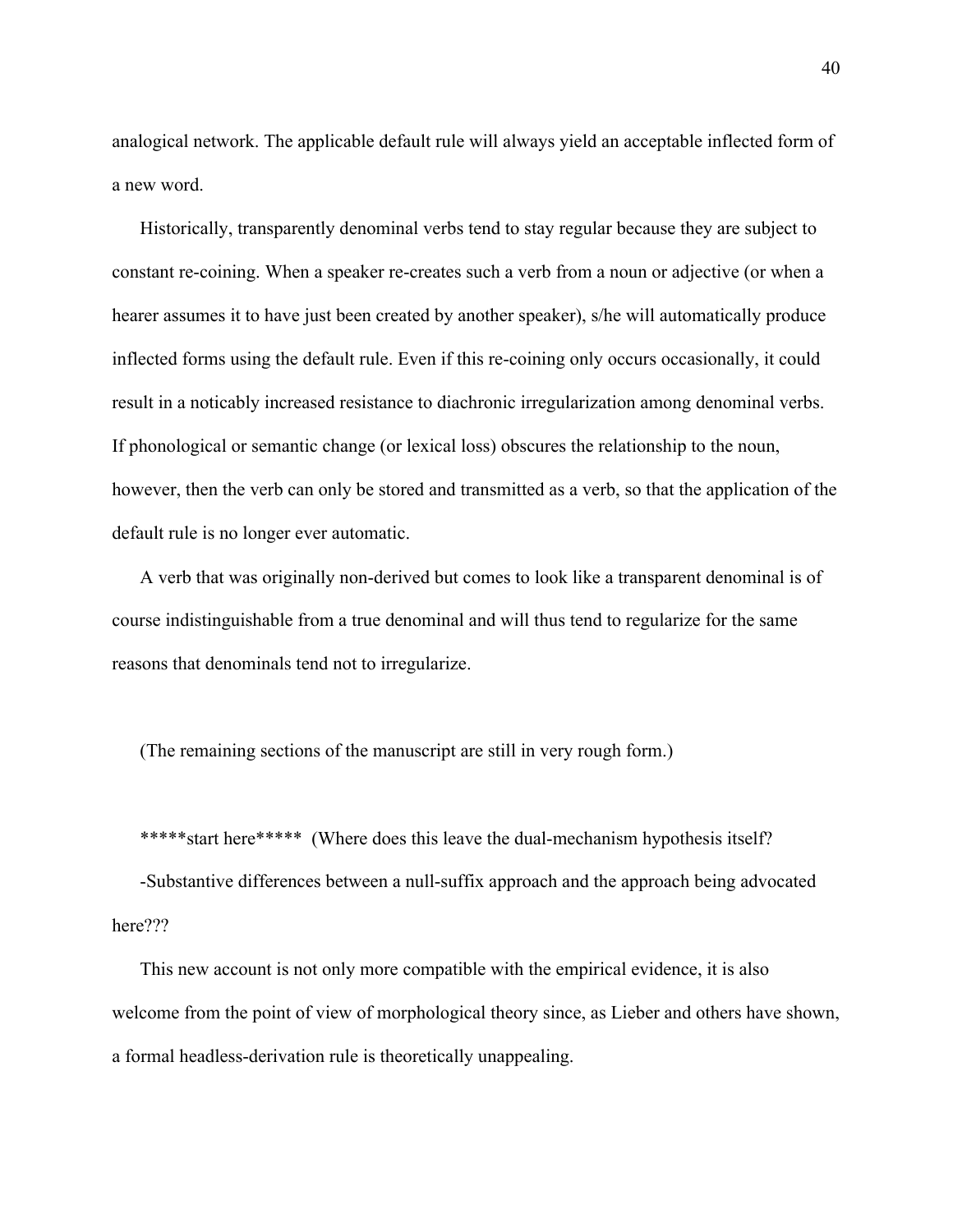analogical network. The applicable default rule will always yield an acceptable inflected form of a new word.

Historically, transparently denominal verbs tend to stay regular because they are subject to constant re-coining. When a speaker re-creates such a verb from a noun or adjective (or when a hearer assumes it to have just been created by another speaker), s/he will automatically produce inflected forms using the default rule. Even if this re-coining only occurs occasionally, it could result in a noticably increased resistance to diachronic irregularization among denominal verbs. If phonological or semantic change (or lexical loss) obscures the relationship to the noun, however, then the verb can only be stored and transmitted as a verb, so that the application of the default rule is no longer ever automatic.

A verb that was originally non-derived but comes to look like a transparent denominal is of course indistinguishable from a true denominal and will thus tend to regularize for the same reasons that denominals tend not to irregularize.

(The remaining sections of the manuscript are still in very rough form.)

*****start here*****  (Where does this leave the dual-mechanism hypothesis itself?

-Substantive differences between a null-suffix approach and the approach being advocated here???

This new account is not only more compatible with the empirical evidence, it is also welcome from the point of view of morphological theory since, as Lieber and others have shown, a formal headless-derivation rule is theoretically unappealing.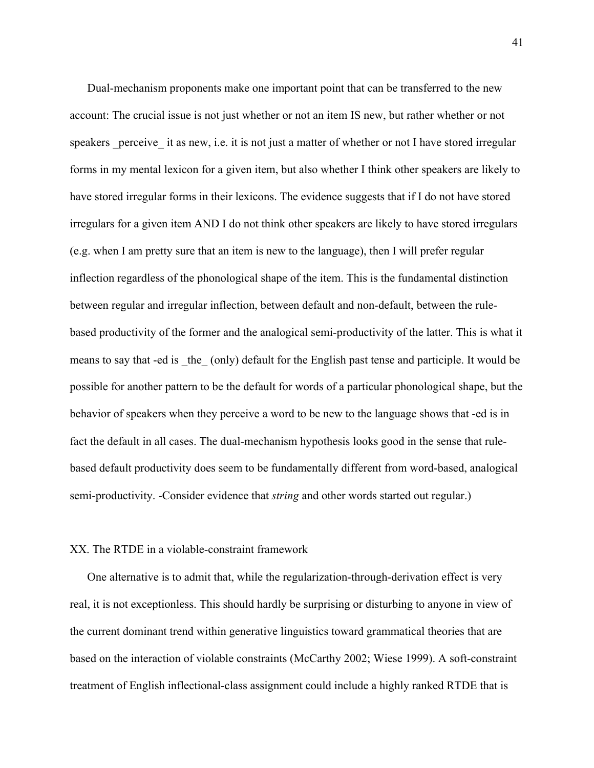Dual-mechanism proponents make one important point that can be transferred to the new account: The crucial issue is not just whether or not an item IS new, but rather whether or not speakers _perceive_ it as new, i.e. it is not just a matter of whether or not I have stored irregular forms in my mental lexicon for a given item, but also whether I think other speakers are likely to have stored irregular forms in their lexicons. The evidence suggests that if I do not have stored irregulars for a given item AND I do not think other speakers are likely to have stored irregulars (e.g. when I am pretty sure that an item is new to the language), then I will prefer regular inflection regardless of the phonological shape of the item. This is the fundamental distinction between regular and irregular inflection, between default and non-default, between the rule-based productivity of the former and the analogical semi-productivity of the latter. This is what it means to say that -ed is _the_ (only) default for the English past tense and participle. It would be possible for another pattern to be the default for words of a particular phonological shape, but the behavior of speakers when they perceive a word to be new to the language shows that -ed is in fact the default in all cases. The dual-mechanism hypothesis looks good in the sense that rule-based default productivity does seem to be fundamentally different from word-based, analogical semi-productivity. -Consider evidence that *string* and other words started out regular.)

## XX. The RTDE in a violable-constraint framework

One alternative is to admit that, while the regularization-through-derivation effect is very real, it is not exceptionless. This should hardly be surprising or disturbing to anyone in view of the current dominant trend within generative linguistics toward grammatical theories that are based on the interaction of violable constraints (McCarthy 2002; Wiese 1999). A soft-constraint treatment of English inflectional-class assignment could include a highly ranked RTDE that is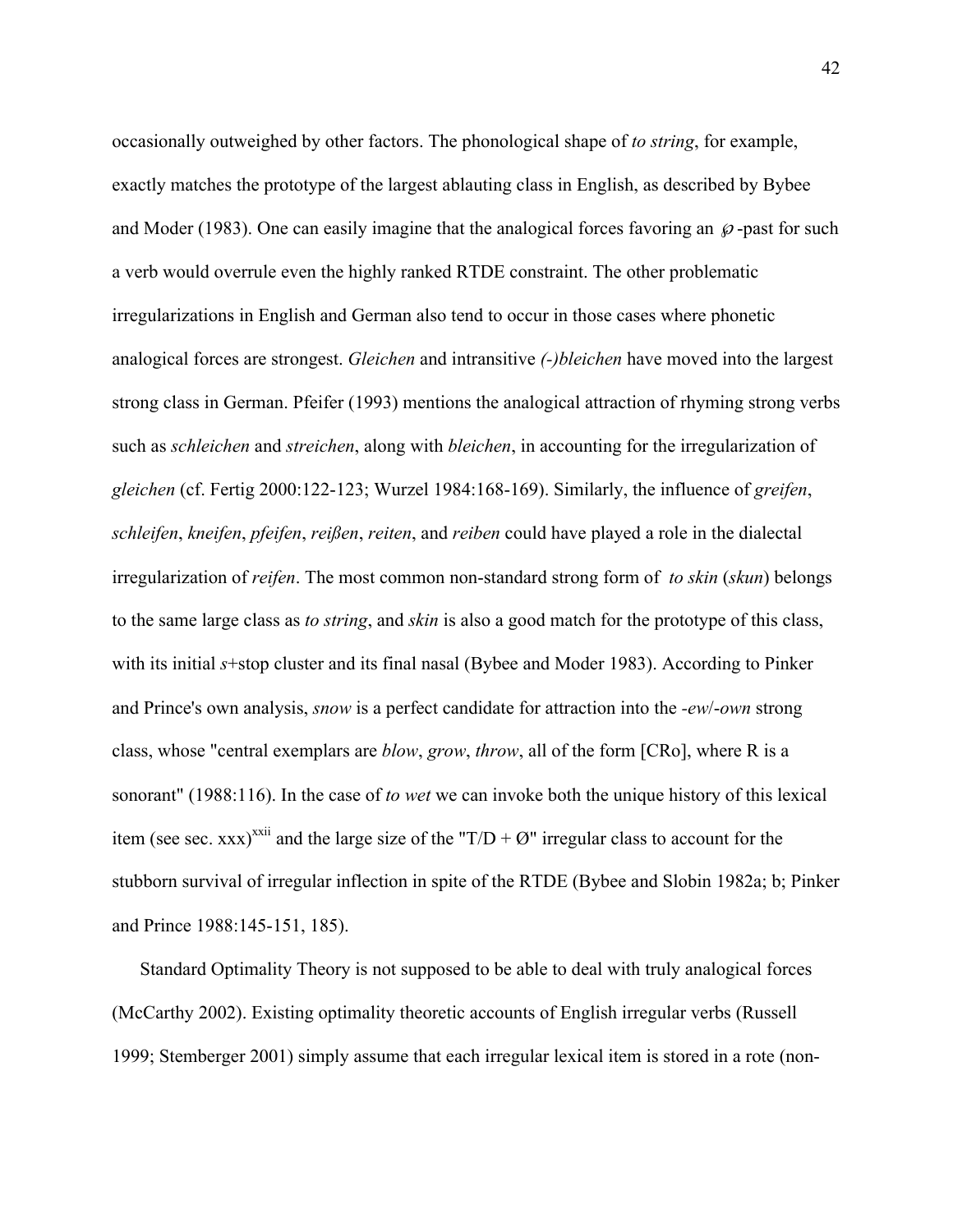occasionally outweighed by other factors. The phonological shape of *to string*, for example, exactly matches the prototype of the largest ablauting class in English, as described by Bybee and Moder (1983). One can easily imagine that the analogical forces favoring an ℘-past for such a verb would overrule even the highly ranked RTDE constraint. The other problematic irregularizations in English and German also tend to occur in those cases where phonetic analogical forces are strongest. *Gleichen* and intransitive *(-)bleichen* have moved into the largest strong class in German. Pfeifer (1993) mentions the analogical attraction of rhyming strong verbs such as *schleichen* and *streichen*, along with *bleichen*, in accounting for the irregularization of *gleichen* (cf. Fertig 2000:122-123; Wurzel 1984:168-169). Similarly, the influence of *greifen*, *schleifen*, *kneifen*, *pfeifen*, *reißen*, *reiten*, and *reiben* could have played a role in the dialectal irregularization of *reifen*. The most common non-standard strong form of *to skin* (*skun*) belongs to the same large class as *to string*, and *skin* is also a good match for the prototype of this class, with its initial *s*+stop cluster and its final nasal (Bybee and Moder 1983). According to Pinker and Prince's own analysis, *snow* is a perfect candidate for attraction into the *-ew*/*-own* strong class, whose "central exemplars are *blow*, *grow*, *throw*, all of the form [CRo], where R is a sonorant" (1988:116). In the case of *to wet* we can invoke both the unique history of this lexical item (see sec. xxx)[xxii] and the large size of the "T/D + Ø" irregular class to account for the stubborn survival of irregular inflection in spite of the RTDE (Bybee and Slobin 1982a; b; Pinker and Prince 1988:145-151, 185).

Standard Optimality Theory is not supposed to be able to deal with truly analogical forces (McCarthy 2002). Existing optimality theoretic accounts of English irregular verbs (Russell 1999; Stemberger 2001) simply assume that each irregular lexical item is stored in a rote (non-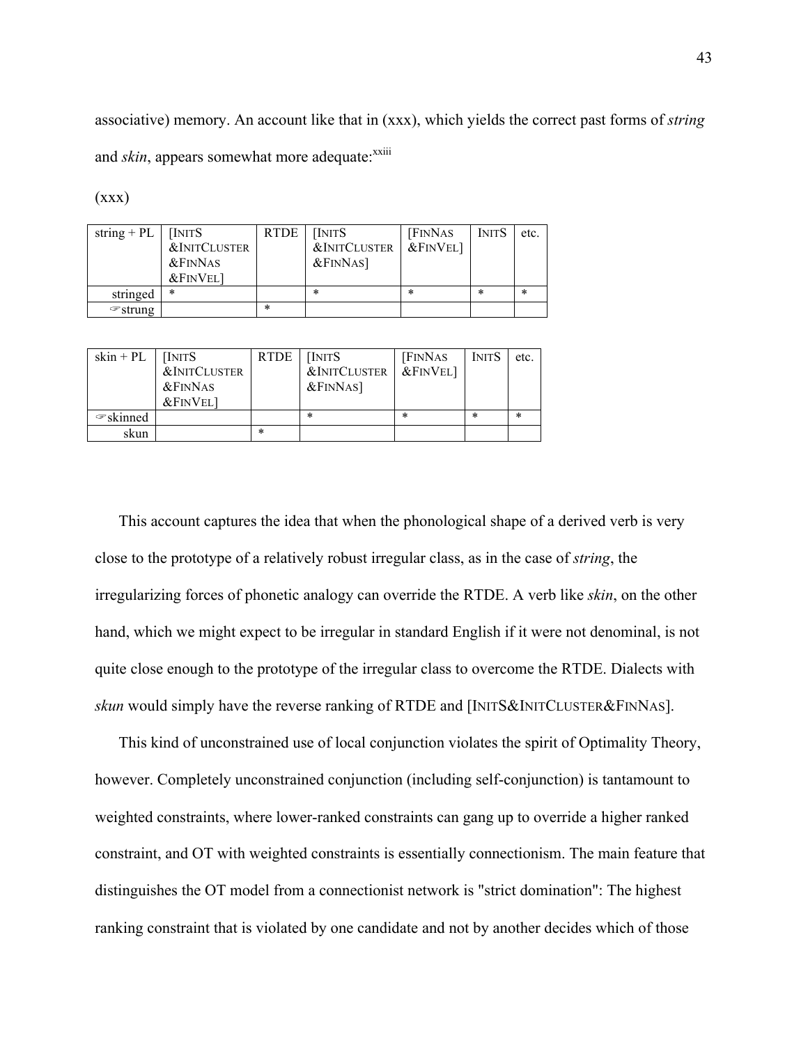associative) memory. An account like that in (xxx), which yields the correct past forms of *string* and *skin*, appears somewhat more adequate:[xxiii]

(xxx)

| string + PL | [INITS &INITCLUSTER &FINNAS &FINVEL] | RTDE | [INITS &INITCLUSTER &FINNAS] | [FINNAS &FINVEL] | INITS | etc. |
|---|---|---|---|---|---|---|
| stringed | * | | * | * | * | * |
| ☞strung | | * | | | | |

| skin + PL | [INITS &INITCLUSTER &FINNAS &FINVEL] | RTDE | [INITS &INITCLUSTER &FINNAS] | [FINNAS &FINVEL] | INITS | etc. |
|---|---|---|---|---|---|---|
| ☞skinned | | | * | * | * | * |
| skun | | * | | | | |

This account captures the idea that when the phonological shape of a derived verb is very close to the prototype of a relatively robust irregular class, as in the case of *string*, the irregularizing forces of phonetic analogy can override the RTDE. A verb like *skin*, on the other hand, which we might expect to be irregular in standard English if it were not denominal, is not quite close enough to the prototype of the irregular class to overcome the RTDE. Dialects with *skun* would simply have the reverse ranking of RTDE and [INITS&INITCLUSTER&FINNAS].

This kind of unconstrained use of local conjunction violates the spirit of Optimality Theory, however. Completely unconstrained conjunction (including self-conjunction) is tantamount to weighted constraints, where lower-ranked constraints can gang up to override a higher ranked constraint, and OT with weighted constraints is essentially connectionism. The main feature that distinguishes the OT model from a connectionist network is "strict domination": The highest ranking constraint that is violated by one candidate and not by another decides which of those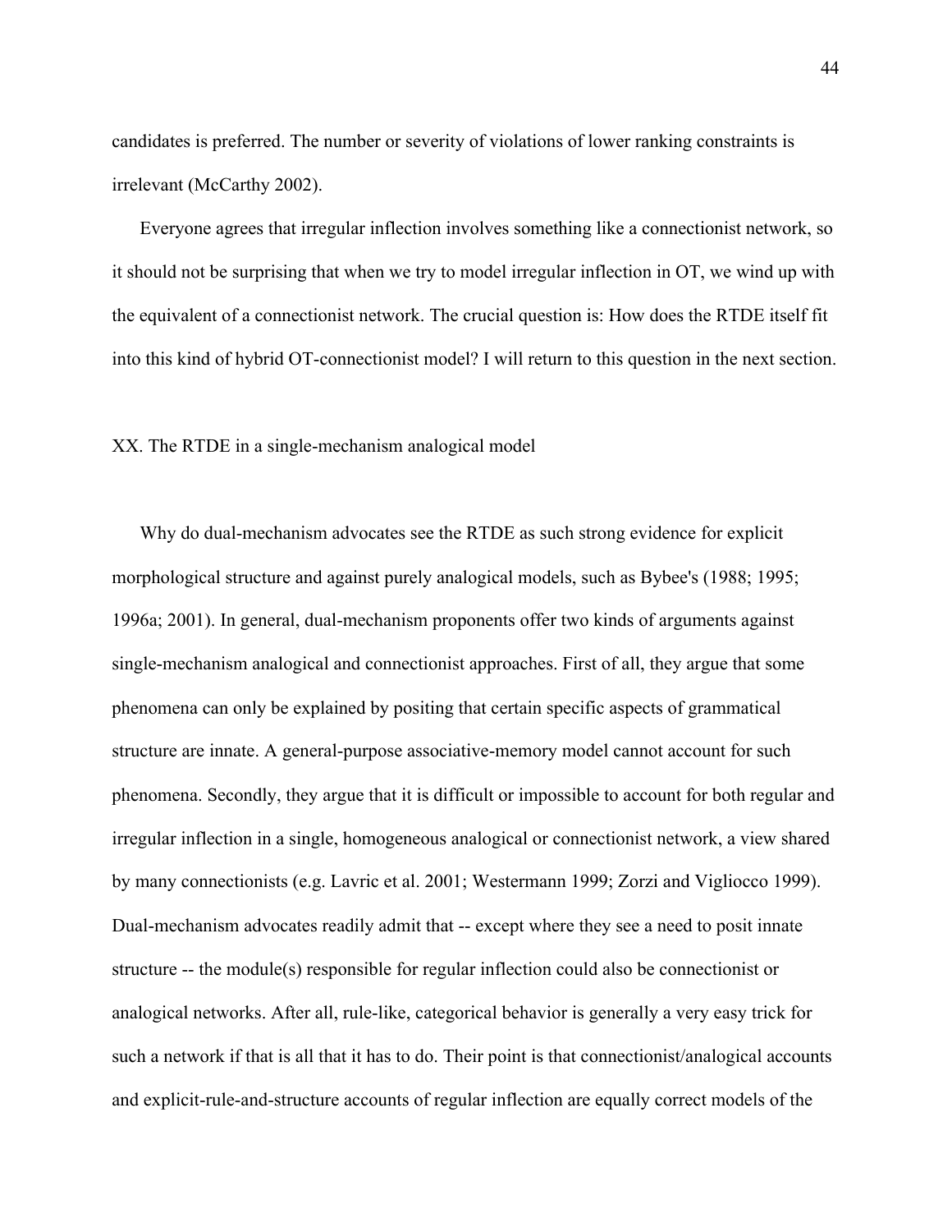candidates is preferred. The number or severity of violations of lower ranking constraints is irrelevant (McCarthy 2002).

Everyone agrees that irregular inflection involves something like a connectionist network, so it should not be surprising that when we try to model irregular inflection in OT, we wind up with the equivalent of a connectionist network. The crucial question is: How does the RTDE itself fit into this kind of hybrid OT-connectionist model? I will return to this question in the next section.

## XX. The RTDE in a single-mechanism analogical model

Why do dual-mechanism advocates see the RTDE as such strong evidence for explicit morphological structure and against purely analogical models, such as Bybee's (1988; 1995; 1996a; 2001). In general, dual-mechanism proponents offer two kinds of arguments against single-mechanism analogical and connectionist approaches. First of all, they argue that some phenomena can only be explained by positing that certain specific aspects of grammatical structure are innate. A general-purpose associative-memory model cannot account for such phenomena. Secondly, they argue that it is difficult or impossible to account for both regular and irregular inflection in a single, homogeneous analogical or connectionist network, a view shared by many connectionists (e.g. Lavric et al. 2001; Westermann 1999; Zorzi and Vigliocco 1999). Dual-mechanism advocates readily admit that -- except where they see a need to posit innate structure -- the module(s) responsible for regular inflection could also be connectionist or analogical networks. After all, rule-like, categorical behavior is generally a very easy trick for such a network if that is all that it has to do. Their point is that connectionist/analogical accounts and explicit-rule-and-structure accounts of regular inflection are equally correct models of the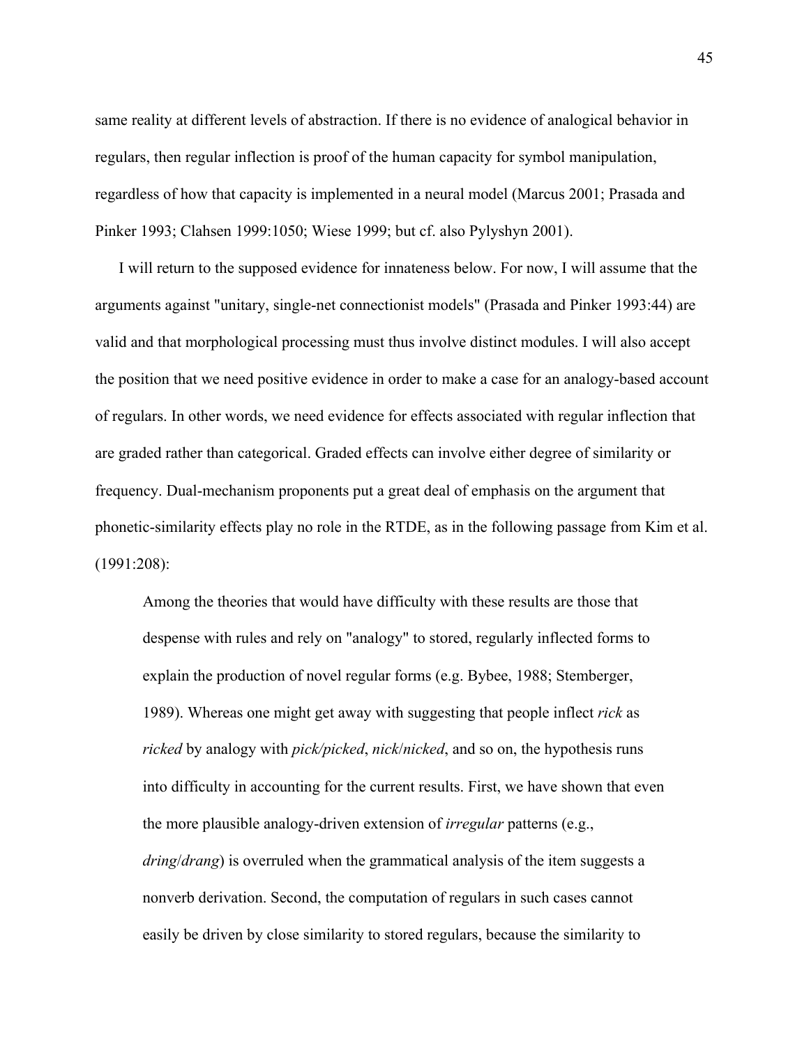same reality at different levels of abstraction. If there is no evidence of analogical behavior in regulars, then regular inflection is proof of the human capacity for symbol manipulation, regardless of how that capacity is implemented in a neural model (Marcus 2001; Prasada and Pinker 1993; Clahsen 1999:1050; Wiese 1999; but cf. also Pylyshyn 2001).

I will return to the supposed evidence for innateness below. For now, I will assume that the arguments against "unitary, single-net connectionist models" (Prasada and Pinker 1993:44) are valid and that morphological processing must thus involve distinct modules. I will also accept the position that we need positive evidence in order to make a case for an analogy-based account of regulars. In other words, we need evidence for effects associated with regular inflection that are graded rather than categorical. Graded effects can involve either degree of similarity or frequency. Dual-mechanism proponents put a great deal of emphasis on the argument that phonetic-similarity effects play no role in the RTDE, as in the following passage from Kim et al. (1991:208):

> Among the theories that would have difficulty with these results are those that despense with rules and rely on "analogy" to stored, regularly inflected forms to explain the production of novel regular forms (e.g. Bybee, 1988; Stemberger, 1989). Whereas one might get away with suggesting that people inflect *rick* as *ricked* by analogy with *pick/picked*, *nick*/*nicked*, and so on, the hypothesis runs into difficulty in accounting for the current results. First, we have shown that even the more plausible analogy-driven extension of *irregular* patterns (e.g., *dring*/*drang*) is overruled when the grammatical analysis of the item suggests a nonverb derivation. Second, the computation of regulars in such cases cannot easily be driven by close similarity to stored regulars, because the similarity to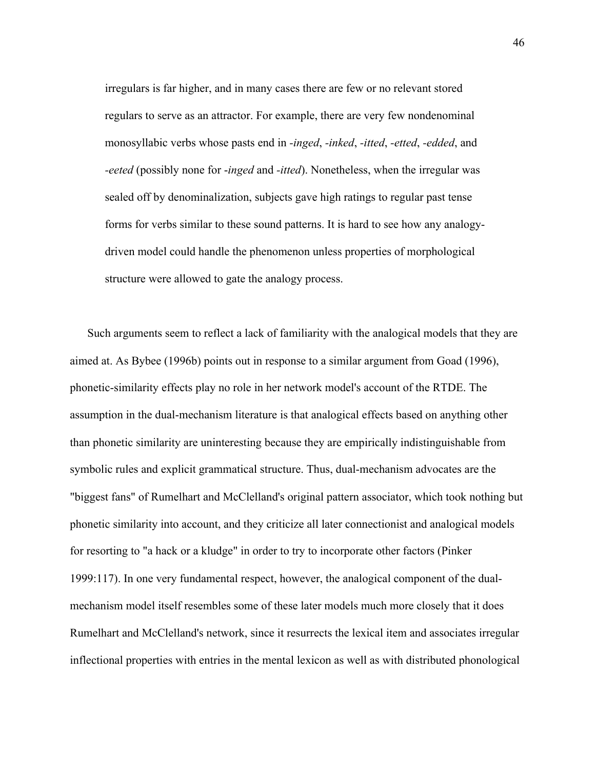> irregulars is far higher, and in many cases there are few or no relevant stored regulars to serve as an attractor. For example, there are very few nondenominal monosyllabic verbs whose pasts end in *-inged*, *-inked*, *-itted*, *-etted*, *-edded*, and *-eeted* (possibly none for *-inged* and *-itted*). Nonetheless, when the irregular was sealed off by denominalization, subjects gave high ratings to regular past tense forms for verbs similar to these sound patterns. It is hard to see how any analogy-driven model could handle the phenomenon unless properties of morphological structure were allowed to gate the analogy process.

Such arguments seem to reflect a lack of familiarity with the analogical models that they are aimed at. As Bybee (1996b) points out in response to a similar argument from Goad (1996), phonetic-similarity effects play no role in her network model's account of the RTDE. The assumption in the dual-mechanism literature is that analogical effects based on anything other than phonetic similarity are uninteresting because they are empirically indistinguishable from symbolic rules and explicit grammatical structure. Thus, dual-mechanism advocates are the "biggest fans" of Rumelhart and McClelland's original pattern associator, which took nothing but phonetic similarity into account, and they criticize all later connectionist and analogical models for resorting to "a hack or a kludge" in order to try to incorporate other factors (Pinker 1999:117). In one very fundamental respect, however, the analogical component of the dual-mechanism model itself resembles some of these later models much more closely that it does Rumelhart and McClelland's network, since it resurrects the lexical item and associates irregular inflectional properties with entries in the mental lexicon as well as with distributed phonological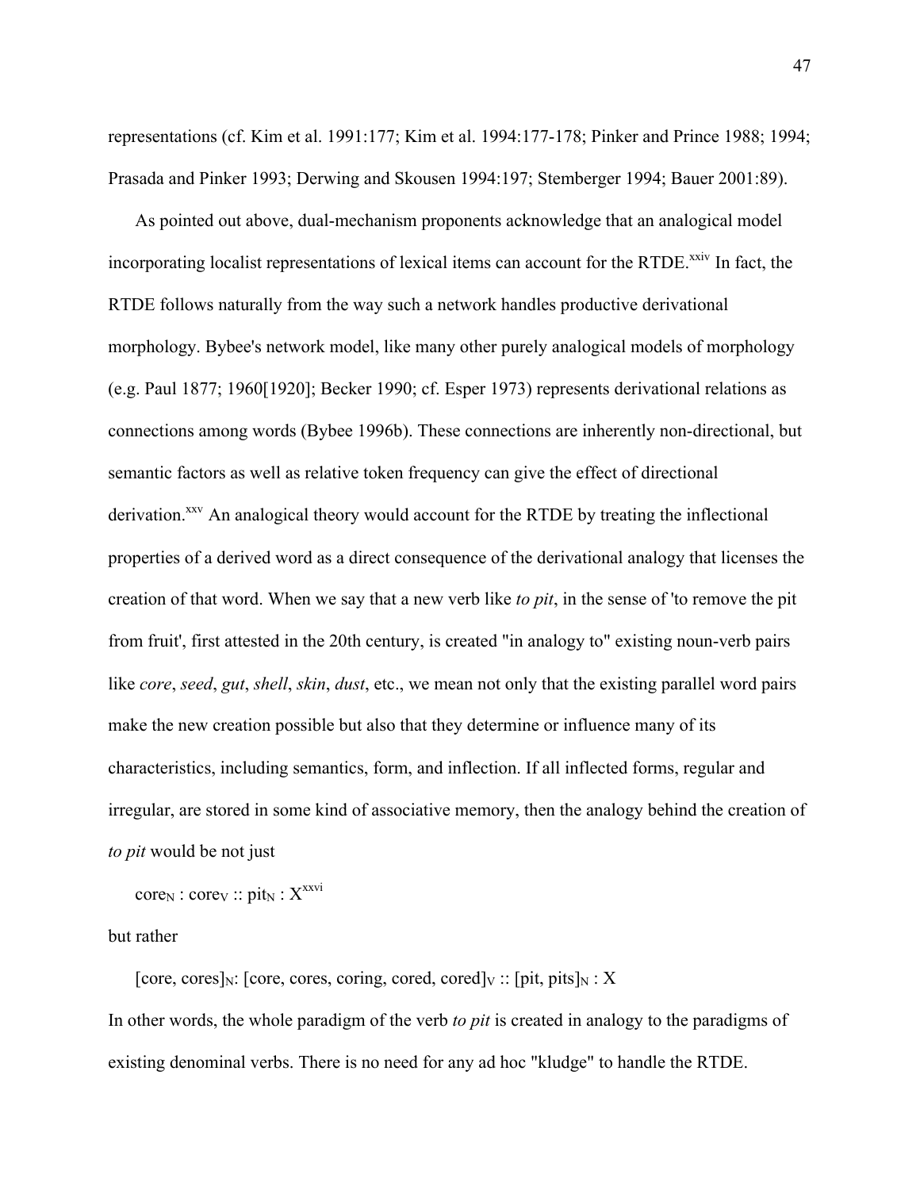representations (cf. Kim et al. 1991:177; Kim et al. 1994:177-178; Pinker and Prince 1988; 1994; Prasada and Pinker 1993; Derwing and Skousen 1994:197; Stemberger 1994; Bauer 2001:89).

As pointed out above, dual-mechanism proponents acknowledge that an analogical model incorporating localist representations of lexical items can account for the RTDE.[xxiv] In fact, the RTDE follows naturally from the way such a network handles productive derivational morphology. Bybee's network model, like many other purely analogical models of morphology (e.g. Paul 1877; 1960[1920]; Becker 1990; cf. Esper 1973) represents derivational relations as connections among words (Bybee 1996b). These connections are inherently non-directional, but semantic factors as well as relative token frequency can give the effect of directional derivation.[xxv] An analogical theory would account for the RTDE by treating the inflectional properties of a derived word as a direct consequence of the derivational analogy that licenses the creation of that word. When we say that a new verb like *to pit*, in the sense of 'to remove the pit from fruit', first attested in the 20th century, is created "in analogy to" existing noun-verb pairs like *core*, *seed*, *gut*, *shell*, *skin*, *dust*, etc., we mean not only that the existing parallel word pairs make the new creation possible but also that they determine or influence many of its characteristics, including semantics, form, and inflection. If all inflected forms, regular and irregular, are stored in some kind of associative memory, then the analogy behind the creation of *to pit* would be not just

$\text{core}_N : \text{core}_V :: \text{pit}_N : X$[xxvi]

but rather

$[\text{core, cores}]_N : [\text{core, cores, coring, cored, cored}]_V :: [\text{pit, pits}]_N : X$

In other words, the whole paradigm of the verb *to pit* is created in analogy to the paradigms of existing denominal verbs. There is no need for any ad hoc "kludge" to handle the RTDE.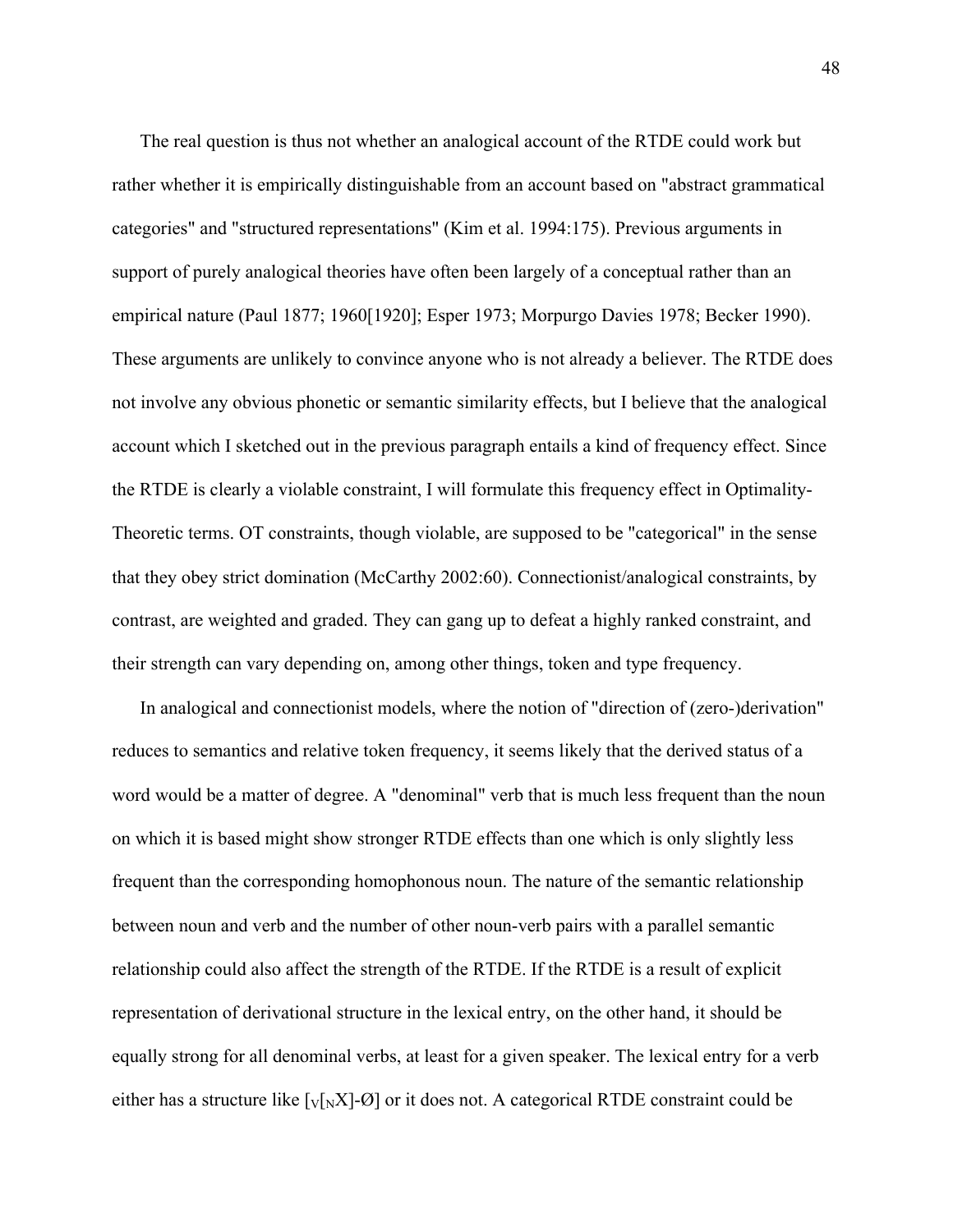The real question is thus not whether an analogical account of the RTDE could work but rather whether it is empirically distinguishable from an account based on "abstract grammatical categories" and "structured representations" (Kim et al. 1994:175). Previous arguments in support of purely analogical theories have often been largely of a conceptual rather than an empirical nature (Paul 1877; 1960[1920]; Esper 1973; Morpurgo Davies 1978; Becker 1990). These arguments are unlikely to convince anyone who is not already a believer. The RTDE does not involve any obvious phonetic or semantic similarity effects, but I believe that the analogical account which I sketched out in the previous paragraph entails a kind of frequency effect. Since the RTDE is clearly a violable constraint, I will formulate this frequency effect in Optimality-Theoretic terms. OT constraints, though violable, are supposed to be "categorical" in the sense that they obey strict domination (McCarthy 2002:60). Connectionist/analogical constraints, by contrast, are weighted and graded. They can gang up to defeat a highly ranked constraint, and their strength can vary depending on, among other things, token and type frequency.

In analogical and connectionist models, where the notion of "direction of (zero-)derivation" reduces to semantics and relative token frequency, it seems likely that the derived status of a word would be a matter of degree. A "denominal" verb that is much less frequent than the noun on which it is based might show stronger RTDE effects than one which is only slightly less frequent than the corresponding homophonous noun. The nature of the semantic relationship between noun and verb and the number of other noun-verb pairs with a parallel semantic relationship could also affect the strength of the RTDE. If the RTDE is a result of explicit representation of derivational structure in the lexical entry, on the other hand, it should be equally strong for all denominal verbs, at least for a given speaker. The lexical entry for a verb either has a structure like $[_V[_N X]\text{-}Ø]$ or it does not. A categorical RTDE constraint could be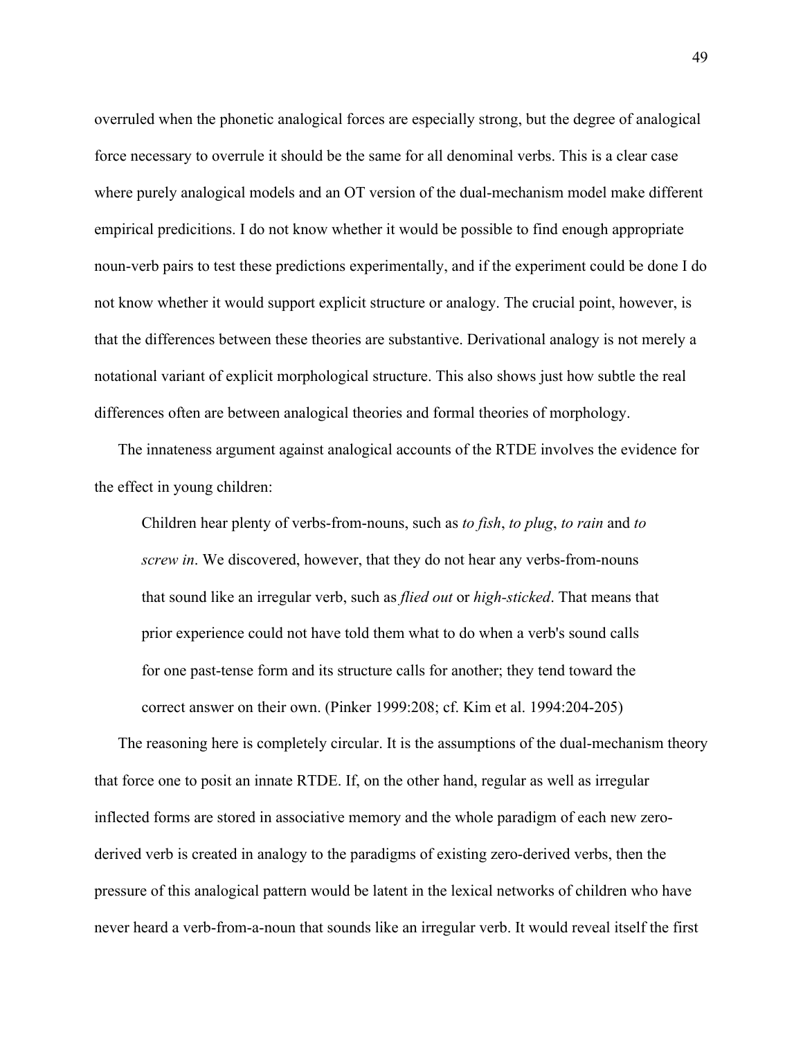overruled when the phonetic analogical forces are especially strong, but the degree of analogical force necessary to overrule it should be the same for all denominal verbs. This is a clear case where purely analogical models and an OT version of the dual-mechanism model make different empirical predicitions. I do not know whether it would be possible to find enough appropriate noun-verb pairs to test these predictions experimentally, and if the experiment could be done I do not know whether it would support explicit structure or analogy. The crucial point, however, is that the differences between these theories are substantive. Derivational analogy is not merely a notational variant of explicit morphological structure. This also shows just how subtle the real differences often are between analogical theories and formal theories of morphology.

The innateness argument against analogical accounts of the RTDE involves the evidence for the effect in young children:

> Children hear plenty of verbs-from-nouns, such as *to fish*, *to plug*, *to rain* and *to screw in*. We discovered, however, that they do not hear any verbs-from-nouns that sound like an irregular verb, such as *flied out* or *high-sticked*. That means that prior experience could not have told them what to do when a verb's sound calls for one past-tense form and its structure calls for another; they tend toward the correct answer on their own. (Pinker 1999:208; cf. Kim et al. 1994:204-205)

The reasoning here is completely circular. It is the assumptions of the dual-mechanism theory that force one to posit an innate RTDE. If, on the other hand, regular as well as irregular inflected forms are stored in associative memory and the whole paradigm of each new zero-derived verb is created in analogy to the paradigms of existing zero-derived verbs, then the pressure of this analogical pattern would be latent in the lexical networks of children who have never heard a verb-from-a-noun that sounds like an irregular verb. It would reveal itself the first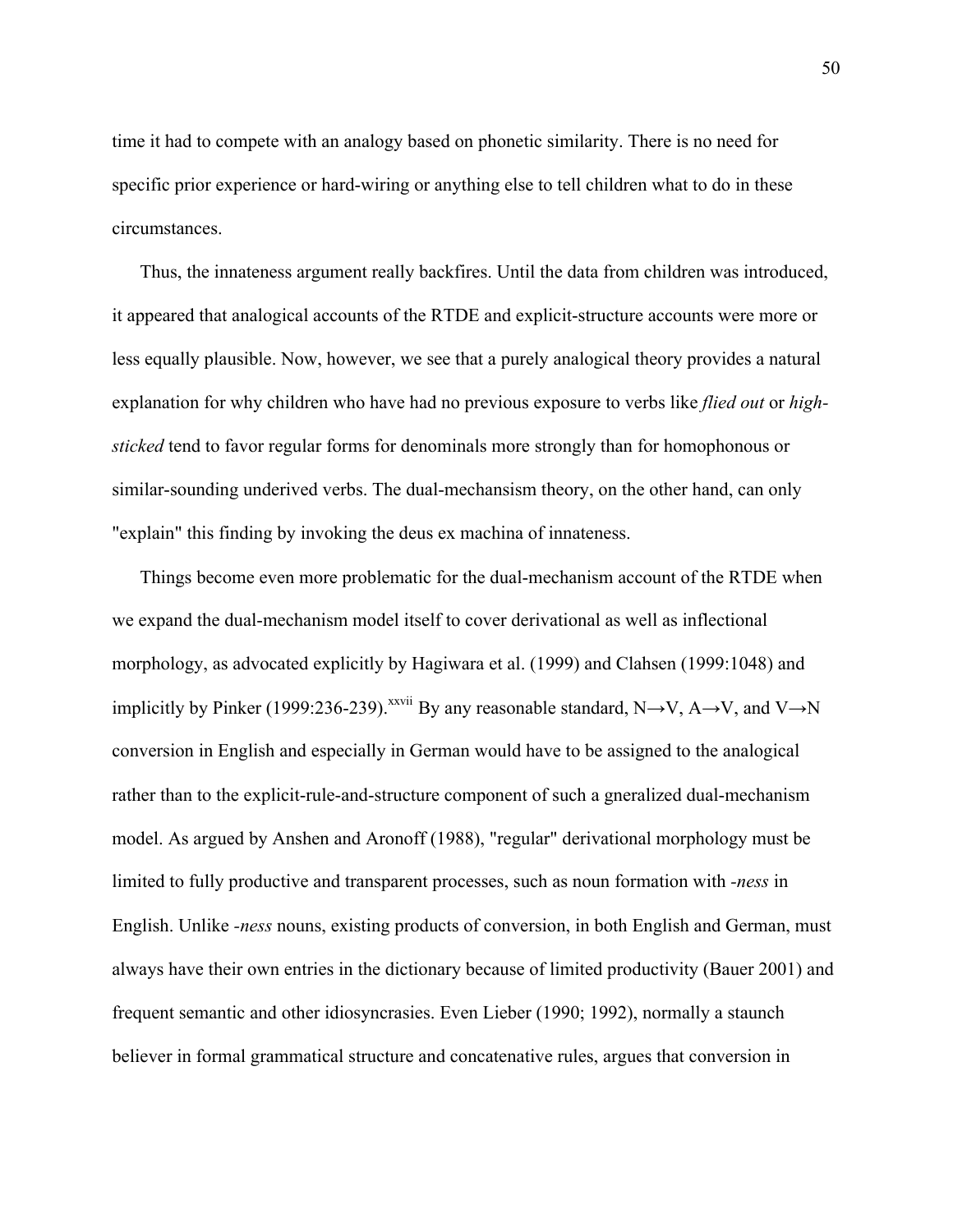time it had to compete with an analogy based on phonetic similarity. There is no need for specific prior experience or hard-wiring or anything else to tell children what to do in these circumstances.

Thus, the innateness argument really backfires. Until the data from children was introduced, it appeared that analogical accounts of the RTDE and explicit-structure accounts were more or less equally plausible. Now, however, we see that a purely analogical theory provides a natural explanation for why children who have had no previous exposure to verbs like *flied out* or *high-sticked* tend to favor regular forms for denominals more strongly than for homophonous or similar-sounding underived verbs. The dual-mechansism theory, on the other hand, can only "explain" this finding by invoking the deus ex machina of innateness.

Things become even more problematic for the dual-mechanism account of the RTDE when we expand the dual-mechanism model itself to cover derivational as well as inflectional morphology, as advocated explicitly by Hagiwara et al. (1999) and Clahsen (1999:1048) and implicitly by Pinker (1999:236-239).[xxvii] By any reasonable standard, N→V, A→V, and V→N conversion in English and especially in German would have to be assigned to the analogical rather than to the explicit-rule-and-structure component of such a gneralized dual-mechanism model. As argued by Anshen and Aronoff (1988), "regular" derivational morphology must be limited to fully productive and transparent processes, such as noun formation with *-ness* in English. Unlike *-ness* nouns, existing products of conversion, in both English and German, must always have their own entries in the dictionary because of limited productivity (Bauer 2001) and frequent semantic and other idiosyncrasies. Even Lieber (1990; 1992), normally a staunch believer in formal grammatical structure and concatenative rules, argues that conversion in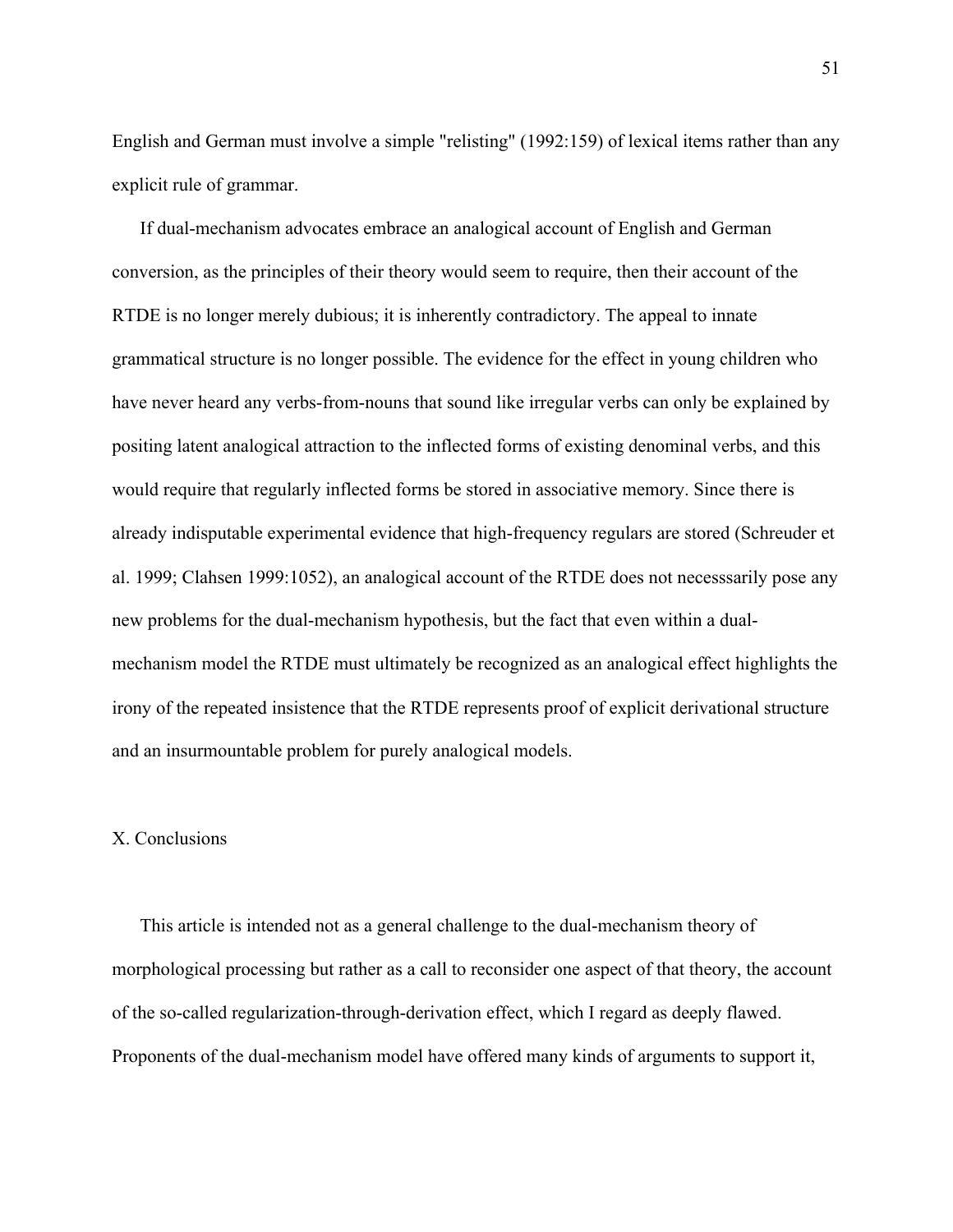English and German must involve a simple "relisting" (1992:159) of lexical items rather than any explicit rule of grammar.

If dual-mechanism advocates embrace an analogical account of English and German conversion, as the principles of their theory would seem to require, then their account of the RTDE is no longer merely dubious; it is inherently contradictory. The appeal to innate grammatical structure is no longer possible. The evidence for the effect in young children who have never heard any verbs-from-nouns that sound like irregular verbs can only be explained by positing latent analogical attraction to the inflected forms of existing denominal verbs, and this would require that regularly inflected forms be stored in associative memory. Since there is already indisputable experimental evidence that high-frequency regulars are stored (Schreuder et al. 1999; Clahsen 1999:1052), an analogical account of the RTDE does not necesssarily pose any new problems for the dual-mechanism hypothesis, but the fact that even within a dual-mechanism model the RTDE must ultimately be recognized as an analogical effect highlights the irony of the repeated insistence that the RTDE represents proof of explicit derivational structure and an insurmountable problem for purely analogical models.

## X. Conclusions

This article is intended not as a general challenge to the dual-mechanism theory of morphological processing but rather as a call to reconsider one aspect of that theory, the account of the so-called regularization-through-derivation effect, which I regard as deeply flawed. Proponents of the dual-mechanism model have offered many kinds of arguments to support it,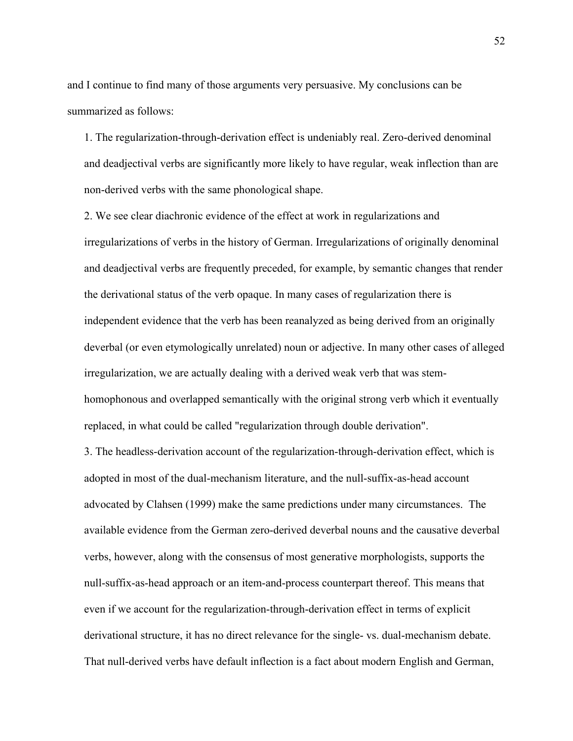and I continue to find many of those arguments very persuasive. My conclusions can be summarized as follows:

1. The regularization-through-derivation effect is undeniably real. Zero-derived denominal and deadjectival verbs are significantly more likely to have regular, weak inflection than are non-derived verbs with the same phonological shape.
2. We see clear diachronic evidence of the effect at work in regularizations and irregularizations of verbs in the history of German. Irregularizations of originally denominal and deadjectival verbs are frequently preceded, for example, by semantic changes that render the derivational status of the verb opaque. In many cases of regularization there is independent evidence that the verb has been reanalyzed as being derived from an originally deverbal (or even etymologically unrelated) noun or adjective. In many other cases of alleged irregularization, we are actually dealing with a derived weak verb that was stem-homophonous and overlapped semantically with the original strong verb which it eventually replaced, in what could be called "regularization through double derivation".
3. The headless-derivation account of the regularization-through-derivation effect, which is adopted in most of the dual-mechanism literature, and the null-suffix-as-head account advocated by Clahsen (1999) make the same predictions under many circumstances. The available evidence from the German zero-derived deverbal nouns and the causative deverbal verbs, however, along with the consensus of most generative morphologists, supports the null-suffix-as-head approach or an item-and-process counterpart thereof. This means that even if we account for the regularization-through-derivation effect in terms of explicit derivational structure, it has no direct relevance for the single- vs. dual-mechanism debate. That null-derived verbs have default inflection is a fact about modern English and German,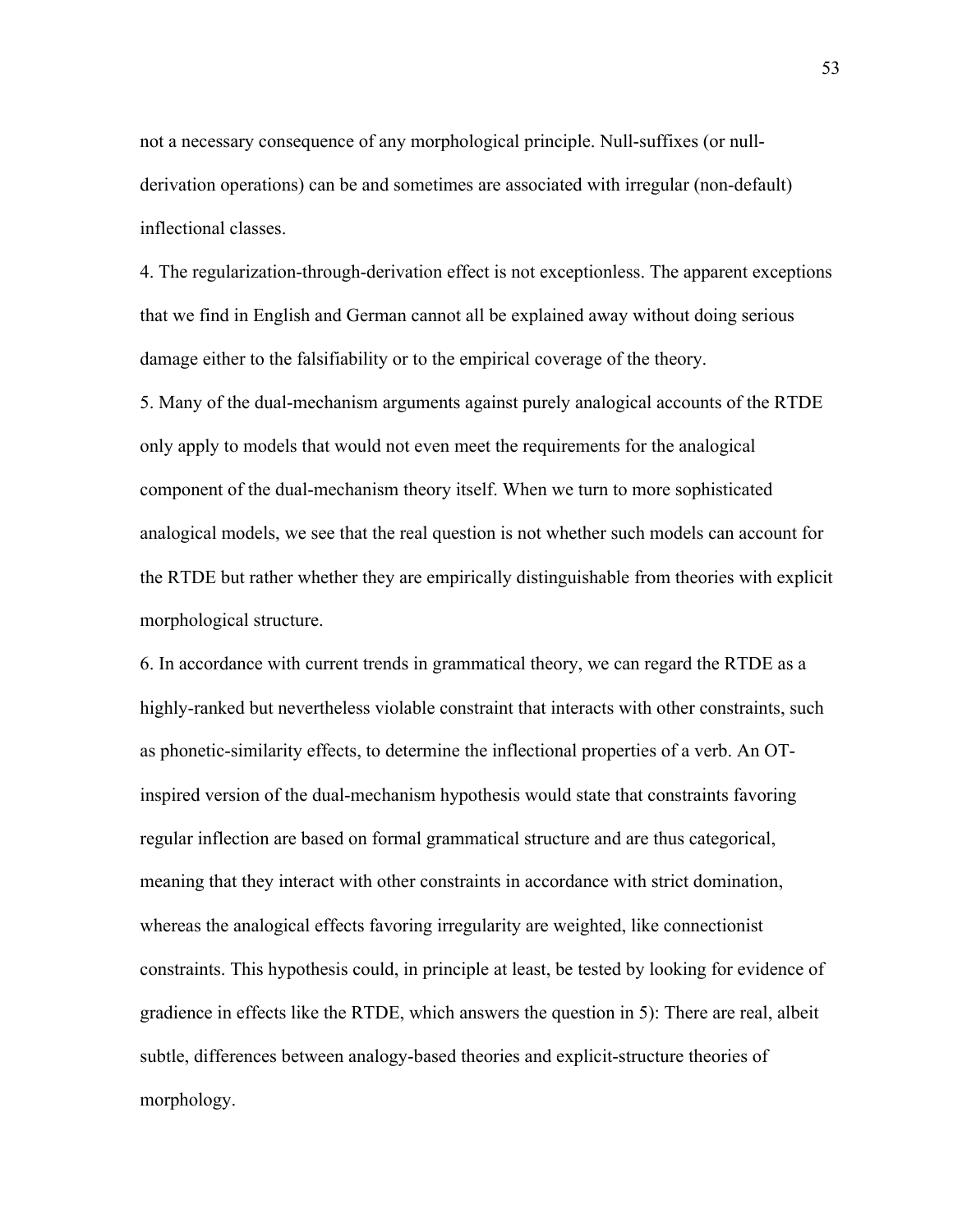not a necessary consequence of any morphological principle. Null-suffixes (or null-derivation operations) can be and sometimes are associated with irregular (non-default) inflectional classes.

4. The regularization-through-derivation effect is not exceptionless. The apparent exceptions that we find in English and German cannot all be explained away without doing serious damage either to the falsifiability or to the empirical coverage of the theory.

5. Many of the dual-mechanism arguments against purely analogical accounts of the RTDE only apply to models that would not even meet the requirements for the analogical component of the dual-mechanism theory itself. When we turn to more sophisticated analogical models, we see that the real question is not whether such models can account for the RTDE but rather whether they are empirically distinguishable from theories with explicit morphological structure.

6. In accordance with current trends in grammatical theory, we can regard the RTDE as a highly-ranked but nevertheless violable constraint that interacts with other constraints, such as phonetic-similarity effects, to determine the inflectional properties of a verb. An OT-inspired version of the dual-mechanism hypothesis would state that constraints favoring regular inflection are based on formal grammatical structure and are thus categorical, meaning that they interact with other constraints in accordance with strict domination, whereas the analogical effects favoring irregularity are weighted, like connectionist constraints. This hypothesis could, in principle at least, be tested by looking for evidence of gradience in effects like the RTDE, which answers the question in 5): There are real, albeit subtle, differences between analogy-based theories and explicit-structure theories of morphology.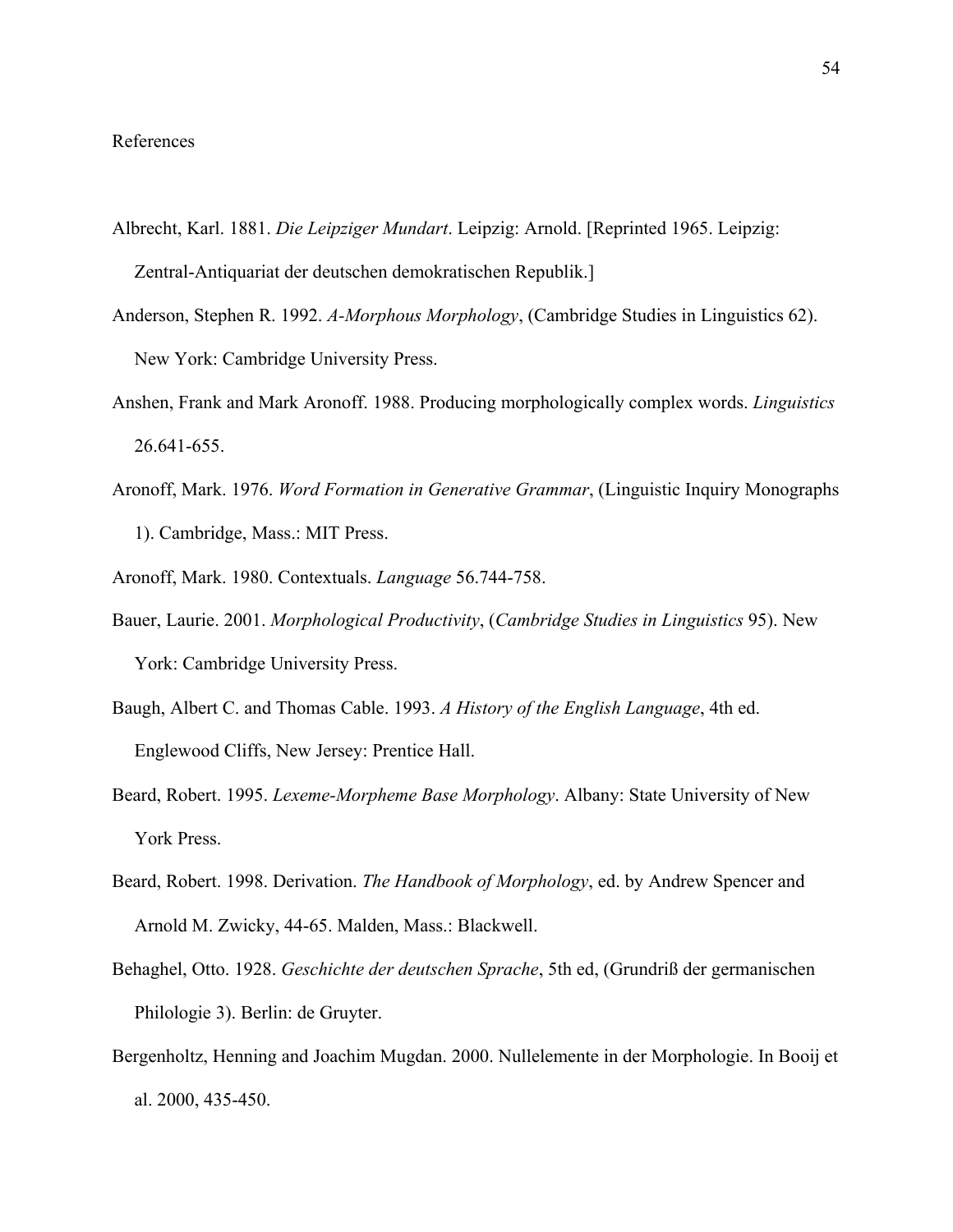# References

Albrecht, Karl. 1881. *Die Leipziger Mundart*. Leipzig: Arnold. [Reprinted 1965. Leipzig: Zentral-Antiquariat der deutschen demokratischen Republik.]

Anderson, Stephen R. 1992. *A-Morphous Morphology*, (Cambridge Studies in Linguistics 62). New York: Cambridge University Press.

Anshen, Frank and Mark Aronoff. 1988. Producing morphologically complex words. *Linguistics* 26.641-655.

Aronoff, Mark. 1976. *Word Formation in Generative Grammar*, (Linguistic Inquiry Monographs 1). Cambridge, Mass.: MIT Press.

Aronoff, Mark. 1980. Contextuals. *Language* 56.744-758.

Bauer, Laurie. 2001. *Morphological Productivity*, (*Cambridge Studies in Linguistics* 95). New York: Cambridge University Press.

Baugh, Albert C. and Thomas Cable. 1993. *A History of the English Language*, 4th ed. Englewood Cliffs, New Jersey: Prentice Hall.

Beard, Robert. 1995. *Lexeme-Morpheme Base Morphology*. Albany: State University of New York Press.

Beard, Robert. 1998. Derivation. *The Handbook of Morphology*, ed. by Andrew Spencer and Arnold M. Zwicky, 44-65. Malden, Mass.: Blackwell.

Behaghel, Otto. 1928. *Geschichte der deutschen Sprache*, 5th ed, (Grundriß der germanischen Philologie 3). Berlin: de Gruyter.

Bergenholtz, Henning and Joachim Mugdan. 2000. Nullelemente in der Morphologie. In Booij et al. 2000, 435-450.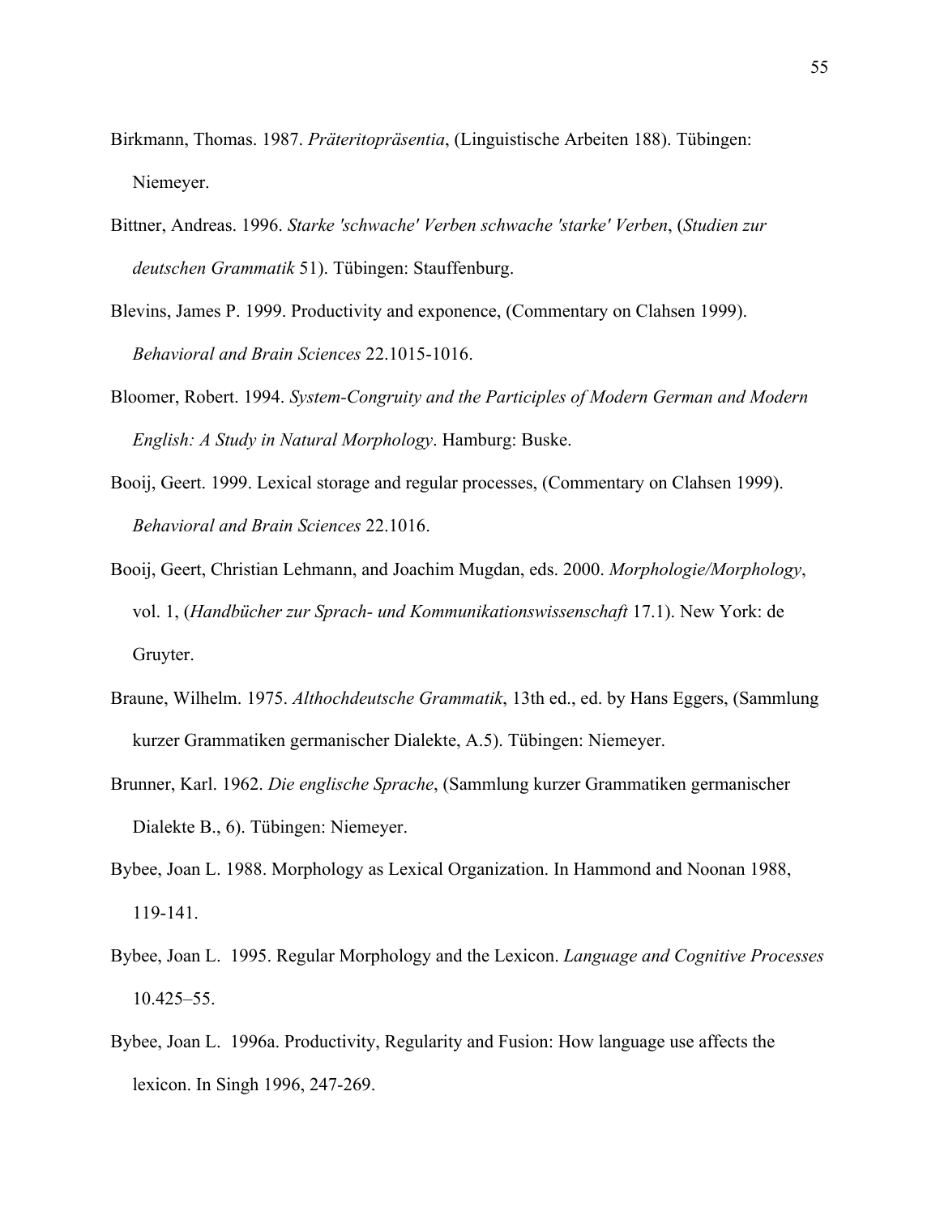Birkmann, Thomas. 1987. *Präteritopräsentia*, (Linguistische Arbeiten 188). Tübingen: Niemeyer.

Bittner, Andreas. 1996. *Starke 'schwache' Verben schwache 'starke' Verben*, (*Studien zur deutschen Grammatik* 51). Tübingen: Stauffenburg.

Blevins, James P. 1999. Productivity and exponence, (Commentary on Clahsen 1999). *Behavioral and Brain Sciences* 22.1015-1016.

Bloomer, Robert. 1994. *System-Congruity and the Participles of Modern German and Modern English: A Study in Natural Morphology*. Hamburg: Buske.

Booij, Geert. 1999. Lexical storage and regular processes, (Commentary on Clahsen 1999). *Behavioral and Brain Sciences* 22.1016.

Booij, Geert, Christian Lehmann, and Joachim Mugdan, eds. 2000. *Morphologie/Morphology*, vol. 1, (*Handbücher zur Sprach- und Kommunikationswissenschaft* 17.1). New York: de Gruyter.

Braune, Wilhelm. 1975. *Althochdeutsche Grammatik*, 13th ed., ed. by Hans Eggers, (Sammlung kurzer Grammatiken germanischer Dialekte, A.5). Tübingen: Niemeyer.

Brunner, Karl. 1962. *Die englische Sprache*, (Sammlung kurzer Grammatiken germanischer Dialekte B., 6). Tübingen: Niemeyer.

Bybee, Joan L. 1988. Morphology as Lexical Organization. In Hammond and Noonan 1988, 119-141.

Bybee, Joan L. 1995. Regular Morphology and the Lexicon. *Language and Cognitive Processes* 10.425–55.

Bybee, Joan L. 1996a. Productivity, Regularity and Fusion: How language use affects the lexicon. In Singh 1996, 247-269.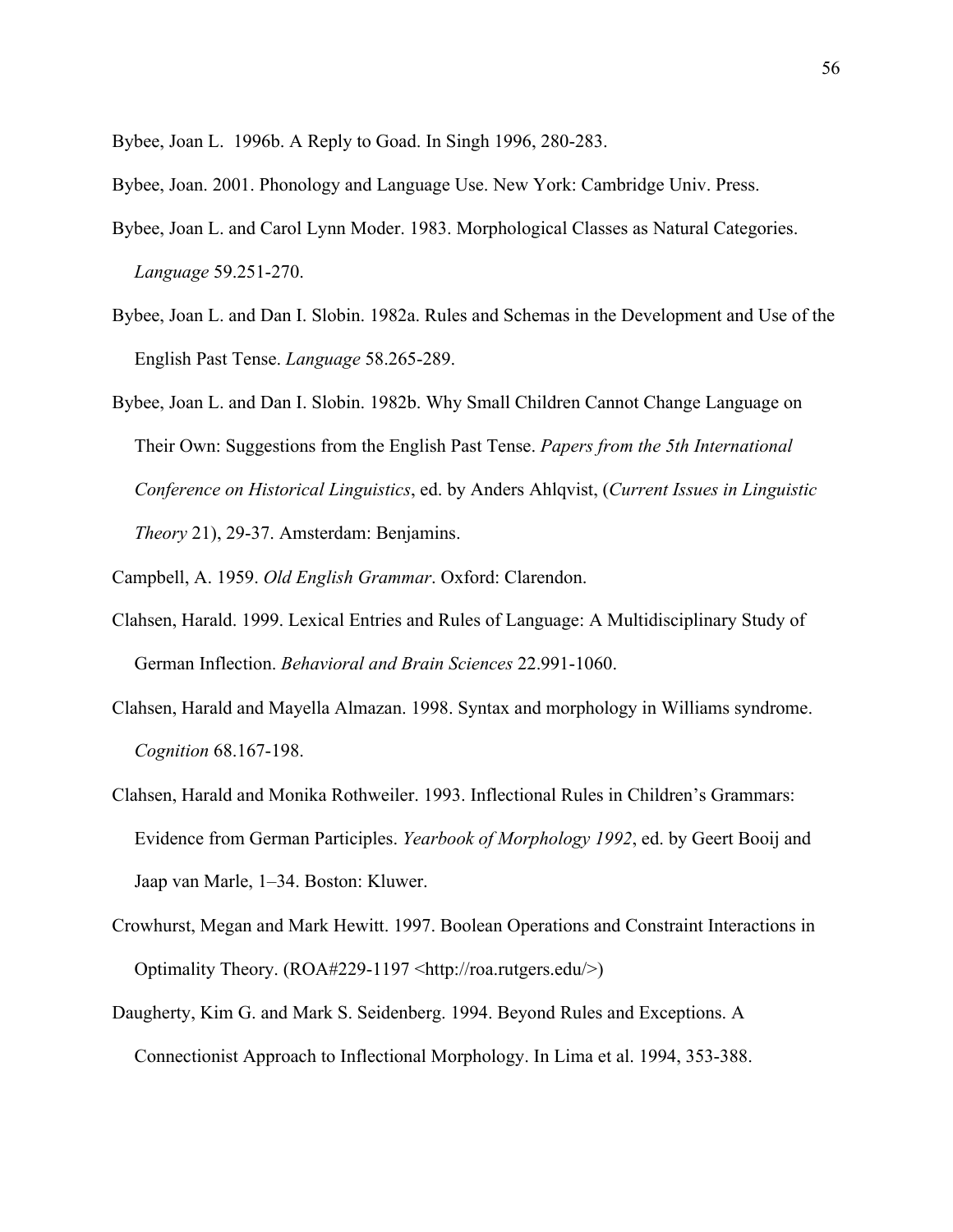Bybee, Joan L. 1996b. A Reply to Goad. In Singh 1996, 280-283.

Bybee, Joan. 2001. Phonology and Language Use. New York: Cambridge Univ. Press.

Bybee, Joan L. and Carol Lynn Moder. 1983. Morphological Classes as Natural Categories. *Language* 59.251-270.

Bybee, Joan L. and Dan I. Slobin. 1982a. Rules and Schemas in the Development and Use of the English Past Tense. *Language* 58.265-289.

Bybee, Joan L. and Dan I. Slobin. 1982b. Why Small Children Cannot Change Language on Their Own: Suggestions from the English Past Tense. *Papers from the 5th International Conference on Historical Linguistics*, ed. by Anders Ahlqvist, (*Current Issues in Linguistic Theory* 21), 29-37. Amsterdam: Benjamins.

Campbell, A. 1959. *Old English Grammar*. Oxford: Clarendon.

Clahsen, Harald. 1999. Lexical Entries and Rules of Language: A Multidisciplinary Study of German Inflection. *Behavioral and Brain Sciences* 22.991-1060.

Clahsen, Harald and Mayella Almazan. 1998. Syntax and morphology in Williams syndrome. *Cognition* 68.167-198.

Clahsen, Harald and Monika Rothweiler. 1993. Inflectional Rules in Children's Grammars: Evidence from German Participles. *Yearbook of Morphology 1992*, ed. by Geert Booij and Jaap van Marle, 1–34. Boston: Kluwer.

Crowhurst, Megan and Mark Hewitt. 1997. Boolean Operations and Constraint Interactions in Optimality Theory. (ROA#229-1197 <http://roa.rutgers.edu/>)

Daugherty, Kim G. and Mark S. Seidenberg. 1994. Beyond Rules and Exceptions. A Connectionist Approach to Inflectional Morphology. In Lima et al. 1994, 353-388.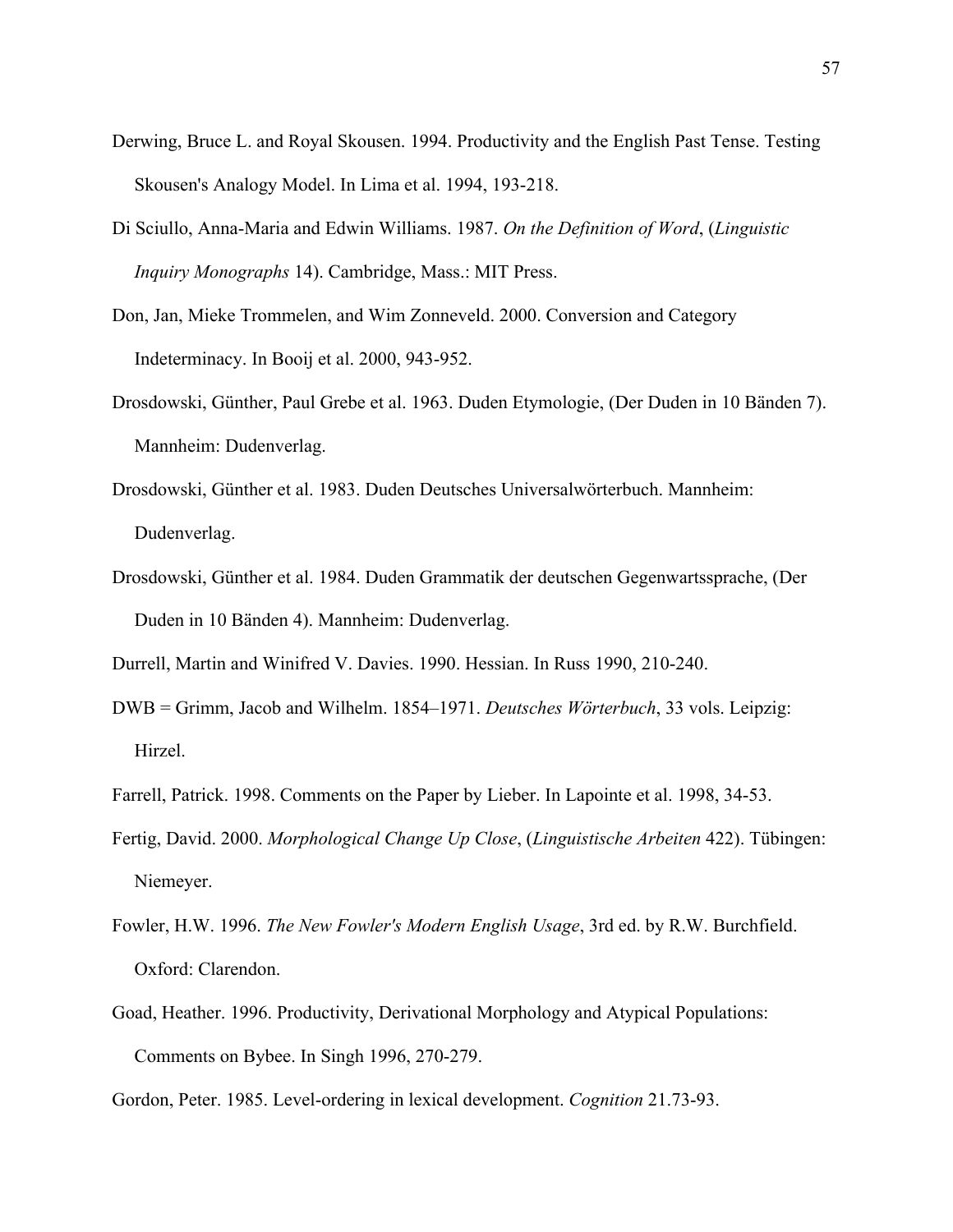Derwing, Bruce L. and Royal Skousen. 1994. Productivity and the English Past Tense. Testing Skousen's Analogy Model. In Lima et al. 1994, 193-218.

Di Sciullo, Anna-Maria and Edwin Williams. 1987. *On the Definition of Word*, (*Linguistic Inquiry Monographs* 14). Cambridge, Mass.: MIT Press.

Don, Jan, Mieke Trommelen, and Wim Zonneveld. 2000. Conversion and Category Indeterminacy. In Booij et al. 2000, 943-952.

Drosdowski, Günther, Paul Grebe et al. 1963. Duden Etymologie, (Der Duden in 10 Bänden 7). Mannheim: Dudenverlag.

Drosdowski, Günther et al. 1983. Duden Deutsches Universalwörterbuch. Mannheim: Dudenverlag.

Drosdowski, Günther et al. 1984. Duden Grammatik der deutschen Gegenwartssprache, (Der Duden in 10 Bänden 4). Mannheim: Dudenverlag.

Durrell, Martin and Winifred V. Davies. 1990. Hessian. In Russ 1990, 210-240.

DWB = Grimm, Jacob and Wilhelm. 1854–1971. *Deutsches Wörterbuch*, 33 vols. Leipzig: Hirzel.

Farrell, Patrick. 1998. Comments on the Paper by Lieber. In Lapointe et al. 1998, 34-53.

Fertig, David. 2000. *Morphological Change Up Close*, (*Linguistische Arbeiten* 422). Tübingen: Niemeyer.

Fowler, H.W. 1996. *The New Fowler's Modern English Usage*, 3rd ed. by R.W. Burchfield. Oxford: Clarendon.

Goad, Heather. 1996. Productivity, Derivational Morphology and Atypical Populations: Comments on Bybee. In Singh 1996, 270-279.

Gordon, Peter. 1985. Level-ordering in lexical development. *Cognition* 21.73-93.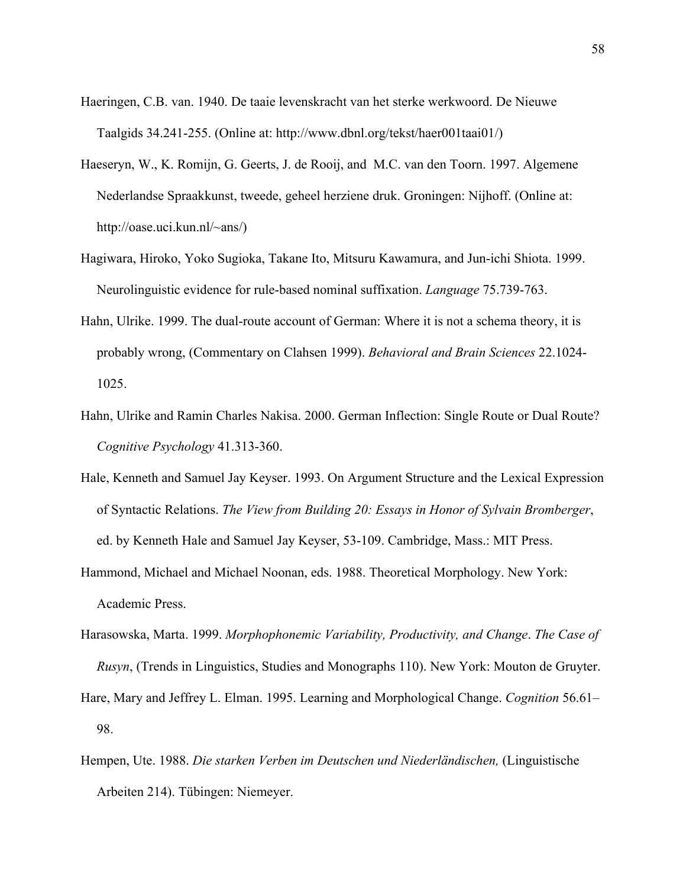Haeringen, C.B. van. 1940. De taaie levenskracht van het sterke werkwoord. De Nieuwe Taalgids 34.241-255. (Online at: http://www.dbnl.org/tekst/haer001taai01/)

Haeseryn, W., K. Romijn, G. Geerts, J. de Rooij, and M.C. van den Toorn. 1997. Algemene Nederlandse Spraakkunst, tweede, geheel herziene druk. Groningen: Nijhoff. (Online at: http://oase.uci.kun.nl/~ans/)

Hagiwara, Hiroko, Yoko Sugioka, Takane Ito, Mitsuru Kawamura, and Jun-ichi Shiota. 1999. Neurolinguistic evidence for rule-based nominal suffixation. *Language* 75.739-763.

Hahn, Ulrike. 1999. The dual-route account of German: Where it is not a schema theory, it is probably wrong, (Commentary on Clahsen 1999). *Behavioral and Brain Sciences* 22.1024-1025.

Hahn, Ulrike and Ramin Charles Nakisa. 2000. German Inflection: Single Route or Dual Route? *Cognitive Psychology* 41.313-360.

Hale, Kenneth and Samuel Jay Keyser. 1993. On Argument Structure and the Lexical Expression of Syntactic Relations. *The View from Building 20: Essays in Honor of Sylvain Bromberger*, ed. by Kenneth Hale and Samuel Jay Keyser, 53-109. Cambridge, Mass.: MIT Press.

Hammond, Michael and Michael Noonan, eds. 1988. Theoretical Morphology. New York: Academic Press.

Harasowska, Marta. 1999. *Morphophonemic Variability, Productivity, and Change*. *The Case of Rusyn*, (Trends in Linguistics, Studies and Monographs 110). New York: Mouton de Gruyter.

Hare, Mary and Jeffrey L. Elman. 1995. Learning and Morphological Change. *Cognition* 56.61–98.

Hempen, Ute. 1988. *Die starken Verben im Deutschen und Niederländischen,* (Linguistische Arbeiten 214). Tübingen: Niemeyer.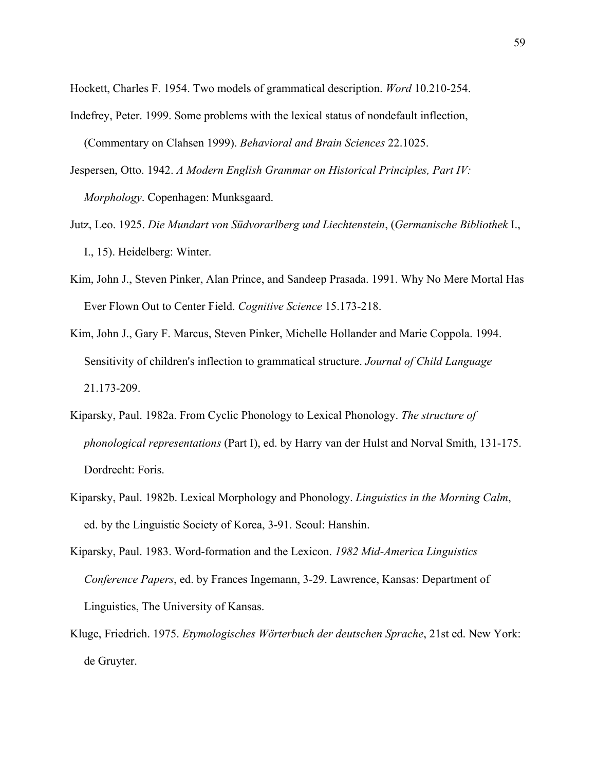Hockett, Charles F. 1954. Two models of grammatical description. *Word* 10.210-254.

Indefrey, Peter. 1999. Some problems with the lexical status of nondefault inflection, (Commentary on Clahsen 1999). *Behavioral and Brain Sciences* 22.1025.

Jespersen, Otto. 1942. *A Modern English Grammar on Historical Principles, Part IV: Morphology*. Copenhagen: Munksgaard.

Jutz, Leo. 1925. *Die Mundart von Südvorarlberg und Liechtenstein*, (*Germanische Bibliothek* I., I., 15). Heidelberg: Winter.

Kim, John J., Steven Pinker, Alan Prince, and Sandeep Prasada. 1991. Why No Mere Mortal Has Ever Flown Out to Center Field. *Cognitive Science* 15.173-218.

Kim, John J., Gary F. Marcus, Steven Pinker, Michelle Hollander and Marie Coppola. 1994. Sensitivity of children's inflection to grammatical structure. *Journal of Child Language* 21.173-209.

Kiparsky, Paul. 1982a. From Cyclic Phonology to Lexical Phonology. *The structure of phonological representations* (Part I), ed. by Harry van der Hulst and Norval Smith, 131-175. Dordrecht: Foris.

Kiparsky, Paul. 1982b. Lexical Morphology and Phonology. *Linguistics in the Morning Calm*, ed. by the Linguistic Society of Korea, 3-91. Seoul: Hanshin.

Kiparsky, Paul. 1983. Word-formation and the Lexicon. *1982 Mid-America Linguistics Conference Papers*, ed. by Frances Ingemann, 3-29. Lawrence, Kansas: Department of Linguistics, The University of Kansas.

Kluge, Friedrich. 1975. *Etymologisches Wörterbuch der deutschen Sprache*, 21st ed. New York: de Gruyter.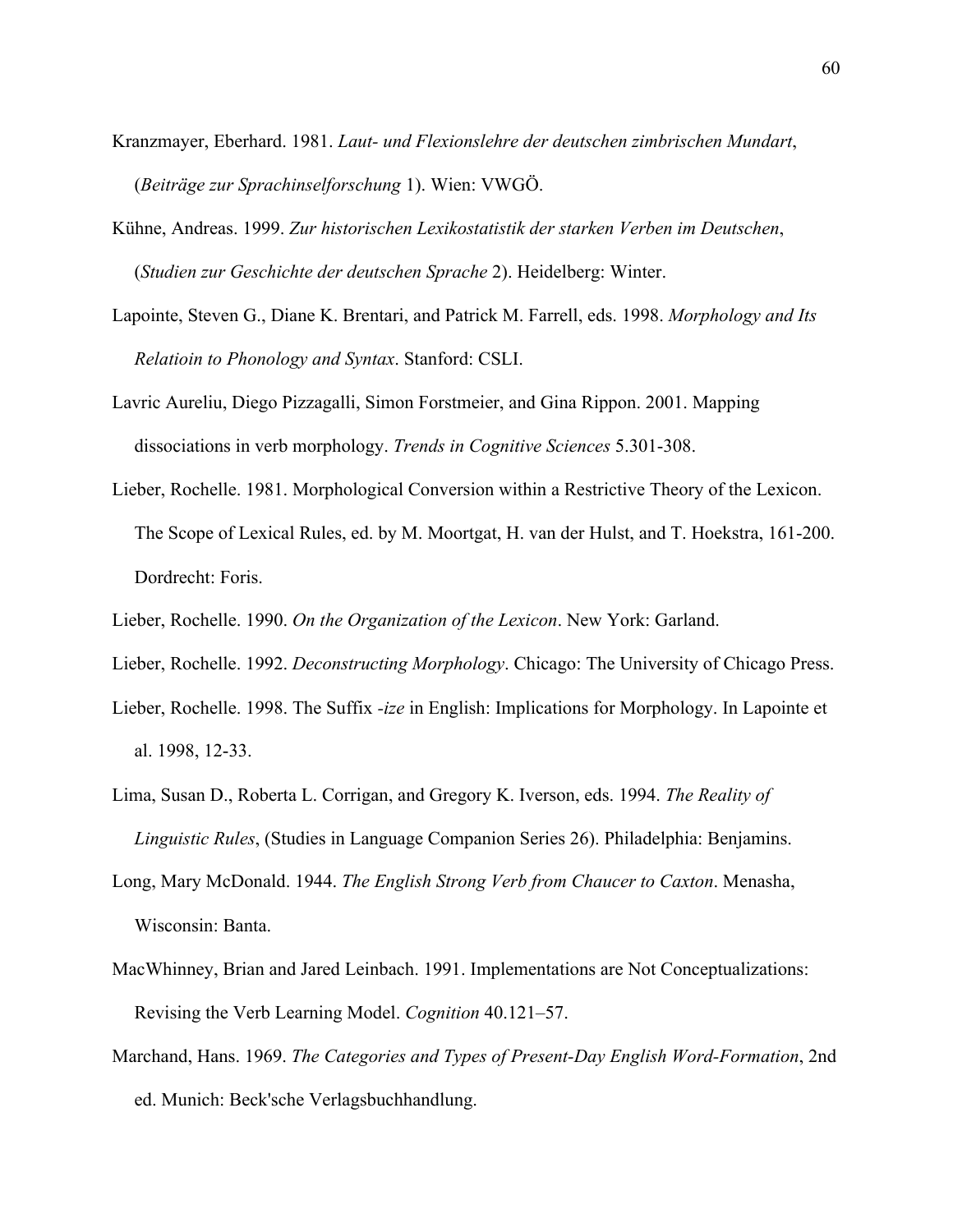Kranzmayer, Eberhard. 1981. *Laut- und Flexionslehre der deutschen zimbrischen Mundart*, (*Beiträge zur Sprachinselforschung* 1). Wien: VWGÖ.

Kühne, Andreas. 1999. *Zur historischen Lexikostatistik der starken Verben im Deutschen*, (*Studien zur Geschichte der deutschen Sprache* 2). Heidelberg: Winter.

Lapointe, Steven G., Diane K. Brentari, and Patrick M. Farrell, eds. 1998. *Morphology and Its Relatioin to Phonology and Syntax*. Stanford: CSLI.

Lavric Aureliu, Diego Pizzagalli, Simon Forstmeier, and Gina Rippon. 2001. Mapping dissociations in verb morphology. *Trends in Cognitive Sciences* 5.301-308.

Lieber, Rochelle. 1981. Morphological Conversion within a Restrictive Theory of the Lexicon. The Scope of Lexical Rules, ed. by M. Moortgat, H. van der Hulst, and T. Hoekstra, 161-200. Dordrecht: Foris.

Lieber, Rochelle. 1990. *On the Organization of the Lexicon*. New York: Garland.

Lieber, Rochelle. 1992. *Deconstructing Morphology*. Chicago: The University of Chicago Press.

Lieber, Rochelle. 1998. The Suffix *-ize* in English: Implications for Morphology. In Lapointe et al. 1998, 12-33.

Lima, Susan D., Roberta L. Corrigan, and Gregory K. Iverson, eds. 1994. *The Reality of Linguistic Rules*, (Studies in Language Companion Series 26). Philadelphia: Benjamins.

Long, Mary McDonald. 1944. *The English Strong Verb from Chaucer to Caxton*. Menasha, Wisconsin: Banta.

MacWhinney, Brian and Jared Leinbach. 1991. Implementations are Not Conceptualizations: Revising the Verb Learning Model. *Cognition* 40.121–57.

Marchand, Hans. 1969. *The Categories and Types of Present-Day English Word-Formation*, 2nd ed. Munich: Beck'sche Verlagsbuchhandlung.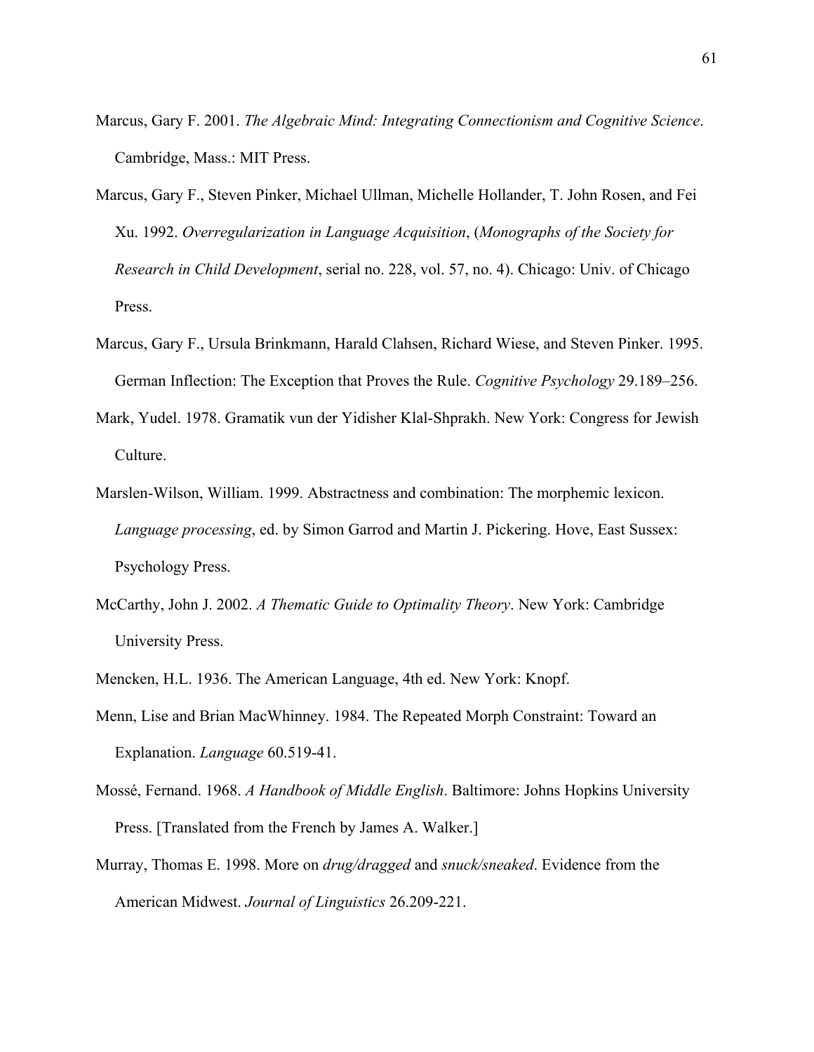Marcus, Gary F. 2001. *The Algebraic Mind: Integrating Connectionism and Cognitive Science*. Cambridge, Mass.: MIT Press.

Marcus, Gary F., Steven Pinker, Michael Ullman, Michelle Hollander, T. John Rosen, and Fei Xu. 1992. *Overregularization in Language Acquisition*, (*Monographs of the Society for Research in Child Development*, serial no. 228, vol. 57, no. 4). Chicago: Univ. of Chicago Press.

Marcus, Gary F., Ursula Brinkmann, Harald Clahsen, Richard Wiese, and Steven Pinker. 1995. German Inflection: The Exception that Proves the Rule. *Cognitive Psychology* 29.189–256.

Mark, Yudel. 1978. Gramatik vun der Yidisher Klal-Shprakh. New York: Congress for Jewish Culture.

Marslen-Wilson, William. 1999. Abstractness and combination: The morphemic lexicon. *Language processing*, ed. by Simon Garrod and Martin J. Pickering. Hove, East Sussex: Psychology Press.

McCarthy, John J. 2002. *A Thematic Guide to Optimality Theory*. New York: Cambridge University Press.

Mencken, H.L. 1936. The American Language, 4th ed. New York: Knopf.

Menn, Lise and Brian MacWhinney. 1984. The Repeated Morph Constraint: Toward an Explanation. *Language* 60.519-41.

Mossé, Fernand. 1968. *A Handbook of Middle English*. Baltimore: Johns Hopkins University Press. [Translated from the French by James A. Walker.]

Murray, Thomas E. 1998. More on *drug/dragged* and *snuck/sneaked*. Evidence from the American Midwest. *Journal of Linguistics* 26.209-221.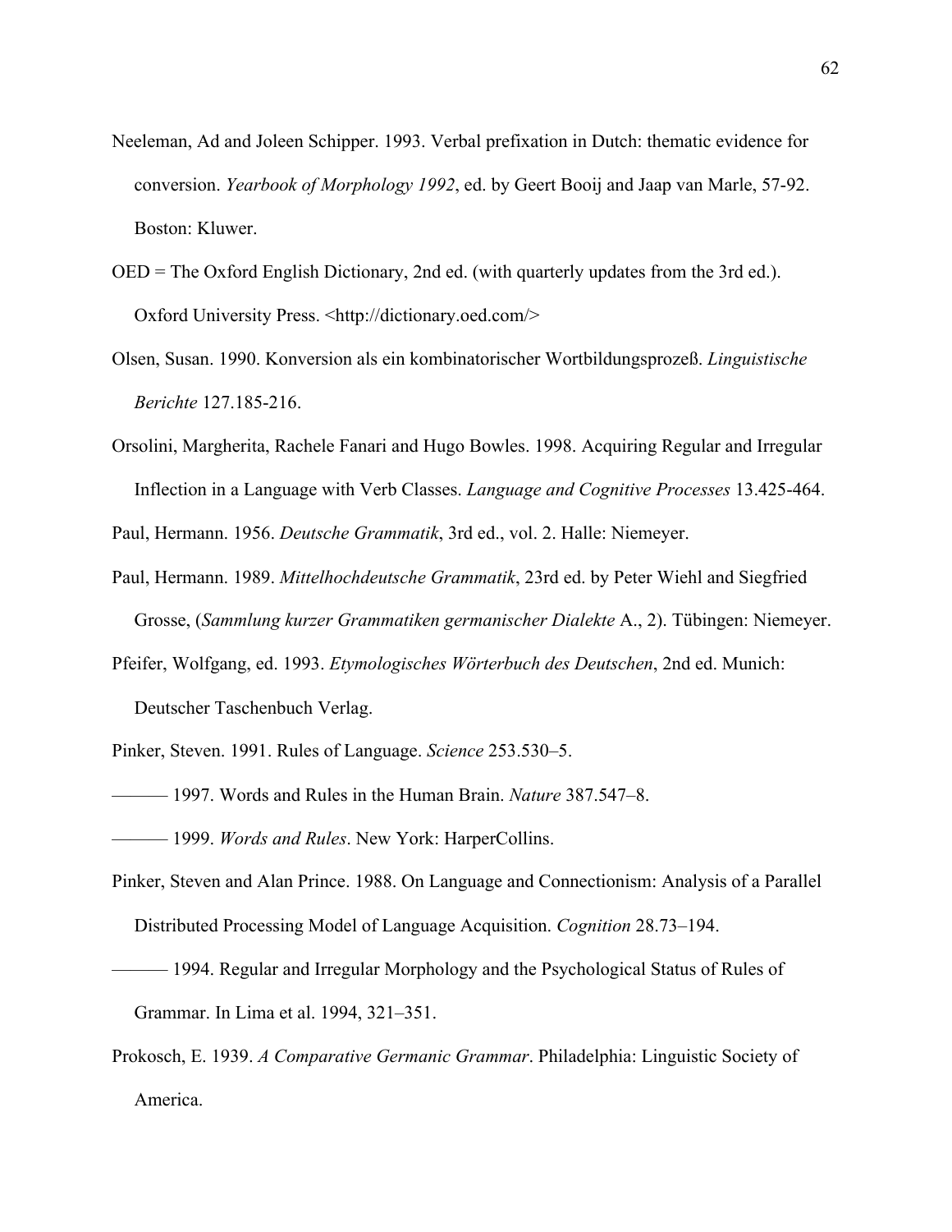Neeleman, Ad and Joleen Schipper. 1993. Verbal prefixation in Dutch: thematic evidence for conversion. *Yearbook of Morphology 1992*, ed. by Geert Booij and Jaap van Marle, 57-92. Boston: Kluwer.

OED = The Oxford English Dictionary, 2nd ed. (with quarterly updates from the 3rd ed.). Oxford University Press. <http://dictionary.oed.com/>

Olsen, Susan. 1990. Konversion als ein kombinatorischer Wortbildungsprozeß. *Linguistische Berichte* 127.185-216.

Orsolini, Margherita, Rachele Fanari and Hugo Bowles. 1998. Acquiring Regular and Irregular Inflection in a Language with Verb Classes. *Language and Cognitive Processes* 13.425-464.

Paul, Hermann. 1956. *Deutsche Grammatik*, 3rd ed., vol. 2. Halle: Niemeyer.

Paul, Hermann. 1989. *Mittelhochdeutsche Grammatik*, 23rd ed. by Peter Wiehl and Siegfried Grosse, (*Sammlung kurzer Grammatiken germanischer Dialekte* A., 2). Tübingen: Niemeyer.

Pfeifer, Wolfgang, ed. 1993. *Etymologisches Wörterbuch des Deutschen*, 2nd ed. Munich: Deutscher Taschenbuch Verlag.

Pinker, Steven. 1991. Rules of Language. *Science* 253.530–5.

——— 1997. Words and Rules in the Human Brain. *Nature* 387.547–8.

——— 1999. *Words and Rules*. New York: HarperCollins.

Pinker, Steven and Alan Prince. 1988. On Language and Connectionism: Analysis of a Parallel Distributed Processing Model of Language Acquisition. *Cognition* 28.73–194.

——— 1994. Regular and Irregular Morphology and the Psychological Status of Rules of Grammar. In Lima et al. 1994, 321–351.

Prokosch, E. 1939. *A Comparative Germanic Grammar*. Philadelphia: Linguistic Society of America.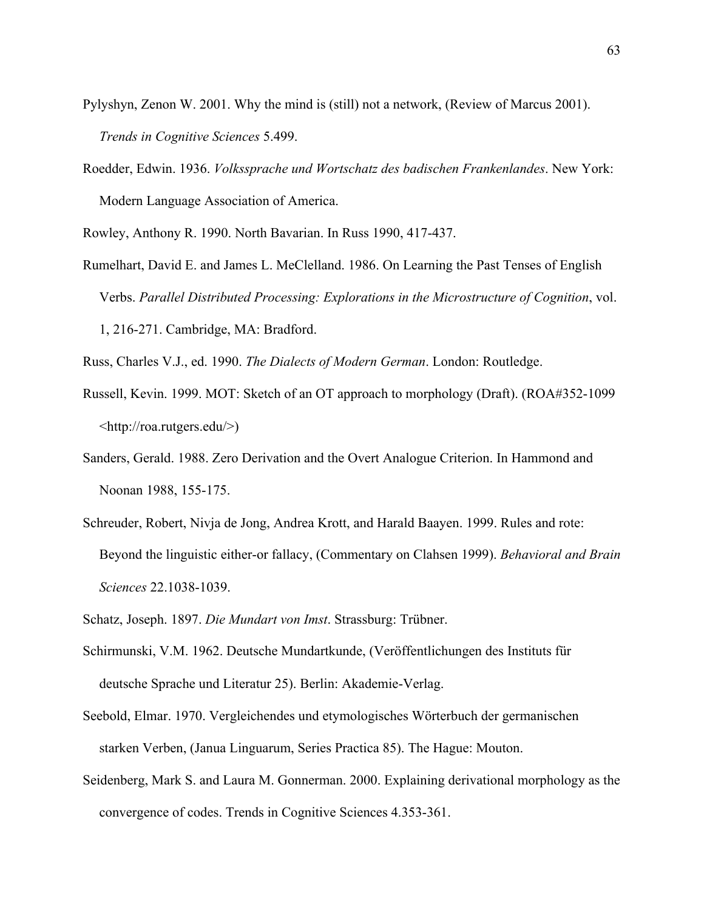Pylyshyn, Zenon W. 2001. Why the mind is (still) not a network, (Review of Marcus 2001). *Trends in Cognitive Sciences* 5.499.

Roedder, Edwin. 1936. *Volkssprache und Wortschatz des badischen Frankenlandes*. New York: Modern Language Association of America.

Rowley, Anthony R. 1990. North Bavarian. In Russ 1990, 417-437.

Rumelhart, David E. and James L. MeClelland. 1986. On Learning the Past Tenses of English Verbs. *Parallel Distributed Processing: Explorations in the Microstructure of Cognition*, vol. 1, 216-271. Cambridge, MA: Bradford.

Russ, Charles V.J., ed. 1990. *The Dialects of Modern German*. London: Routledge.

Russell, Kevin. 1999. MOT: Sketch of an OT approach to morphology (Draft). (ROA#352-1099 <http://roa.rutgers.edu/>)

Sanders, Gerald. 1988. Zero Derivation and the Overt Analogue Criterion. In Hammond and Noonan 1988, 155-175.

Schreuder, Robert, Nivja de Jong, Andrea Krott, and Harald Baayen. 1999. Rules and rote: Beyond the linguistic either-or fallacy, (Commentary on Clahsen 1999). *Behavioral and Brain Sciences* 22.1038-1039.

Schatz, Joseph. 1897. *Die Mundart von Imst*. Strassburg: Trübner.

Schirmunski, V.M. 1962. Deutsche Mundartkunde, (Veröffentlichungen des Instituts für deutsche Sprache und Literatur 25). Berlin: Akademie-Verlag.

Seebold, Elmar. 1970. Vergleichendes und etymologisches Wörterbuch der germanischen starken Verben, (Janua Linguarum, Series Practica 85). The Hague: Mouton.

Seidenberg, Mark S. and Laura M. Gonnerman. 2000. Explaining derivational morphology as the convergence of codes. Trends in Cognitive Sciences 4.353-361.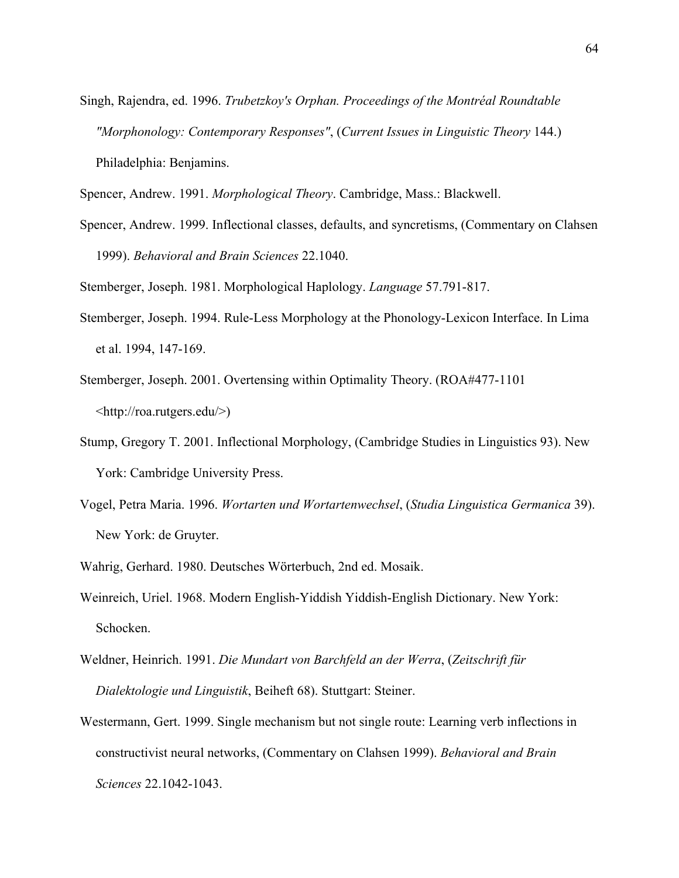Singh, Rajendra, ed. 1996. *Trubetzkoy's Orphan. Proceedings of the Montréal Roundtable "Morphonology: Contemporary Responses"*, (*Current Issues in Linguistic Theory* 144.) Philadelphia: Benjamins.

Spencer, Andrew. 1991. *Morphological Theory*. Cambridge, Mass.: Blackwell.

Spencer, Andrew. 1999. Inflectional classes, defaults, and syncretisms, (Commentary on Clahsen 1999). *Behavioral and Brain Sciences* 22.1040.

Stemberger, Joseph. 1981. Morphological Haplology. *Language* 57.791-817.

Stemberger, Joseph. 1994. Rule-Less Morphology at the Phonology-Lexicon Interface. In Lima et al. 1994, 147-169.

Stemberger, Joseph. 2001. Overtensing within Optimality Theory. (ROA#477-1101 <http://roa.rutgers.edu/>)

Stump, Gregory T. 2001. Inflectional Morphology, (Cambridge Studies in Linguistics 93). New York: Cambridge University Press.

Vogel, Petra Maria. 1996. *Wortarten und Wortartenwechsel*, (*Studia Linguistica Germanica* 39). New York: de Gruyter.

Wahrig, Gerhard. 1980. Deutsches Wörterbuch, 2nd ed. Mosaik.

Weinreich, Uriel. 1968. Modern English-Yiddish Yiddish-English Dictionary. New York: Schocken.

Weldner, Heinrich. 1991. *Die Mundart von Barchfeld an der Werra*, (*Zeitschrift für Dialektologie und Linguistik*, Beiheft 68). Stuttgart: Steiner.

Westermann, Gert. 1999. Single mechanism but not single route: Learning verb inflections in constructivist neural networks, (Commentary on Clahsen 1999). *Behavioral and Brain Sciences* 22.1042-1043.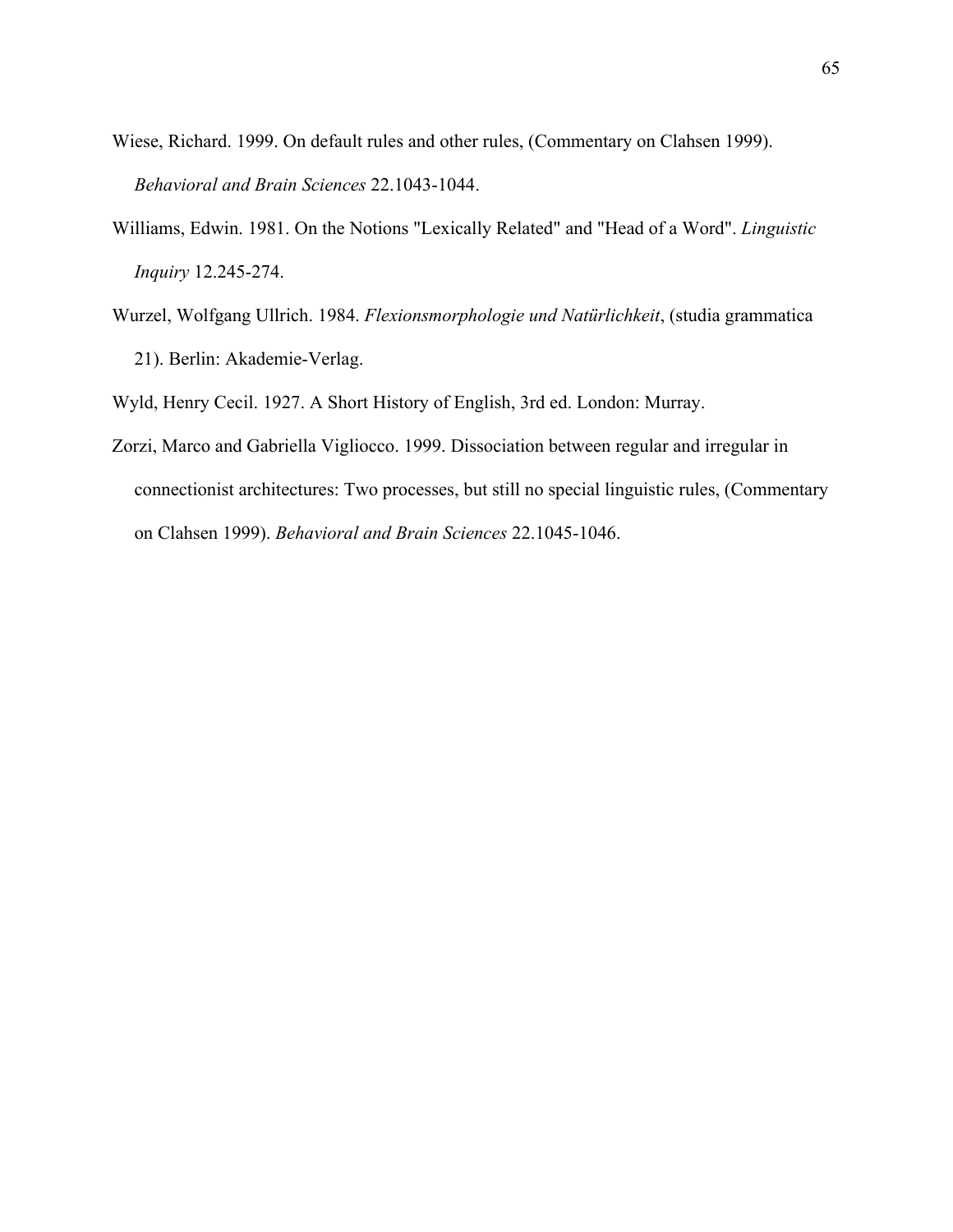Wiese, Richard. 1999. On default rules and other rules, (Commentary on Clahsen 1999). *Behavioral and Brain Sciences* 22.1043-1044.

Williams, Edwin. 1981. On the Notions "Lexically Related" and "Head of a Word". *Linguistic Inquiry* 12.245-274.

Wurzel, Wolfgang Ullrich. 1984. *Flexionsmorphologie und Natürlichkeit*, (studia grammatica 21). Berlin: Akademie-Verlag.

Wyld, Henry Cecil. 1927. A Short History of English, 3rd ed. London: Murray.

Zorzi, Marco and Gabriella Vigliocco. 1999. Dissociation between regular and irregular in connectionist architectures: Two processes, but still no special linguistic rules, (Commentary on Clahsen 1999). *Behavioral and Brain Sciences* 22.1045-1046.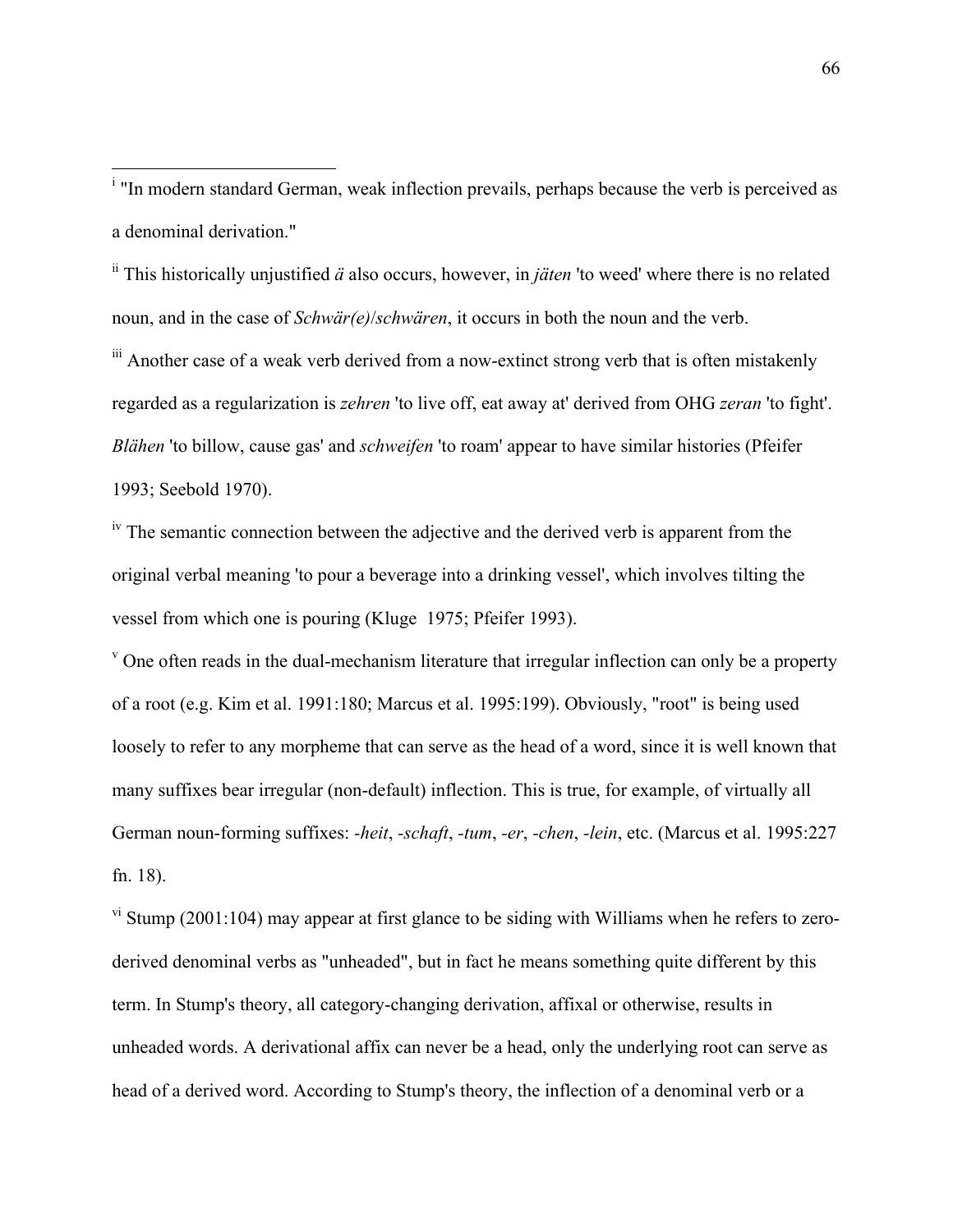[i] "In modern standard German, weak inflection prevails, perhaps because the verb is perceived as a denominal derivation."

[ii] This historically unjustified *ä* also occurs, however, in *jäten* 'to weed' where there is no related noun, and in the case of *Schwär(e)*/*schwären*, it occurs in both the noun and the verb.

[iii] Another case of a weak verb derived from a now-extinct strong verb that is often mistakenly regarded as a regularization is *zehren* 'to live off, eat away at' derived from OHG *zeran* 'to fight'. *Blähen* 'to billow, cause gas' and *schweifen* 'to roam' appear to have similar histories (Pfeifer 1993; Seebold 1970).

[iv] The semantic connection between the adjective and the derived verb is apparent from the original verbal meaning 'to pour a beverage into a drinking vessel', which involves tilting the vessel from which one is pouring (Kluge 1975; Pfeifer 1993).

[v] One often reads in the dual-mechanism literature that irregular inflection can only be a property of a root (e.g. Kim et al. 1991:180; Marcus et al. 1995:199). Obviously, "root" is being used loosely to refer to any morpheme that can serve as the head of a word, since it is well known that many suffixes bear irregular (non-default) inflection. This is true, for example, of virtually all German noun-forming suffixes: *-heit*, *-schaft*, *-tum*, *-er*, *-chen*, *-lein*, etc. (Marcus et al. 1995:227 fn. 18).

[vi] Stump (2001:104) may appear at first glance to be siding with Williams when he refers to zero-derived denominal verbs as "unheaded", but in fact he means something quite different by this term. In Stump's theory, all category-changing derivation, affixal or otherwise, results in unheaded words. A derivational affix can never be a head, only the underlying root can serve as head of a derived word. According to Stump's theory, the inflection of a denominal verb or a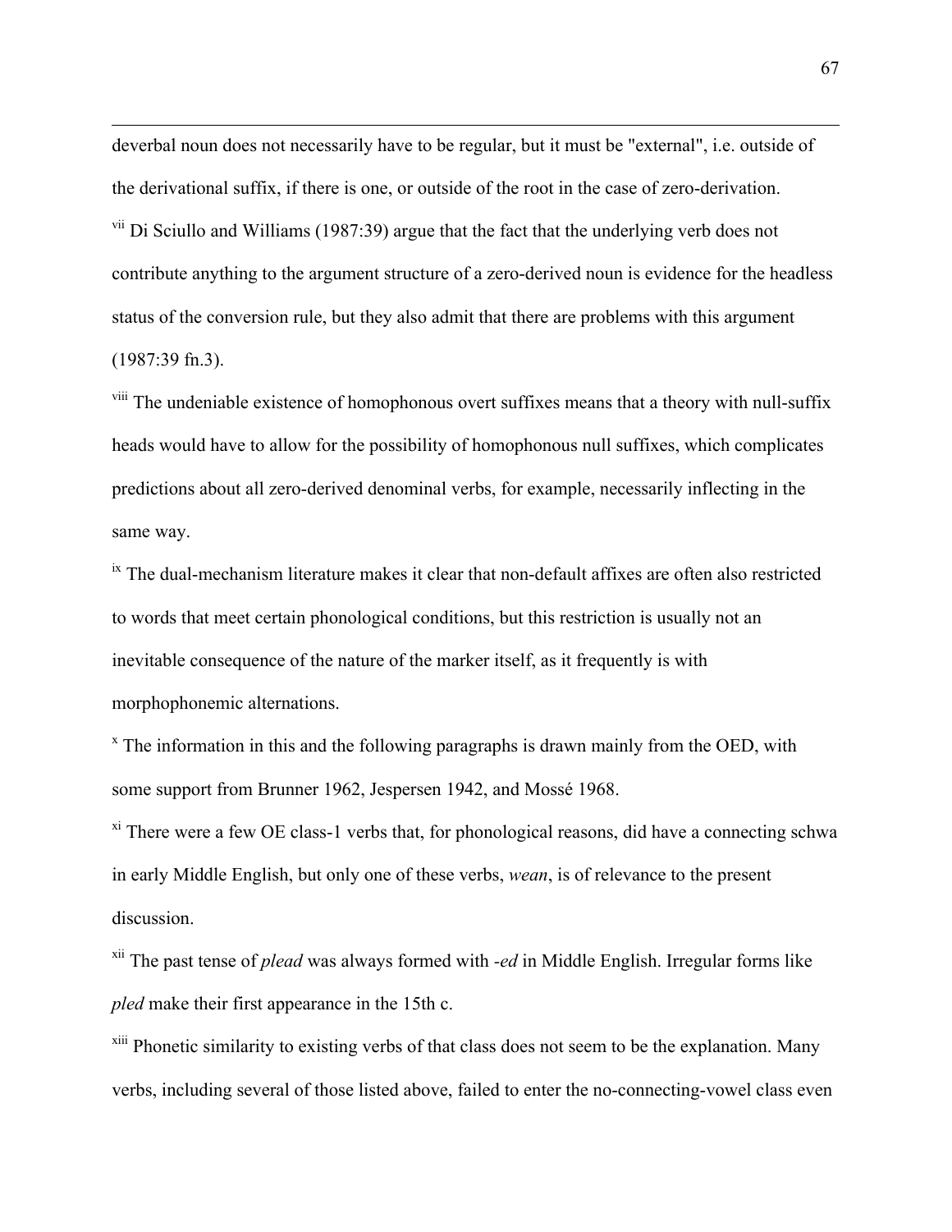deverbal noun does not necessarily have to be regular, but it must be "external", i.e. outside of the derivational suffix, if there is one, or outside of the root in the case of zero-derivation.

[vii] Di Sciullo and Williams (1987:39) argue that the fact that the underlying verb does not contribute anything to the argument structure of a zero-derived noun is evidence for the headless status of the conversion rule, but they also admit that there are problems with this argument (1987:39 fn.3).

[viii] The undeniable existence of homophonous overt suffixes means that a theory with null-suffix heads would have to allow for the possibility of homophonous null suffixes, which complicates predictions about all zero-derived denominal verbs, for example, necessarily inflecting in the same way.

[ix] The dual-mechanism literature makes it clear that non-default affixes are often also restricted to words that meet certain phonological conditions, but this restriction is usually not an inevitable consequence of the nature of the marker itself, as it frequently is with morphophonemic alternations.

[x] The information in this and the following paragraphs is drawn mainly from the OED, with some support from Brunner 1962, Jespersen 1942, and Mossé 1968.

[xi] There were a few OE class-1 verbs that, for phonological reasons, did have a connecting schwa in early Middle English, but only one of these verbs, *wean*, is of relevance to the present discussion.

[xii] The past tense of *plead* was always formed with *-ed* in Middle English. Irregular forms like *pled* make their first appearance in the 15th c.

[xiii] Phonetic similarity to existing verbs of that class does not seem to be the explanation. Many verbs, including several of those listed above, failed to enter the no-connecting-vowel class even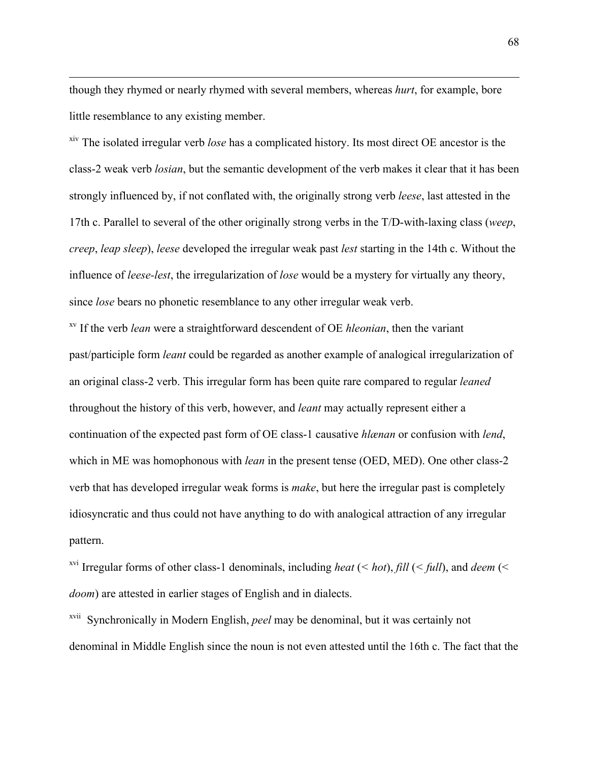though they rhymed or nearly rhymed with several members, whereas *hurt*, for example, bore little resemblance to any existing member.

[xiv] The isolated irregular verb *lose* has a complicated history. Its most direct OE ancestor is the class-2 weak verb *losian*, but the semantic development of the verb makes it clear that it has been strongly influenced by, if not conflated with, the originally strong verb *leese*, last attested in the 17th c. Parallel to several of the other originally strong verbs in the T/D-with-laxing class (*weep*, *creep*, *leap sleep*), *leese* developed the irregular weak past *lest* starting in the 14th c. Without the influence of *leese-lest*, the irregularization of *lose* would be a mystery for virtually any theory, since *lose* bears no phonetic resemblance to any other irregular weak verb.

[xv] If the verb *lean* were a straightforward descendent of OE *hleonian*, then the variant past/participle form *leant* could be regarded as another example of analogical irregularization of an original class-2 verb. This irregular form has been quite rare compared to regular *leaned* throughout the history of this verb, however, and *leant* may actually represent either a continuation of the expected past form of OE class-1 causative *hlænan* or confusion with *lend*, which in ME was homophonous with *lean* in the present tense (OED, MED). One other class-2 verb that has developed irregular weak forms is *make*, but here the irregular past is completely idiosyncratic and thus could not have anything to do with analogical attraction of any irregular pattern.

[xvi] Irregular forms of other class-1 denominals, including *heat* (< *hot*), *fill* (< *full*), and *deem* (< *doom*) are attested in earlier stages of English and in dialects.

[xvii] Synchronically in Modern English, *peel* may be denominal, but it was certainly not denominal in Middle English since the noun is not even attested until the 16th c. The fact that the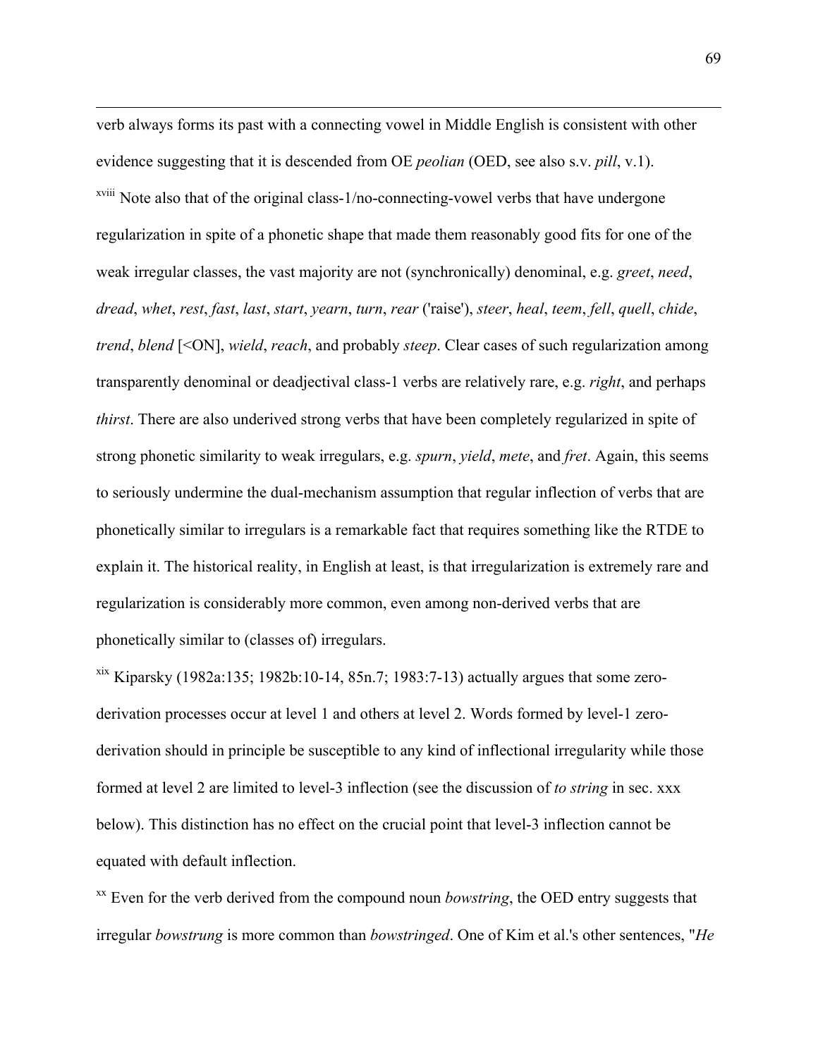verb always forms its past with a connecting vowel in Middle English is consistent with other evidence suggesting that it is descended from OE *peolian* (OED, see also s.v. *pill*, v.1).

[xviii] Note also that of the original class-1/no-connecting-vowel verbs that have undergone regularization in spite of a phonetic shape that made them reasonably good fits for one of the weak irregular classes, the vast majority are not (synchronically) denominal, e.g. *greet*, *need*, *dread*, *whet*, *rest*, *fast*, *last*, *start*, *yearn*, *turn*, *rear* ('raise'), *steer*, *heal*, *teem*, *fell*, *quell*, *chide*, *trend*, *blend* [<ON], *wield*, *reach*, and probably *steep*. Clear cases of such regularization among transparently denominal or deadjectival class-1 verbs are relatively rare, e.g. *right*, and perhaps *thirst*. There are also underived strong verbs that have been completely regularized in spite of strong phonetic similarity to weak irregulars, e.g. *spurn*, *yield*, *mete*, and *fret*. Again, this seems to seriously undermine the dual-mechanism assumption that regular inflection of verbs that are phonetically similar to irregulars is a remarkable fact that requires something like the RTDE to explain it. The historical reality, in English at least, is that irregularization is extremely rare and regularization is considerably more common, even among non-derived verbs that are phonetically similar to (classes of) irregulars.

[xix] Kiparsky (1982a:135; 1982b:10-14, 85n.7; 1983:7-13) actually argues that some zero-derivation processes occur at level 1 and others at level 2. Words formed by level-1 zero-derivation should in principle be susceptible to any kind of inflectional irregularity while those formed at level 2 are limited to level-3 inflection (see the discussion of *to string* in sec. xxx below). This distinction has no effect on the crucial point that level-3 inflection cannot be equated with default inflection.

[xx] Even for the verb derived from the compound noun *bowstring*, the OED entry suggests that irregular *bowstrung* is more common than *bowstringed*. One of Kim et al.'s other sentences, "*He*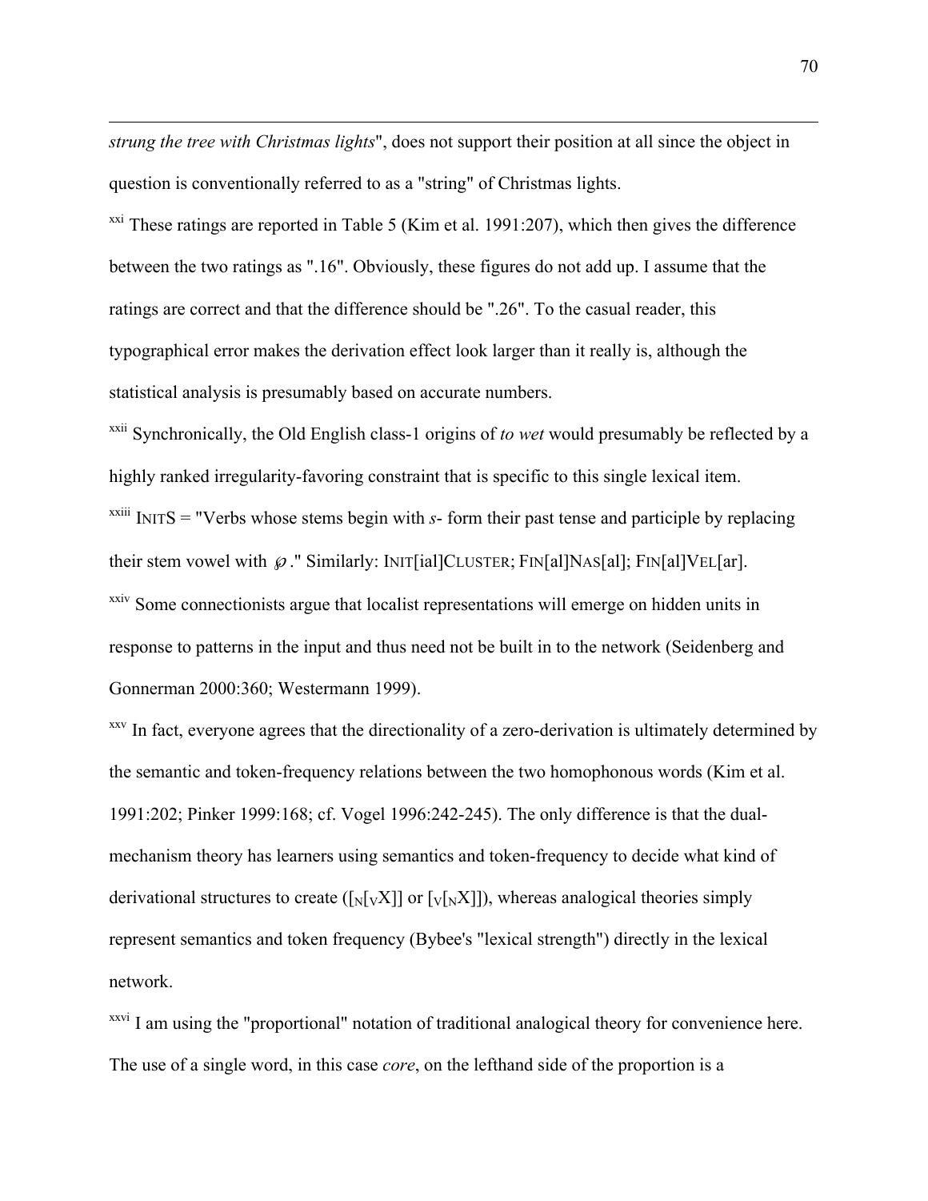*strung the tree with Christmas lights*", does not support their position at all since the object in question is conventionally referred to as a "string" of Christmas lights.

[xxi] These ratings are reported in Table 5 (Kim et al. 1991:207), which then gives the difference between the two ratings as ".16". Obviously, these figures do not add up. I assume that the ratings are correct and that the difference should be ".26". To the casual reader, this typographical error makes the derivation effect look larger than it really is, although the statistical analysis is presumably based on accurate numbers.

[xxii] Synchronically, the Old English class-1 origins of *to wet* would presumably be reflected by a highly ranked irregularity-favoring constraint that is specific to this single lexical item.

[xxiii] INITS = "Verbs whose stems begin with *s*- form their past tense and participle by replacing their stem vowel with ℘." Similarly: INIT[ial]CLUSTER; FIN[al]NAS[al]; FIN[al]VEL[ar].

[xxiv] Some connectionists argue that localist representations will emerge on hidden units in response to patterns in the input and thus need not be built in to the network (Seidenberg and Gonnerman 2000:360; Westermann 1999).

[xxv] In fact, everyone agrees that the directionality of a zero-derivation is ultimately determined by the semantic and token-frequency relations between the two homophonous words (Kim et al. 1991:202; Pinker 1999:168; cf. Vogel 1996:242-245). The only difference is that the dual-mechanism theory has learners using semantics and token-frequency to decide what kind of derivational structures to create ($[_N[_V X]]$ or $[_V[_N X]]$), whereas analogical theories simply represent semantics and token frequency (Bybee's "lexical strength") directly in the lexical network.

[xxvi] I am using the "proportional" notation of traditional analogical theory for convenience here. The use of a single word, in this case *core*, on the lefthand side of the proportion is a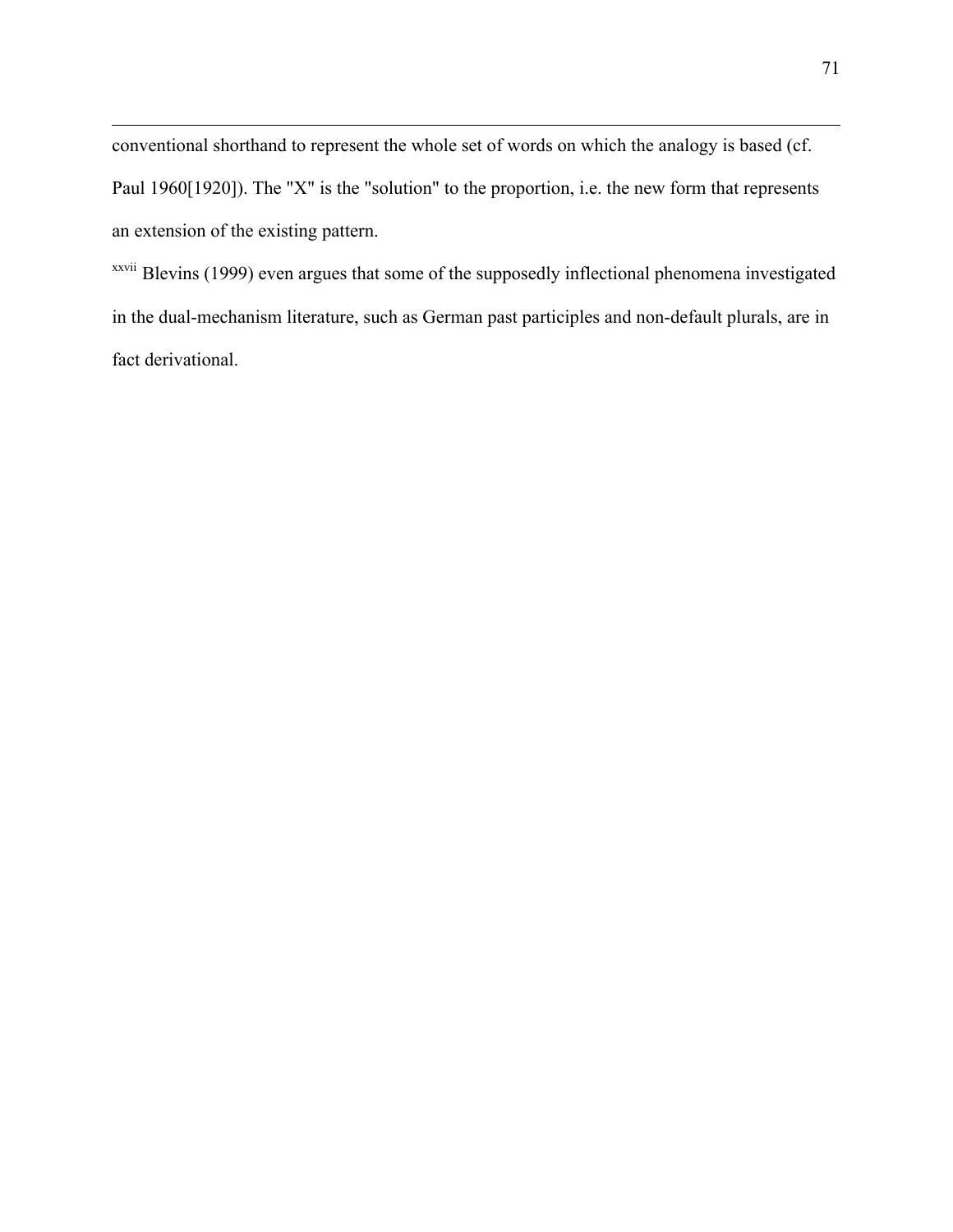conventional shorthand to represent the whole set of words on which the analogy is based (cf. Paul 1960[1920]). The "X" is the "solution" to the proportion, i.e. the new form that represents an extension of the existing pattern.

[xxvii] Blevins (1999) even argues that some of the supposedly inflectional phenomena investigated in the dual-mechanism literature, such as German past participles and non-default plurals, are in fact derivational.